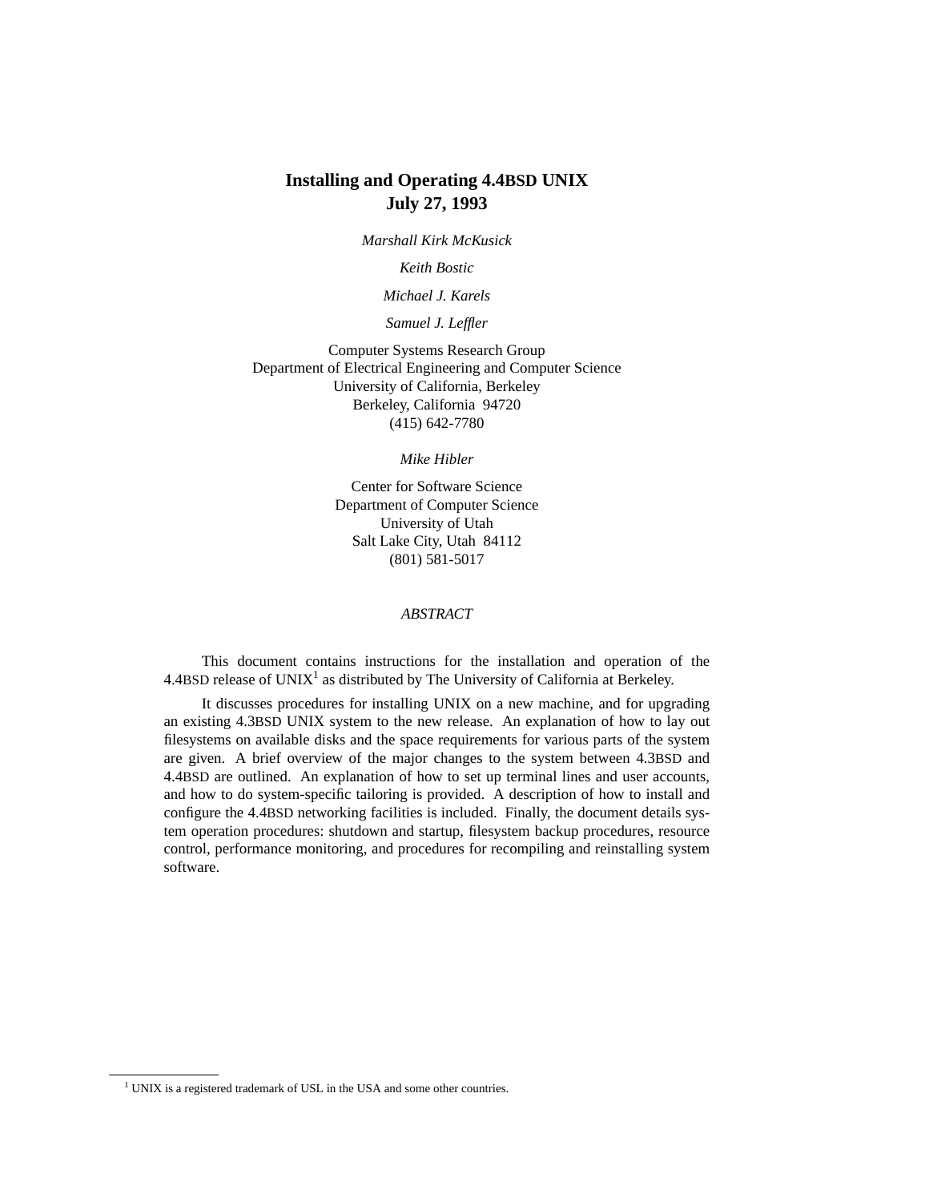# Installing and Operating 4.4BSD UNIX
## July 27, 1993

*Marshall Kirk McKusick*

*Keith Bostic*

*Michael J. Karels*

*Samuel J. Leffler*

Computer Systems Research Group
Department of Electrical Engineering and Computer Science
University of California, Berkeley
Berkeley, California 94720
(415) 642-7780

*Mike Hibler*

Center for Software Science
Department of Computer Science
University of Utah
Salt Lake City, Utah 84112
(801) 581-5017

*ABSTRACT*

This document contains instructions for the installation and operation of the 4.4BSD release of UNIX[1] as distributed by The University of California at Berkeley.

It discusses procedures for installing UNIX on a new machine, and for upgrading an existing 4.3BSD UNIX system to the new release. An explanation of how to lay out filesystems on available disks and the space requirements for various parts of the system are given. A brief overview of the major changes to the system between 4.3BSD and 4.4BSD are outlined. An explanation of how to set up terminal lines and user accounts, and how to do system-specific tailoring is provided. A description of how to install and configure the 4.4BSD networking facilities is included. Finally, the document details system operation procedures: shutdown and startup, filesystem backup procedures, resource control, performance monitoring, and procedures for recompiling and reinstalling system software.

[1] UNIX is a registered trademark of USL in the USA and some other countries.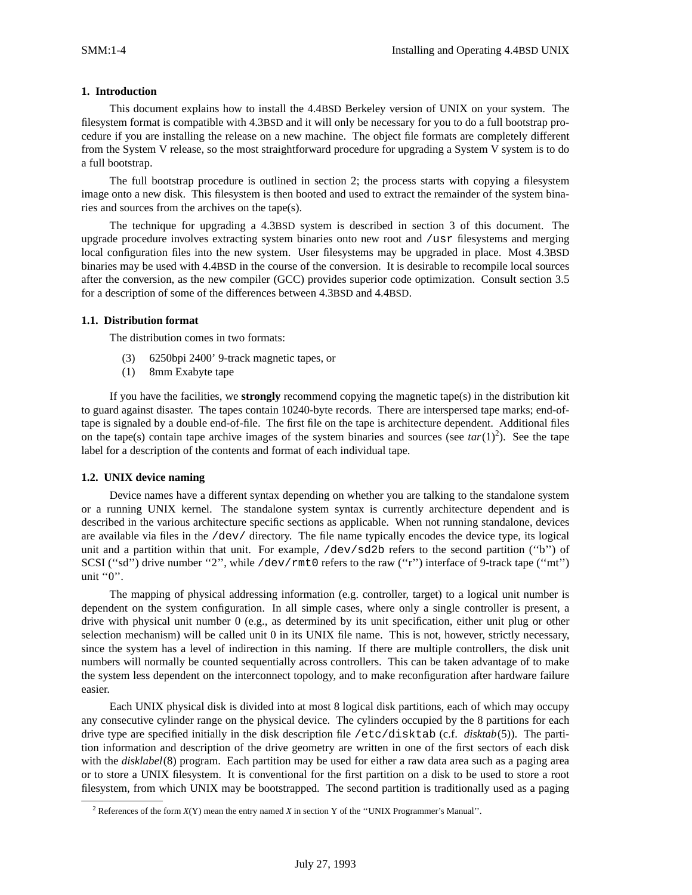## 1. Introduction

This document explains how to install the 4.4BSD Berkeley version of UNIX on your system. The filesystem format is compatible with 4.3BSD and it will only be necessary for you to do a full bootstrap procedure if you are installing the release on a new machine. The object file formats are completely different from the System V release, so the most straightforward procedure for upgrading a System V system is to do a full bootstrap.

The full bootstrap procedure is outlined in section 2; the process starts with copying a filesystem image onto a new disk. This filesystem is then booted and used to extract the remainder of the system binaries and sources from the archives on the tape(s).

The technique for upgrading a 4.3BSD system is described in section 3 of this document. The upgrade procedure involves extracting system binaries onto new root and `/usr` filesystems and merging local configuration files into the new system. User filesystems may be upgraded in place. Most 4.3BSD binaries may be used with 4.4BSD in the course of the conversion. It is desirable to recompile local sources after the conversion, as the new compiler (GCC) provides superior code optimization. Consult section 3.5 for a description of some of the differences between 4.3BSD and 4.4BSD.

### 1.1. Distribution format

The distribution comes in two formats:

- (3) 6250bpi 2400' 9-track magnetic tapes, or
- (1) 8mm Exabyte tape

If you have the facilities, we **strongly** recommend copying the magnetic tape(s) in the distribution kit to guard against disaster. The tapes contain 10240-byte records. There are interspersed tape marks; end-of-tape is signaled by a double end-of-file. The first file on the tape is architecture dependent. Additional files on the tape(s) contain tape archive images of the system binaries and sources (see *tar*(1)[2]). See the tape label for a description of the contents and format of each individual tape.

### 1.2. UNIX device naming

Device names have a different syntax depending on whether you are talking to the standalone system or a running UNIX kernel. The standalone system syntax is currently architecture dependent and is described in the various architecture specific sections as applicable. When not running standalone, devices are available via files in the `/dev/` directory. The file name typically encodes the device type, its logical unit and a partition within that unit. For example, `/dev/sd2b` refers to the second partition (''b'') of SCSI (''sd'') drive number ''2'', while `/dev/rmt0` refers to the raw (''r'') interface of 9-track tape (''mt'') unit ''0''.

The mapping of physical addressing information (e.g. controller, target) to a logical unit number is dependent on the system configuration. In all simple cases, where only a single controller is present, a drive with physical unit number 0 (e.g., as determined by its unit specification, either unit plug or other selection mechanism) will be called unit 0 in its UNIX file name. This is not, however, strictly necessary, since the system has a level of indirection in this naming. If there are multiple controllers, the disk unit numbers will normally be counted sequentially across controllers. This can be taken advantage of to make the system less dependent on the interconnect topology, and to make reconfiguration after hardware failure easier.

Each UNIX physical disk is divided into at most 8 logical disk partitions, each of which may occupy any consecutive cylinder range on the physical device. The cylinders occupied by the 8 partitions for each drive type are specified initially in the disk description file `/etc/disktab` (c.f. *disktab*(5)). The partition information and description of the drive geometry are written in one of the first sectors of each disk with the *disklabel*(8) program. Each partition may be used for either a raw data area such as a paging area or to store a UNIX filesystem. It is conventional for the first partition on a disk to be used to store a root filesystem, from which UNIX may be bootstrapped. The second partition is traditionally used as a paging

---

[2] References of the form *X*(Y) mean the entry named *X* in section Y of the ''UNIX Programmer's Manual''.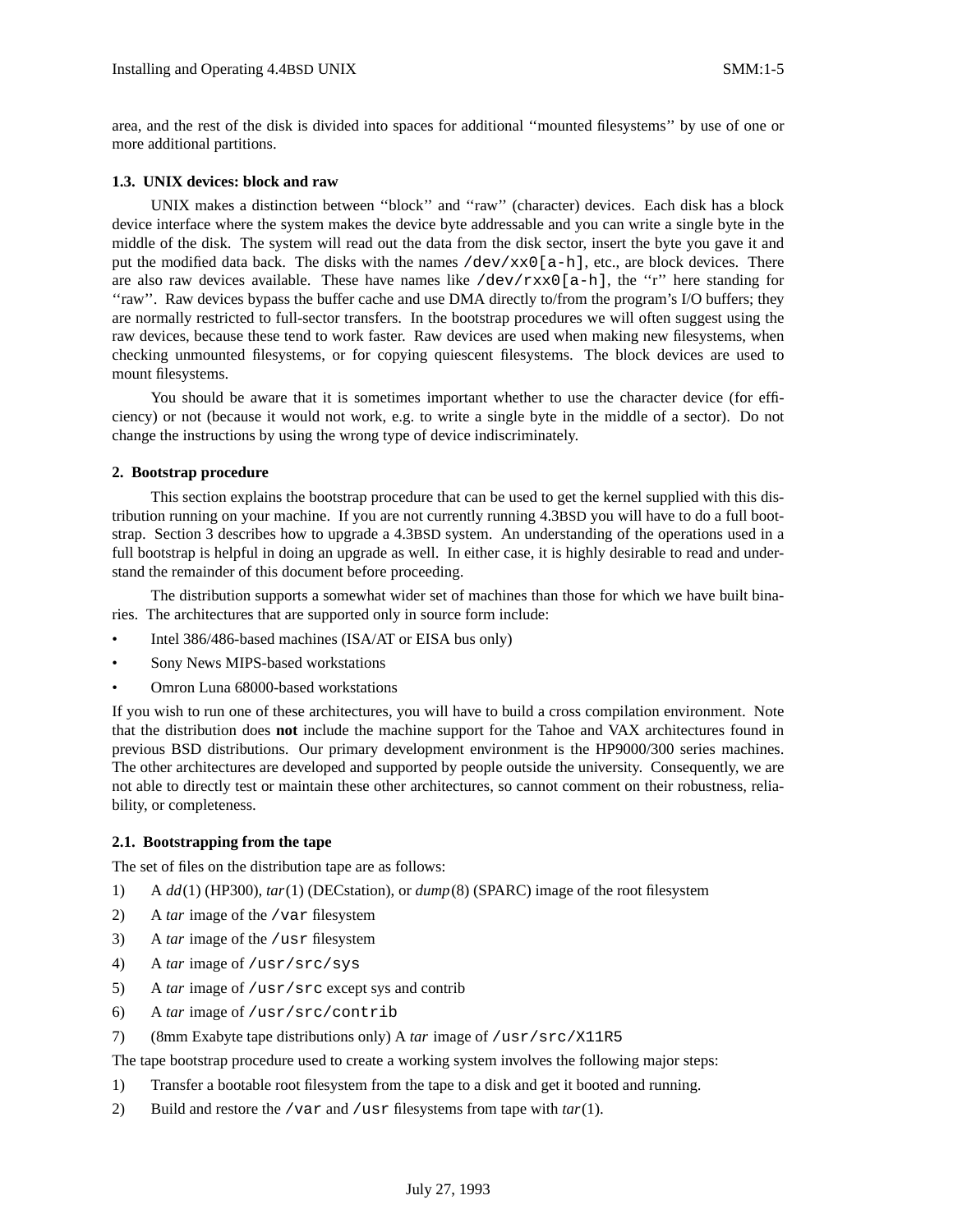area, and the rest of the disk is divided into spaces for additional ''mounted filesystems'' by use of one or more additional partitions.

### 1.3. UNIX devices: block and raw

UNIX makes a distinction between ''block'' and ''raw'' (character) devices. Each disk has a block device interface where the system makes the device byte addressable and you can write a single byte in the middle of the disk. The system will read out the data from the disk sector, insert the byte you gave it and put the modified data back. The disks with the names `/dev/xx0[a-h]`, etc., are block devices. There are also raw devices available. These have names like `/dev/rxx0[a-h]`, the ''r'' here standing for ''raw''. Raw devices bypass the buffer cache and use DMA directly to/from the program's I/O buffers; they are normally restricted to full-sector transfers. In the bootstrap procedures we will often suggest using the raw devices, because these tend to work faster. Raw devices are used when making new filesystems, when checking unmounted filesystems, or for copying quiescent filesystems. The block devices are used to mount filesystems.

You should be aware that it is sometimes important whether to use the character device (for efficiency) or not (because it would not work, e.g. to write a single byte in the middle of a sector). Do not change the instructions by using the wrong type of device indiscriminately.

## 2. Bootstrap procedure

This section explains the bootstrap procedure that can be used to get the kernel supplied with this distribution running on your machine. If you are not currently running 4.3BSD you will have to do a full bootstrap. Section 3 describes how to upgrade a 4.3BSD system. An understanding of the operations used in a full bootstrap is helpful in doing an upgrade as well. In either case, it is highly desirable to read and understand the remainder of this document before proceeding.

The distribution supports a somewhat wider set of machines than those for which we have built binaries. The architectures that are supported only in source form include:

- Intel 386/486-based machines (ISA/AT or EISA bus only)
- Sony News MIPS-based workstations
- Omron Luna 68000-based workstations

If you wish to run one of these architectures, you will have to build a cross compilation environment. Note that the distribution does **not** include the machine support for the Tahoe and VAX architectures found in previous BSD distributions. Our primary development environment is the HP9000/300 series machines. The other architectures are developed and supported by people outside the university. Consequently, we are not able to directly test or maintain these other architectures, so cannot comment on their robustness, reliability, or completeness.

### 2.1. Bootstrapping from the tape

The set of files on the distribution tape are as follows:

1) A *dd*(1) (HP300), *tar*(1) (DECstation), or *dump*(8) (SPARC) image of the root filesystem
2) A *tar* image of the `/var` filesystem
3) A *tar* image of the `/usr` filesystem
4) A *tar* image of `/usr/src/sys`
5) A *tar* image of `/usr/src` except sys and contrib
6) A *tar* image of `/usr/src/contrib`
7) (8mm Exabyte tape distributions only) A *tar* image of `/usr/src/X11R5`

The tape bootstrap procedure used to create a working system involves the following major steps:

1) Transfer a bootable root filesystem from the tape to a disk and get it booted and running.
2) Build and restore the `/var` and `/usr` filesystems from tape with *tar*(1).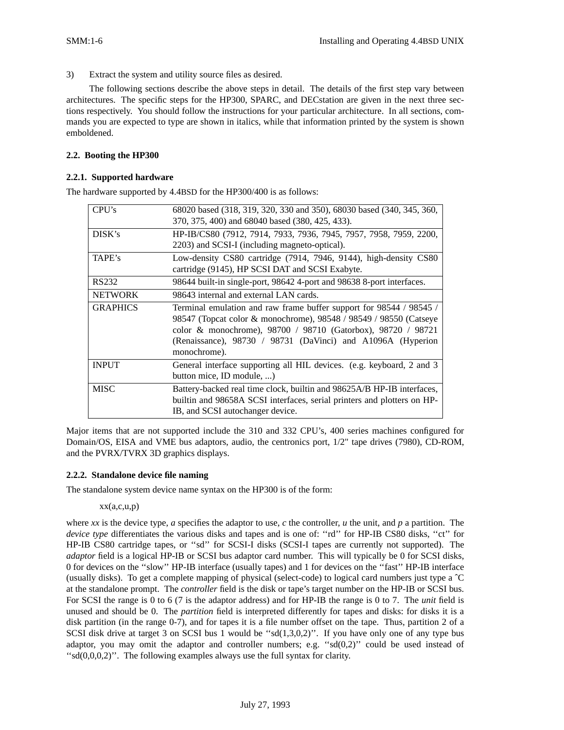3) Extract the system and utility source files as desired.

The following sections describe the above steps in detail. The details of the first step vary between architectures. The specific steps for the HP300, SPARC, and DECstation are given in the next three sections respectively. You should follow the instructions for your particular architecture. In all sections, commands you are expected to type are shown in italics, while that information printed by the system is shown emboldened.

### 2.2. Booting the HP300

#### 2.2.1. Supported hardware

The hardware supported by 4.4BSD for the HP300/400 is as follows:

| | |
|---|---|
| CPU's | 68020 based (318, 319, 320, 330 and 350), 68030 based (340, 345, 360, 370, 375, 400) and 68040 based (380, 425, 433). |
| DISK's | HP-IB/CS80 (7912, 7914, 7933, 7936, 7945, 7957, 7958, 7959, 2200, 2203) and SCSI-I (including magneto-optical). |
| TAPE's | Low-density CS80 cartridge (7914, 7946, 9144), high-density CS80 cartridge (9145), HP SCSI DAT and SCSI Exabyte. |
| RS232 | 98644 built-in single-port, 98642 4-port and 98638 8-port interfaces. |
| NETWORK | 98643 internal and external LAN cards. |
| GRAPHICS | Terminal emulation and raw frame buffer support for 98544 / 98545 / 98547 (Topcat color & monochrome), 98548 / 98549 / 98550 (Catseye color & monochrome), 98700 / 98710 (Gatorbox), 98720 / 98721 (Renaissance), 98730 / 98731 (DaVinci) and A1096A (Hyperion monochrome). |
| INPUT | General interface supporting all HIL devices. (e.g. keyboard, 2 and 3 button mice, ID module, ...) |
| MISC | Battery-backed real time clock, builtin and 98625A/B HP-IB interfaces, builtin and 98658A SCSI interfaces, serial printers and plotters on HP-IB, and SCSI autochanger device. |

Major items that are not supported include the 310 and 332 CPU's, 400 series machines configured for Domain/OS, EISA and VME bus adaptors, audio, the centronics port, 1/2" tape drives (7980), CD-ROM, and the PVRX/TVRX 3D graphics displays.

#### 2.2.2. Standalone device file naming

The standalone system device name syntax on the HP300 is of the form:

```
xx(a,c,u,p)
```

where *xx* is the device type, *a* specifies the adaptor to use, *c* the controller, *u* the unit, and *p* a partition. The *device type* differentiates the various disks and tapes and is one of: ''rd'' for HP-IB CS80 disks, ''ct'' for HP-IB CS80 cartridge tapes, or ''sd'' for SCSI-I disks (SCSI-I tapes are currently not supported). The *adaptor* field is a logical HP-IB or SCSI bus adaptor card number. This will typically be 0 for SCSI disks, 0 for devices on the ''slow'' HP-IB interface (usually tapes) and 1 for devices on the ''fast'' HP-IB interface (usually disks). To get a complete mapping of physical (select-code) to logical card numbers just type a ^C at the standalone prompt. The *controller* field is the disk or tape's target number on the HP-IB or SCSI bus. For SCSI the range is 0 to 6 (7 is the adaptor address) and for HP-IB the range is 0 to 7. The *unit* field is unused and should be 0. The *partition* field is interpreted differently for tapes and disks: for disks it is a disk partition (in the range 0-7), and for tapes it is a file number offset on the tape. Thus, partition 2 of a SCSI disk drive at target 3 on SCSI bus 1 would be ''sd(1,3,0,2)''. If you have only one of any type bus adaptor, you may omit the adaptor and controller numbers; e.g. ''sd(0,2)'' could be used instead of ''sd(0,0,0,2)''. The following examples always use the full syntax for clarity.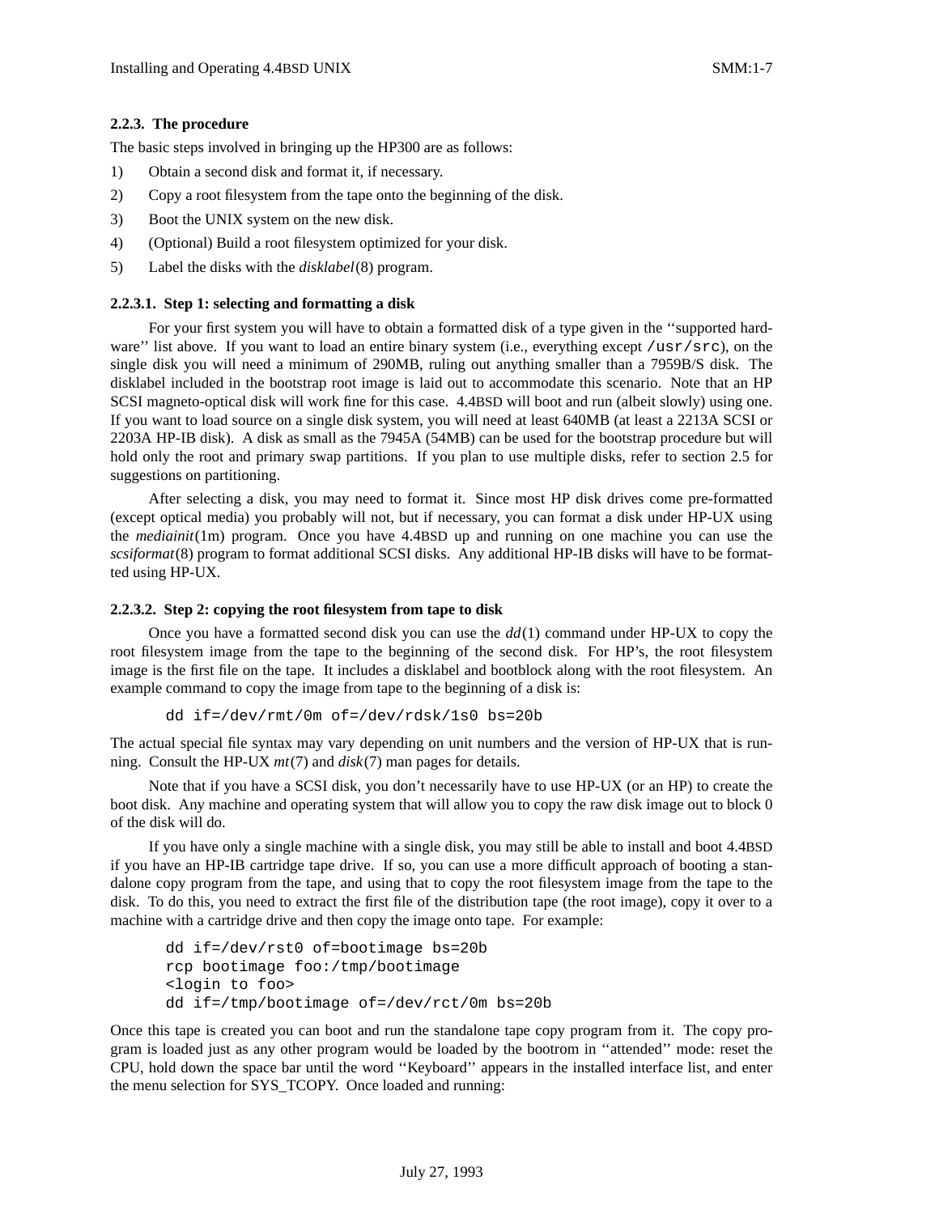### 2.2.3. The procedure

The basic steps involved in bringing up the HP300 are as follows:

1) Obtain a second disk and format it, if necessary.
2) Copy a root filesystem from the tape onto the beginning of the disk.
3) Boot the UNIX system on the new disk.
4) (Optional) Build a root filesystem optimized for your disk.
5) Label the disks with the *disklabel*(8) program.

#### 2.2.3.1. Step 1: selecting and formatting a disk

For your first system you will have to obtain a formatted disk of a type given in the ''supported hardware'' list above. If you want to load an entire binary system (i.e., everything except `/usr/src`), on the single disk you will need a minimum of 290MB, ruling out anything smaller than a 7959B/S disk. The disklabel included in the bootstrap root image is laid out to accommodate this scenario. Note that an HP SCSI magneto-optical disk will work fine for this case. 4.4BSD will boot and run (albeit slowly) using one. If you want to load source on a single disk system, you will need at least 640MB (at least a 2213A SCSI or 2203A HP-IB disk). A disk as small as the 7945A (54MB) can be used for the bootstrap procedure but will hold only the root and primary swap partitions. If you plan to use multiple disks, refer to section 2.5 for suggestions on partitioning.

After selecting a disk, you may need to format it. Since most HP disk drives come pre-formatted (except optical media) you probably will not, but if necessary, you can format a disk under HP-UX using the *mediainit*(1m) program. Once you have 4.4BSD up and running on one machine you can use the *scsiformat*(8) program to format additional SCSI disks. Any additional HP-IB disks will have to be formatted using HP-UX.

#### 2.2.3.2. Step 2: copying the root filesystem from tape to disk

Once you have a formatted second disk you can use the *dd*(1) command under HP-UX to copy the root filesystem image from the tape to the beginning of the second disk. For HP's, the root filesystem image is the first file on the tape. It includes a disklabel and bootblock along with the root filesystem. An example command to copy the image from tape to the beginning of a disk is:

```
dd if=/dev/rmt/0m of=/dev/rdsk/1s0 bs=20b
```

The actual special file syntax may vary depending on unit numbers and the version of HP-UX that is running. Consult the HP-UX *mt*(7) and *disk*(7) man pages for details.

Note that if you have a SCSI disk, you don't necessarily have to use HP-UX (or an HP) to create the boot disk. Any machine and operating system that will allow you to copy the raw disk image out to block 0 of the disk will do.

If you have only a single machine with a single disk, you may still be able to install and boot 4.4BSD if you have an HP-IB cartridge tape drive. If so, you can use a more difficult approach of booting a standalone copy program from the tape, and using that to copy the root filesystem image from the tape to the disk. To do this, you need to extract the first file of the distribution tape (the root image), copy it over to a machine with a cartridge drive and then copy the image onto tape. For example:

```
dd if=/dev/rst0 of=bootimage bs=20b
rcp bootimage foo:/tmp/bootimage
<login to foo>
dd if=/tmp/bootimage of=/dev/rct/0m bs=20b
```

Once this tape is created you can boot and run the standalone tape copy program from it. The copy program is loaded just as any other program would be loaded by the bootrom in ''attended'' mode: reset the CPU, hold down the space bar until the word ''Keyboard'' appears in the installed interface list, and enter the menu selection for SYS_TCOPY. Once loaded and running: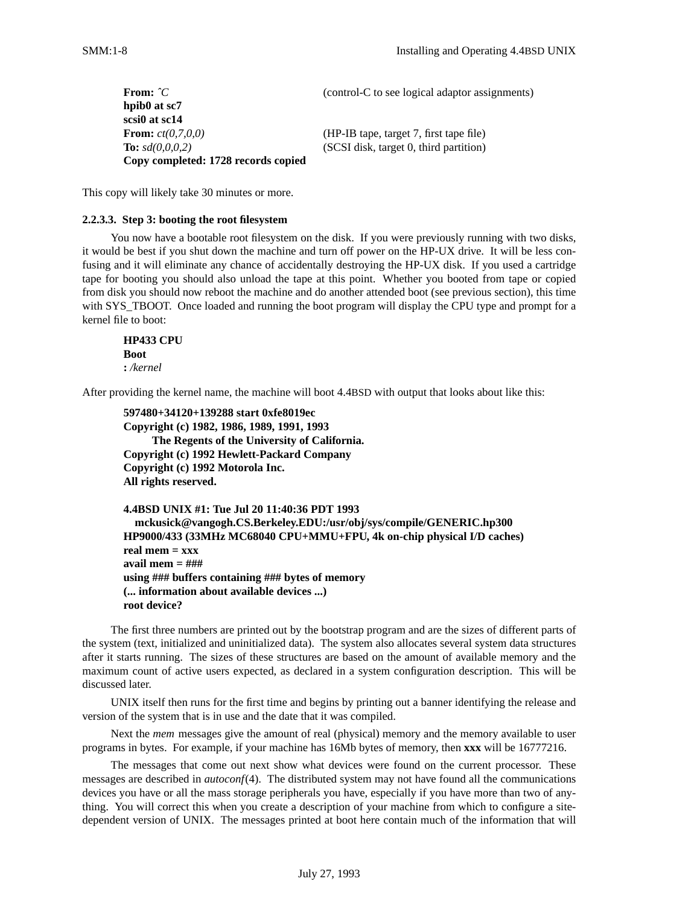```
From: ^C                              (control-C to see logical adaptor assignments)
hpib0 at sc7
scsi0 at sc14
From: ct(0,7,0,0)                     (HP-IB tape, target 7, first tape file)
To: sd(0,0,0,2)                       (SCSI disk, target 0, third partition)
Copy completed: 1728 records copied
```

This copy will likely take 30 minutes or more.

#### 2.2.3.3. Step 3: booting the root filesystem

You now have a bootable root filesystem on the disk. If you were previously running with two disks, it would be best if you shut down the machine and turn off power on the HP-UX drive. It will be less confusing and it will eliminate any chance of accidentally destroying the HP-UX disk. If you used a cartridge tape for booting you should also unload the tape at this point. Whether you booted from tape or copied from disk you should now reboot the machine and do another attended boot (see previous section), this time with SYS_TBOOT. Once loaded and running the boot program will display the CPU type and prompt for a kernel file to boot:

```
HP433 CPU
Boot
: /kernel
```

After providing the kernel name, the machine will boot 4.4BSD with output that looks about like this:

```
597480+34120+139288 start 0xfe8019ec
Copyright (c) 1982, 1986, 1989, 1991, 1993
        The Regents of the University of California.
Copyright (c) 1992 Hewlett-Packard Company
Copyright (c) 1992 Motorola Inc.
All rights reserved.

4.4BSD UNIX #1: Tue Jul 20 11:40:36 PDT 1993
   mckusick@vangogh.CS.Berkeley.EDU:/usr/obj/sys/compile/GENERIC.hp300
HP9000/433 (33MHz MC68040 CPU+MMU+FPU, 4k on-chip physical I/D caches)
real mem = xxx
avail mem = ###
using ### buffers containing ### bytes of memory
(... information about available devices ...)
root device?
```

The first three numbers are printed out by the bootstrap program and are the sizes of different parts of the system (text, initialized and uninitialized data). The system also allocates several system data structures after it starts running. The sizes of these structures are based on the amount of available memory and the maximum count of active users expected, as declared in a system configuration description. This will be discussed later.

UNIX itself then runs for the first time and begins by printing out a banner identifying the release and version of the system that is in use and the date that it was compiled.

Next the *mem* messages give the amount of real (physical) memory and the memory available to user programs in bytes. For example, if your machine has 16Mb bytes of memory, then **xxx** will be 16777216.

The messages that come out next show what devices were found on the current processor. These messages are described in *autoconf*(4). The distributed system may not have found all the communications devices you have or all the mass storage peripherals you have, especially if you have more than two of anything. You will correct this when you create a description of your machine from which to configure a site-dependent version of UNIX. The messages printed at boot here contain much of the information that will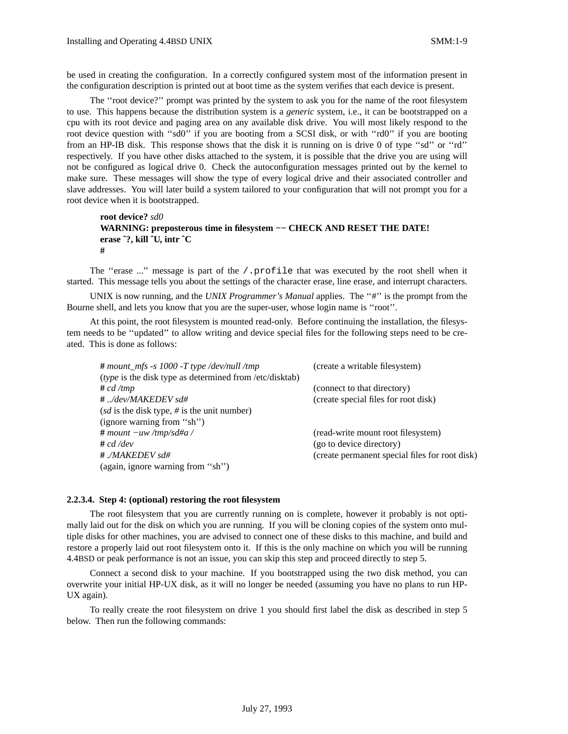be used in creating the configuration. In a correctly configured system most of the information present in the configuration description is printed out at boot time as the system verifies that each device is present.

The ''root device?'' prompt was printed by the system to ask you for the name of the root filesystem to use. This happens because the distribution system is a *generic* system, i.e., it can be bootstrapped on a cpu with its root device and paging area on any available disk drive. You will most likely respond to the root device question with ''sd0'' if you are booting from a SCSI disk, or with ''rd0'' if you are booting from an HP-IB disk. This response shows that the disk it is running on is drive 0 of type ''sd'' or ''rd'' respectively. If you have other disks attached to the system, it is possible that the drive you are using will not be configured as logical drive 0. Check the autoconfiguration messages printed out by the kernel to make sure. These messages will show the type of every logical drive and their associated controller and slave addresses. You will later build a system tailored to your configuration that will not prompt you for a root device when it is bootstrapped.

```
root device? sd0
WARNING: preposterous time in filesystem -- CHECK AND RESET THE DATE!
erase ^?, kill ^U, intr ^C
#
```

The ''erase ...'' message is part of the `/.profile` that was executed by the root shell when it started. This message tells you about the settings of the character erase, line erase, and interrupt characters.

UNIX is now running, and the *UNIX Programmer's Manual* applies. The ''#'' is the prompt from the Bourne shell, and lets you know that you are the super-user, whose login name is ''root''.

At this point, the root filesystem is mounted read-only. Before continuing the installation, the filesystem needs to be ''updated'' to allow writing and device special files for the following steps need to be created. This is done as follows:

| | |
|---|---|
| **#** *mount_mfs -s 1000 -T type /dev/null /tmp* | (create a writable filesystem) |
| (*type* is the disk type as determined from /etc/disktab) | |
| **#** *cd /tmp* | (connect to that directory) |
| **#** *../dev/MAKEDEV sd#* | (create special files for root disk) |
| (*sd* is the disk type, *#* is the unit number) | |
| (ignore warning from ''sh'') | |
| **#** *mount −uw /tmp/sd#a /* | (read-write mount root filesystem) |
| **#** *cd /dev* | (go to device directory) |
| **#** *./MAKEDEV sd#* | (create permanent special files for root disk) |
| (again, ignore warning from ''sh'') | |

#### 2.2.3.4. Step 4: (optional) restoring the root filesystem

The root filesystem that you are currently running on is complete, however it probably is not optimally laid out for the disk on which you are running. If you will be cloning copies of the system onto multiple disks for other machines, you are advised to connect one of these disks to this machine, and build and restore a properly laid out root filesystem onto it. If this is the only machine on which you will be running 4.4BSD or peak performance is not an issue, you can skip this step and proceed directly to step 5.

Connect a second disk to your machine. If you bootstrapped using the two disk method, you can overwrite your initial HP-UX disk, as it will no longer be needed (assuming you have no plans to run HP-UX again).

To really create the root filesystem on drive 1 you should first label the disk as described in step 5 below. Then run the following commands: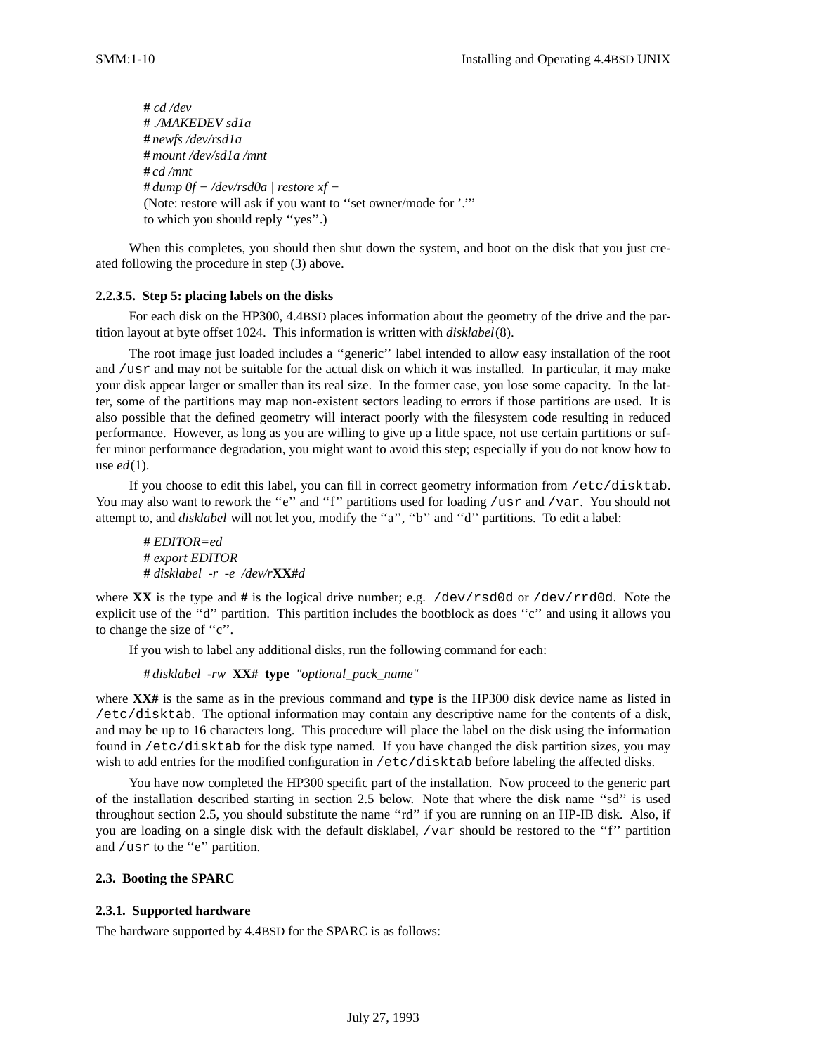```
# cd /dev
# ./MAKEDEV sd1a
# newfs /dev/rsd1a
# mount /dev/sd1a /mnt
# cd /mnt
# dump 0f − /dev/rsd0a | restore xf −
```

(Note: restore will ask if you want to ''set owner/mode for '.''' to which you should reply ''yes''.)

When this completes, you should then shut down the system, and boot on the disk that you just created following the procedure in step (3) above.

#### 2.2.3.5. Step 5: placing labels on the disks

For each disk on the HP300, 4.4BSD places information about the geometry of the drive and the partition layout at byte offset 1024. This information is written with *disklabel*(8).

The root image just loaded includes a ''generic'' label intended to allow easy installation of the root and `/usr` and may not be suitable for the actual disk on which it was installed. In particular, it may make your disk appear larger or smaller than its real size. In the former case, you lose some capacity. In the latter, some of the partitions may map non-existent sectors leading to errors if those partitions are used. It is also possible that the defined geometry will interact poorly with the filesystem code resulting in reduced performance. However, as long as you are willing to give up a little space, not use certain partitions or suffer minor performance degradation, you might want to avoid this step; especially if you do not know how to use *ed*(1).

If you choose to edit this label, you can fill in correct geometry information from `/etc/disktab`. You may also want to rework the ''e'' and ''f'' partitions used for loading `/usr` and `/var`. You should not attempt to, and *disklabel* will not let you, modify the ''a'', ''b'' and ''d'' partitions. To edit a label:

```
# EDITOR=ed
# export EDITOR
# disklabel -r -e /dev/rXX#d
```

where **XX** is the type and **#** is the logical drive number; e.g. `/dev/rsd0d` or `/dev/rrd0d`. Note the explicit use of the ''d'' partition. This partition includes the bootblock as does ''c'' and using it allows you to change the size of ''c''.

If you wish to label any additional disks, run the following command for each:

```
# disklabel -rw XX# type "optional_pack_name"
```

where **XX#** is the same as in the previous command and **type** is the HP300 disk device name as listed in `/etc/disktab`. The optional information may contain any descriptive name for the contents of a disk, and may be up to 16 characters long. This procedure will place the label on the disk using the information found in `/etc/disktab` for the disk type named. If you have changed the disk partition sizes, you may wish to add entries for the modified configuration in `/etc/disktab` before labeling the affected disks.

You have now completed the HP300 specific part of the installation. Now proceed to the generic part of the installation described starting in section 2.5 below. Note that where the disk name ''sd'' is used throughout section 2.5, you should substitute the name ''rd'' if you are running on an HP-IB disk. Also, if you are loading on a single disk with the default disklabel, `/var` should be restored to the ''f'' partition and `/usr` to the ''e'' partition.

### 2.3. Booting the SPARC

#### 2.3.1. Supported hardware

The hardware supported by 4.4BSD for the SPARC is as follows: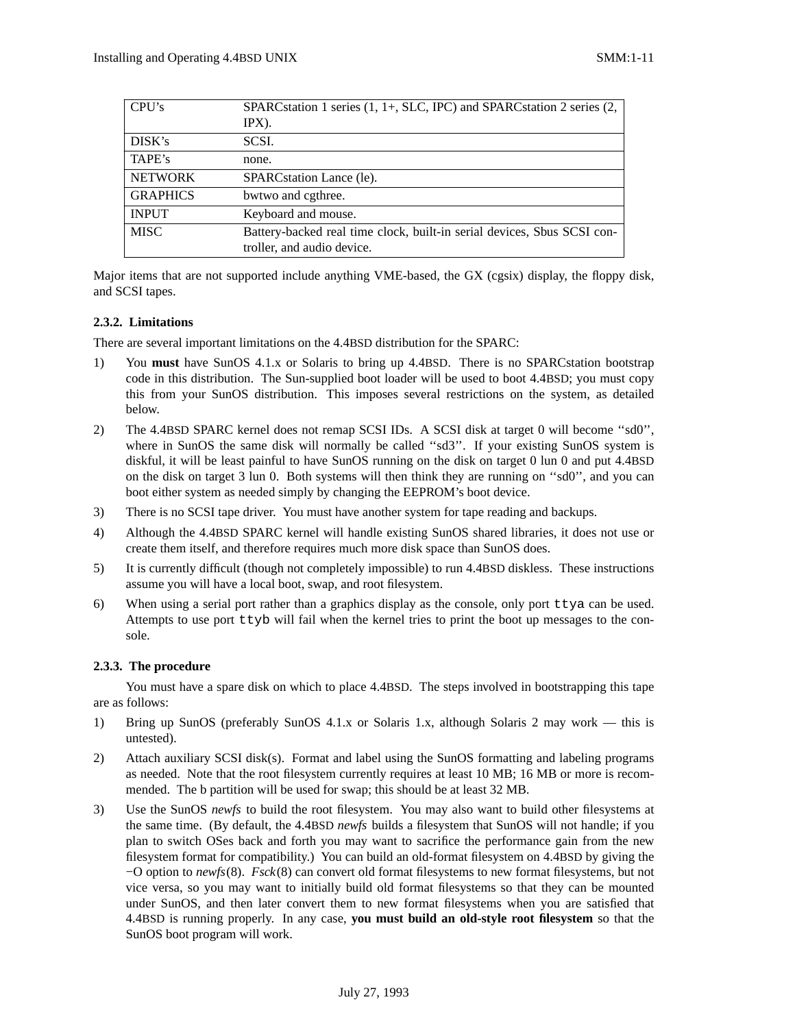| CPU's | SPARCstation 1 series (1, 1+, SLC, IPC) and SPARCstation 2 series (2, IPX). |
|---|---|
| DISK's | SCSI. |
| TAPE's | none. |
| NETWORK | SPARCstation Lance (le). |
| GRAPHICS | bwtwo and cgthree. |
| INPUT | Keyboard and mouse. |
| MISC | Battery-backed real time clock, built-in serial devices, Sbus SCSI controller, and audio device. |

Major items that are not supported include anything VME-based, the GX (cgsix) display, the floppy disk, and SCSI tapes.

### 2.3.2. Limitations

There are several important limitations on the 4.4BSD distribution for the SPARC:

1) You **must** have SunOS 4.1.x or Solaris to bring up 4.4BSD. There is no SPARCstation bootstrap code in this distribution. The Sun-supplied boot loader will be used to boot 4.4BSD; you must copy this from your SunOS distribution. This imposes several restrictions on the system, as detailed below.

2) The 4.4BSD SPARC kernel does not remap SCSI IDs. A SCSI disk at target 0 will become ''sd0'', where in SunOS the same disk will normally be called ''sd3''. If your existing SunOS system is diskful, it will be least painful to have SunOS running on the disk on target 0 lun 0 and put 4.4BSD on the disk on target 3 lun 0. Both systems will then think they are running on ''sd0'', and you can boot either system as needed simply by changing the EEPROM's boot device.

3) There is no SCSI tape driver. You must have another system for tape reading and backups.

4) Although the 4.4BSD SPARC kernel will handle existing SunOS shared libraries, it does not use or create them itself, and therefore requires much more disk space than SunOS does.

5) It is currently difficult (though not completely impossible) to run 4.4BSD diskless. These instructions assume you will have a local boot, swap, and root filesystem.

6) When using a serial port rather than a graphics display as the console, only port `ttya` can be used. Attempts to use port `ttyb` will fail when the kernel tries to print the boot up messages to the console.

### 2.3.3. The procedure

You must have a spare disk on which to place 4.4BSD. The steps involved in bootstrapping this tape are as follows:

1) Bring up SunOS (preferably SunOS 4.1.x or Solaris 1.x, although Solaris 2 may work — this is untested).

2) Attach auxiliary SCSI disk(s). Format and label using the SunOS formatting and labeling programs as needed. Note that the root filesystem currently requires at least 10 MB; 16 MB or more is recommended. The b partition will be used for swap; this should be at least 32 MB.

3) Use the SunOS *newfs* to build the root filesystem. You may also want to build other filesystems at the same time. (By default, the 4.4BSD *newfs* builds a filesystem that SunOS will not handle; if you plan to switch OSes back and forth you may want to sacrifice the performance gain from the new filesystem format for compatibility.) You can build an old-format filesystem on 4.4BSD by giving the −O option to *newfs*(8). *Fsck*(8) can convert old format filesystems to new format filesystems, but not vice versa, so you may want to initially build old format filesystems so that they can be mounted under SunOS, and then later convert them to new format filesystems when you are satisfied that 4.4BSD is running properly. In any case, **you must build an old-style root filesystem** so that the SunOS boot program will work.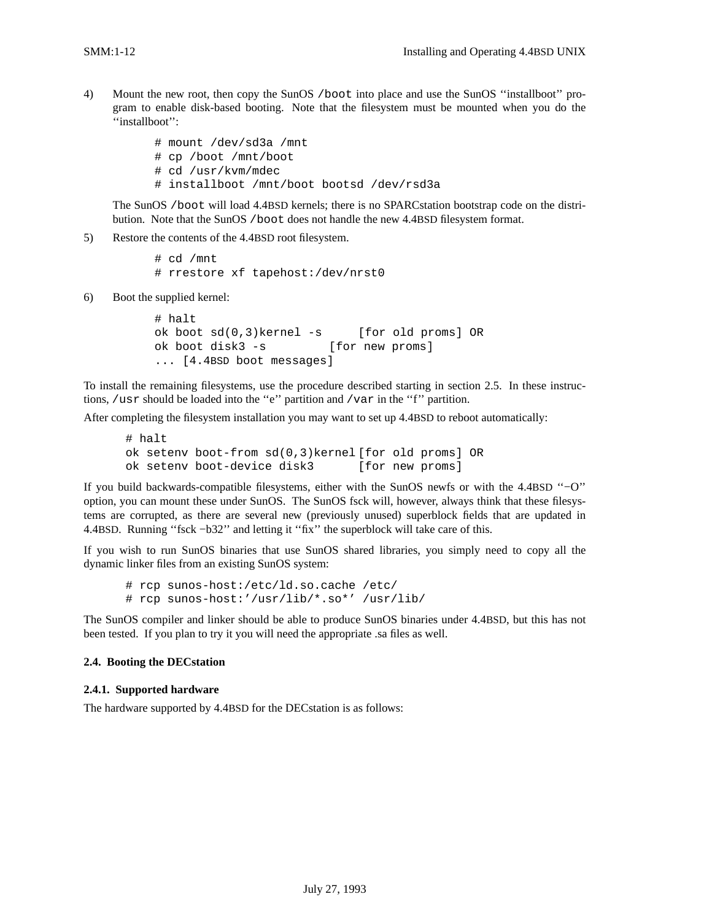4) Mount the new root, then copy the SunOS `/boot` into place and use the SunOS ''installboot'' program to enable disk-based booting. Note that the filesystem must be mounted when you do the ''installboot'':

```
# mount /dev/sd3a /mnt
# cp /boot /mnt/boot
# cd /usr/kvm/mdec
# installboot /mnt/boot bootsd /dev/rsd3a
```

   The SunOS `/boot` will load 4.4BSD kernels; there is no SPARCstation bootstrap code on the distribution. Note that the SunOS `/boot` does not handle the new 4.4BSD filesystem format.

5) Restore the contents of the 4.4BSD root filesystem.

```
# cd /mnt
# rrestore xf tapehost:/dev/nrst0
```

6) Boot the supplied kernel:

```
# halt
ok boot sd(0,3)kernel -s      [for old proms] OR
ok boot disk3 -s         [for new proms]
... [4.4BSD boot messages]
```

To install the remaining filesystems, use the procedure described starting in section 2.5. In these instructions, `/usr` should be loaded into the ''e'' partition and `/var` in the ''f'' partition.

After completing the filesystem installation you may want to set up 4.4BSD to reboot automatically:

```
# halt
ok setenv boot-from sd(0,3)kernel [for old proms] OR
ok setenv boot-device disk3       [for new proms]
```

If you build backwards-compatible filesystems, either with the SunOS newfs or with the 4.4BSD ''−O'' option, you can mount these under SunOS. The SunOS fsck will, however, always think that these filesystems are corrupted, as there are several new (previously unused) superblock fields that are updated in 4.4BSD. Running ''fsck −b32'' and letting it ''fix'' the superblock will take care of this.

If you wish to run SunOS binaries that use SunOS shared libraries, you simply need to copy all the dynamic linker files from an existing SunOS system:

```
# rcp sunos-host:/etc/ld.so.cache /etc/
# rcp sunos-host:'/usr/lib/*.so*' /usr/lib/
```

The SunOS compiler and linker should be able to produce SunOS binaries under 4.4BSD, but this has not been tested. If you plan to try it you will need the appropriate .sa files as well.

### 2.4. Booting the DECstation

#### 2.4.1. Supported hardware

The hardware supported by 4.4BSD for the DECstation is as follows: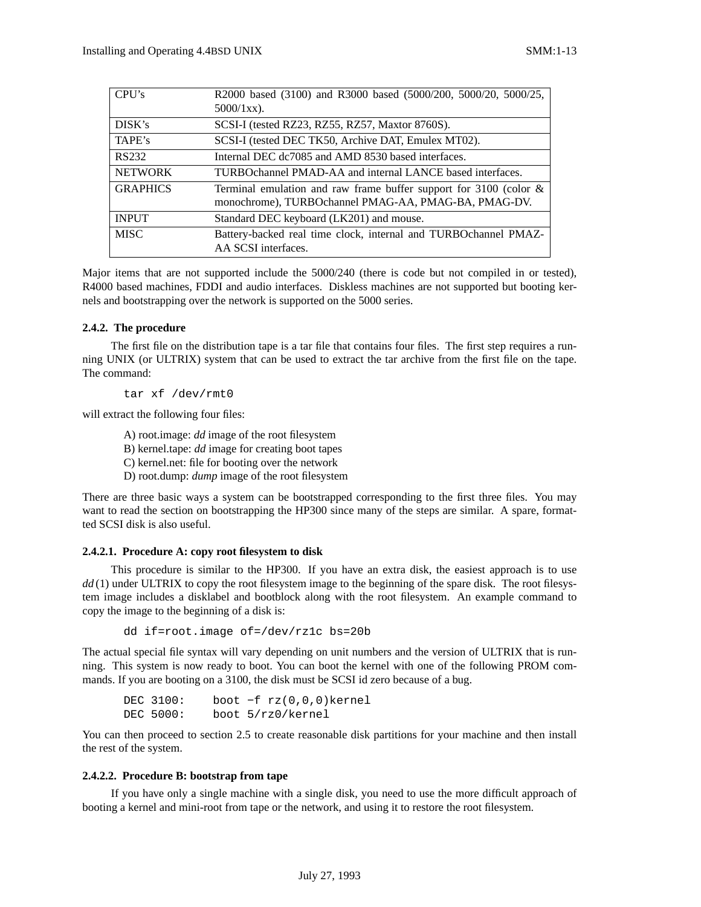| CPU's | R2000 based (3100) and R3000 based (5000/200, 5000/20, 5000/25, 5000/1xx). |
|---|---|
| DISK's | SCSI-I (tested RZ23, RZ55, RZ57, Maxtor 8760S). |
| TAPE's | SCSI-I (tested DEC TK50, Archive DAT, Emulex MT02). |
| RS232 | Internal DEC dc7085 and AMD 8530 based interfaces. |
| NETWORK | TURBOchannel PMAD-AA and internal LANCE based interfaces. |
| GRAPHICS | Terminal emulation and raw frame buffer support for 3100 (color & monochrome), TURBOchannel PMAG-AA, PMAG-BA, PMAG-DV. |
| INPUT | Standard DEC keyboard (LK201) and mouse. |
| MISC | Battery-backed real time clock, internal and TURBOchannel PMAZ-AA SCSI interfaces. |

Major items that are not supported include the 5000/240 (there is code but not compiled in or tested), R4000 based machines, FDDI and audio interfaces. Diskless machines are not supported but booting kernels and bootstrapping over the network is supported on the 5000 series.

### 2.4.2. The procedure

The first file on the distribution tape is a tar file that contains four files. The first step requires a running UNIX (or ULTRIX) system that can be used to extract the tar archive from the first file on the tape. The command:

```
tar xf /dev/rmt0
```

will extract the following four files:

A) root.image: *dd* image of the root filesystem
B) kernel.tape: *dd* image for creating boot tapes
C) kernel.net: file for booting over the network
D) root.dump: *dump* image of the root filesystem

There are three basic ways a system can be bootstrapped corresponding to the first three files. You may want to read the section on bootstrapping the HP300 since many of the steps are similar. A spare, formatted SCSI disk is also useful.

#### 2.4.2.1. Procedure A: copy root filesystem to disk

This procedure is similar to the HP300. If you have an extra disk, the easiest approach is to use *dd*(1) under ULTRIX to copy the root filesystem image to the beginning of the spare disk. The root filesystem image includes a disklabel and bootblock along with the root filesystem. An example command to copy the image to the beginning of a disk is:

```
dd if=root.image of=/dev/rz1c bs=20b
```

The actual special file syntax will vary depending on unit numbers and the version of ULTRIX that is running. This system is now ready to boot. You can boot the kernel with one of the following PROM commands. If you are booting on a 3100, the disk must be SCSI id zero because of a bug.

```
DEC 3100:     boot −f rz(0,0,0)kernel
DEC 5000:     boot 5/rz0/kernel
```

You can then proceed to section 2.5 to create reasonable disk partitions for your machine and then install the rest of the system.

#### 2.4.2.2. Procedure B: bootstrap from tape

If you have only a single machine with a single disk, you need to use the more difficult approach of booting a kernel and mini-root from tape or the network, and using it to restore the root filesystem.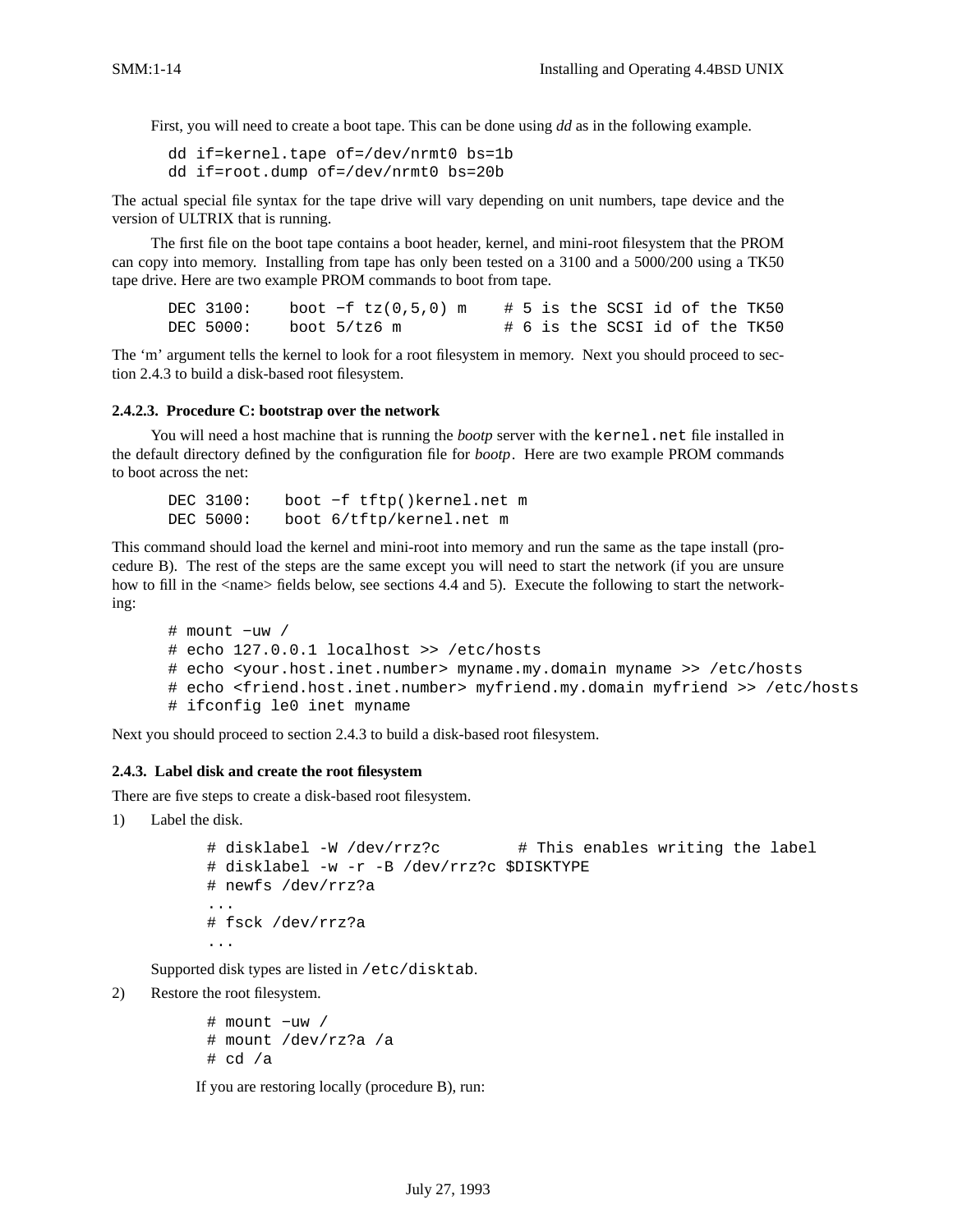First, you will need to create a boot tape. This can be done using *dd* as in the following example.

```
dd if=kernel.tape of=/dev/nrmt0 bs=1b
dd if=root.dump of=/dev/nrmt0 bs=20b
```

The actual special file syntax for the tape drive will vary depending on unit numbers, tape device and the version of ULTRIX that is running.

The first file on the boot tape contains a boot header, kernel, and mini-root filesystem that the PROM can copy into memory. Installing from tape has only been tested on a 3100 and a 5000/200 using a TK50 tape drive. Here are two example PROM commands to boot from tape.

```
DEC 3100:    boot −f tz(0,5,0) m    # 5 is the SCSI id of the TK50
DEC 5000:    boot 5/tz6 m           # 6 is the SCSI id of the TK50
```

The 'm' argument tells the kernel to look for a root filesystem in memory. Next you should proceed to section 2.4.3 to build a disk-based root filesystem.

#### 2.4.2.3. Procedure C: bootstrap over the network

You will need a host machine that is running the *bootp* server with the `kernel.net` file installed in the default directory defined by the configuration file for *bootp*. Here are two example PROM commands to boot across the net:

```
DEC 3100:    boot −f tftp()kernel.net m
DEC 5000:    boot 6/tftp/kernel.net m
```

This command should load the kernel and mini-root into memory and run the same as the tape install (procedure B). The rest of the steps are the same except you will need to start the network (if you are unsure how to fill in the <name> fields below, see sections 4.4 and 5). Execute the following to start the networking:

```
# mount −uw /
# echo 127.0.0.1 localhost >> /etc/hosts
# echo <your.host.inet.number> myname.my.domain myname >> /etc/hosts
# echo <friend.host.inet.number> myfriend.my.domain myfriend >> /etc/hosts
# ifconfig le0 inet myname
```

Next you should proceed to section 2.4.3 to build a disk-based root filesystem.

### 2.4.3. Label disk and create the root filesystem

There are five steps to create a disk-based root filesystem.

1) Label the disk.

```
# disklabel -W /dev/rrz?c         # This enables writing the label
# disklabel -w -r -B /dev/rrz?c $DISKTYPE
# newfs /dev/rrz?a
...
# fsck /dev/rrz?a
...
```

Supported disk types are listed in `/etc/disktab`.

2) Restore the root filesystem.

```
# mount −uw /
# mount /dev/rz?a /a
# cd /a
```

If you are restoring locally (procedure B), run: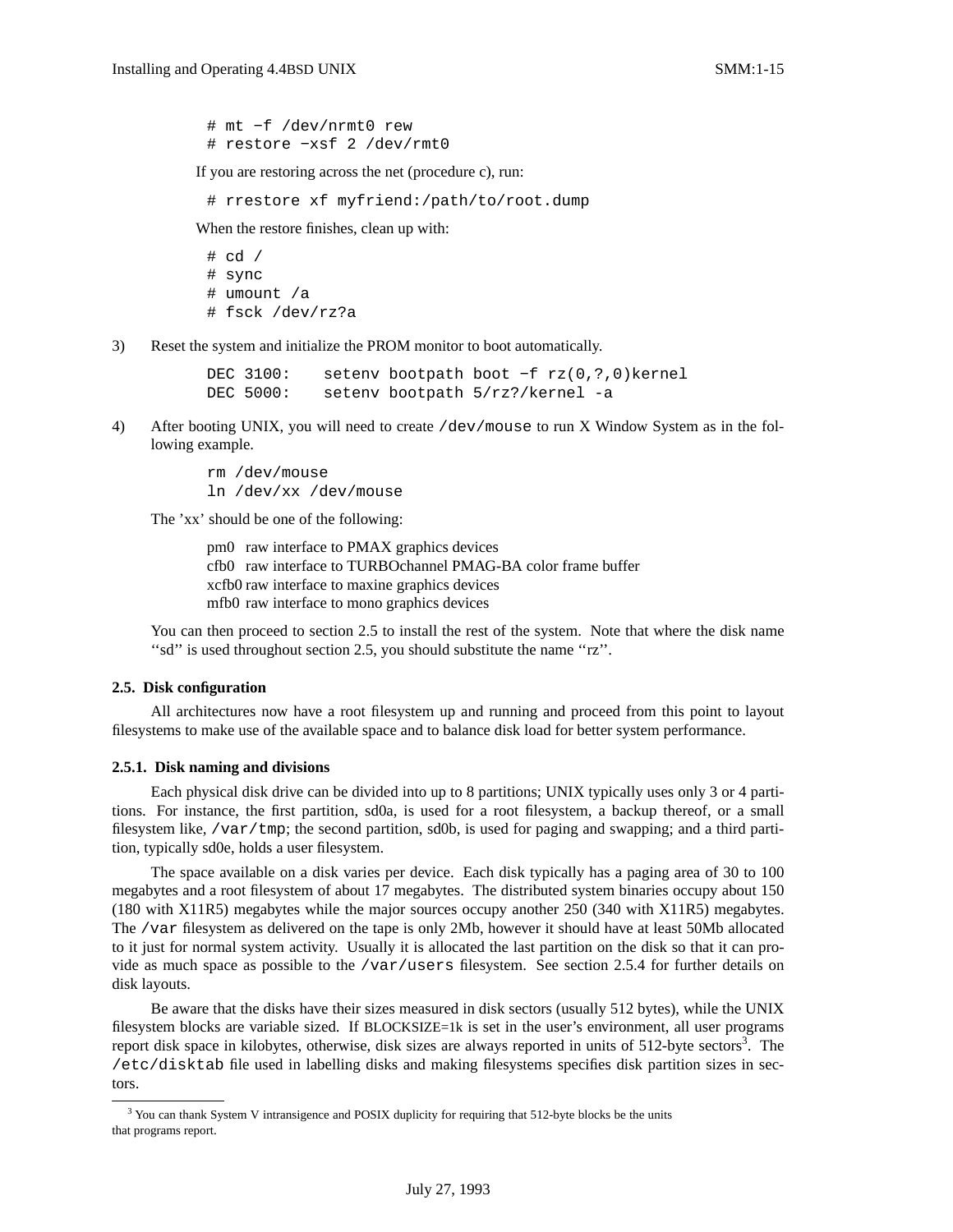```
# mt −f /dev/nrmt0 rew
# restore −xsf 2 /dev/rmt0
```

If you are restoring across the net (procedure c), run:

```
# rrestore xf myfriend:/path/to/root.dump
```

When the restore finishes, clean up with:

```
# cd /
# sync
# umount /a
# fsck /dev/rz?a
```

3) Reset the system and initialize the PROM monitor to boot automatically.

```
DEC 3100:    setenv bootpath boot −f rz(0,?,0)kernel
DEC 5000:    setenv bootpath 5/rz?/kernel -a
```

4) After booting UNIX, you will need to create `/dev/mouse` to run X Window System as in the following example.

```
rm /dev/mouse
ln /dev/xx /dev/mouse
```

The 'xx' should be one of the following:

- pm0 raw interface to PMAX graphics devices
- cfb0 raw interface to TURBOchannel PMAG-BA color frame buffer
- xcfb0 raw interface to maxine graphics devices
- mfb0 raw interface to mono graphics devices

You can then proceed to section 2.5 to install the rest of the system. Note that where the disk name ''sd'' is used throughout section 2.5, you should substitute the name ''rz''.

### 2.5. Disk configuration

All architectures now have a root filesystem up and running and proceed from this point to layout filesystems to make use of the available space and to balance disk load for better system performance.

#### 2.5.1. Disk naming and divisions

Each physical disk drive can be divided into up to 8 partitions; UNIX typically uses only 3 or 4 partitions. For instance, the first partition, sd0a, is used for a root filesystem, a backup thereof, or a small filesystem like, `/var/tmp`; the second partition, sd0b, is used for paging and swapping; and a third partition, typically sd0e, holds a user filesystem.

The space available on a disk varies per device. Each disk typically has a paging area of 30 to 100 megabytes and a root filesystem of about 17 megabytes. The distributed system binaries occupy about 150 (180 with X11R5) megabytes while the major sources occupy another 250 (340 with X11R5) megabytes. The `/var` filesystem as delivered on the tape is only 2Mb, however it should have at least 50Mb allocated to it just for normal system activity. Usually it is allocated the last partition on the disk so that it can provide as much space as possible to the `/var/users` filesystem. See section 2.5.4 for further details on disk layouts.

Be aware that the disks have their sizes measured in disk sectors (usually 512 bytes), while the UNIX filesystem blocks are variable sized. If BLOCKSIZE=1k is set in the user's environment, all user programs report disk space in kilobytes, otherwise, disk sizes are always reported in units of 512-byte sectors[3]. The `/etc/disktab` file used in labelling disks and making filesystems specifies disk partition sizes in sectors.

---

[3] You can thank System V intransigence and POSIX duplicity for requiring that 512-byte blocks be the units that programs report.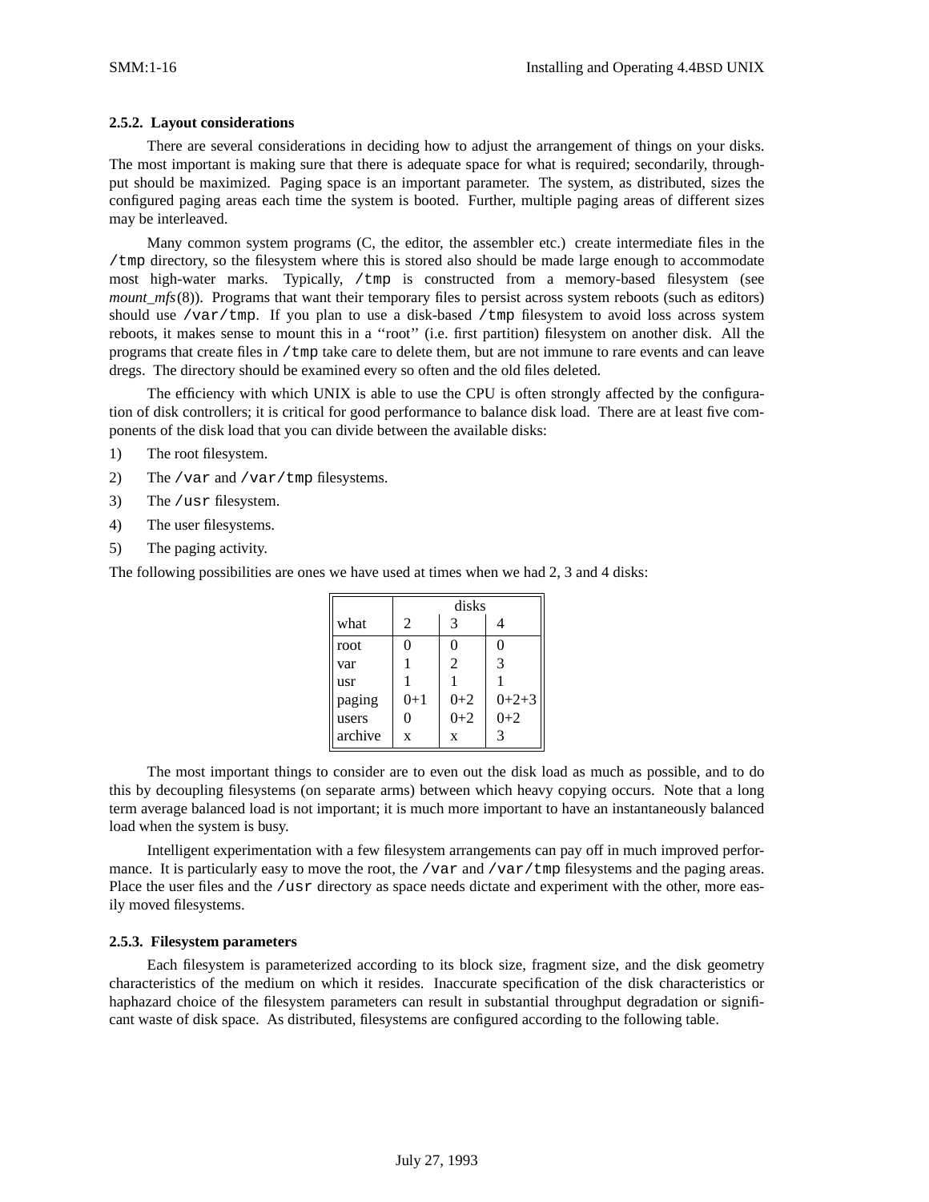### 2.5.2. Layout considerations

There are several considerations in deciding how to adjust the arrangement of things on your disks. The most important is making sure that there is adequate space for what is required; secondarily, throughput should be maximized. Paging space is an important parameter. The system, as distributed, sizes the configured paging areas each time the system is booted. Further, multiple paging areas of different sizes may be interleaved.

Many common system programs (C, the editor, the assembler etc.) create intermediate files in the `/tmp` directory, so the filesystem where this is stored also should be made large enough to accommodate most high-water marks. Typically, `/tmp` is constructed from a memory-based filesystem (see *mount_mfs*(8)). Programs that want their temporary files to persist across system reboots (such as editors) should use `/var/tmp`. If you plan to use a disk-based `/tmp` filesystem to avoid loss across system reboots, it makes sense to mount this in a ''root'' (i.e. first partition) filesystem on another disk. All the programs that create files in `/tmp` take care to delete them, but are not immune to rare events and can leave dregs. The directory should be examined every so often and the old files deleted.

The efficiency with which UNIX is able to use the CPU is often strongly affected by the configuration of disk controllers; it is critical for good performance to balance disk load. There are at least five components of the disk load that you can divide between the available disks:

1) The root filesystem.
2) The `/var` and `/var/tmp` filesystems.
3) The `/usr` filesystem.
4) The user filesystems.
5) The paging activity.

The following possibilities are ones we have used at times when we had 2, 3 and 4 disks:

| | disks | | |
|---|---|---|---|
| what | 2 | 3 | 4 |
| root | 0 | 0 | 0 |
| var | 1 | 2 | 3 |
| usr | 1 | 1 | 1 |
| paging | 0+1 | 0+2 | 0+2+3 |
| users | 0 | 0+2 | 0+2 |
| archive | x | x | 3 |

The most important things to consider are to even out the disk load as much as possible, and to do this by decoupling filesystems (on separate arms) between which heavy copying occurs. Note that a long term average balanced load is not important; it is much more important to have an instantaneously balanced load when the system is busy.

Intelligent experimentation with a few filesystem arrangements can pay off in much improved performance. It is particularly easy to move the root, the `/var` and `/var/tmp` filesystems and the paging areas. Place the user files and the `/usr` directory as space needs dictate and experiment with the other, more easily moved filesystems.

### 2.5.3. Filesystem parameters

Each filesystem is parameterized according to its block size, fragment size, and the disk geometry characteristics of the medium on which it resides. Inaccurate specification of the disk characteristics or haphazard choice of the filesystem parameters can result in substantial throughput degradation or significant waste of disk space. As distributed, filesystems are configured according to the following table.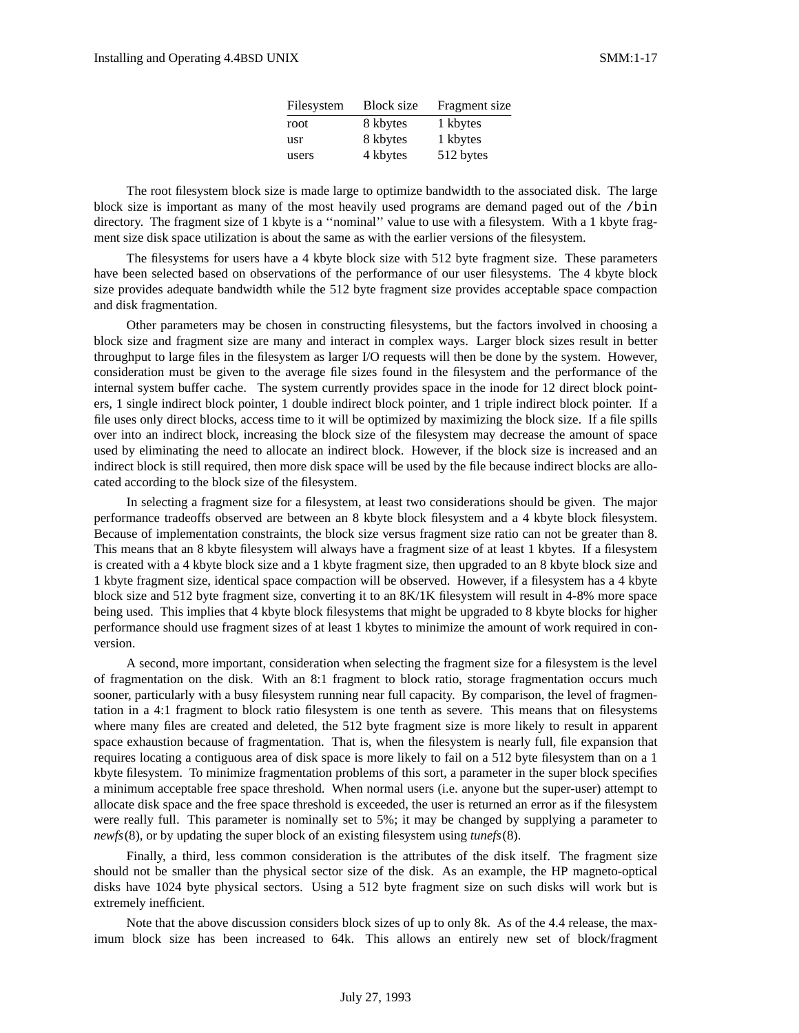| Filesystem | Block size | Fragment size |
| --- | --- | --- |
| root | 8 kbytes | 1 kbytes |
| usr | 8 kbytes | 1 kbytes |
| users | 4 kbytes | 512 bytes |

The root filesystem block size is made large to optimize bandwidth to the associated disk. The large block size is important as many of the most heavily used programs are demand paged out of the /bin directory. The fragment size of 1 kbyte is a ''nominal'' value to use with a filesystem. With a 1 kbyte fragment size disk space utilization is about the same as with the earlier versions of the filesystem.

The filesystems for users have a 4 kbyte block size with 512 byte fragment size. These parameters have been selected based on observations of the performance of our user filesystems. The 4 kbyte block size provides adequate bandwidth while the 512 byte fragment size provides acceptable space compaction and disk fragmentation.

Other parameters may be chosen in constructing filesystems, but the factors involved in choosing a block size and fragment size are many and interact in complex ways. Larger block sizes result in better throughput to large files in the filesystem as larger I/O requests will then be done by the system. However, consideration must be given to the average file sizes found in the filesystem and the performance of the internal system buffer cache. The system currently provides space in the inode for 12 direct block pointers, 1 single indirect block pointer, 1 double indirect block pointer, and 1 triple indirect block pointer. If a file uses only direct blocks, access time to it will be optimized by maximizing the block size. If a file spills over into an indirect block, increasing the block size of the filesystem may decrease the amount of space used by eliminating the need to allocate an indirect block. However, if the block size is increased and an indirect block is still required, then more disk space will be used by the file because indirect blocks are allocated according to the block size of the filesystem.

In selecting a fragment size for a filesystem, at least two considerations should be given. The major performance tradeoffs observed are between an 8 kbyte block filesystem and a 4 kbyte block filesystem. Because of implementation constraints, the block size versus fragment size ratio can not be greater than 8. This means that an 8 kbyte filesystem will always have a fragment size of at least 1 kbytes. If a filesystem is created with a 4 kbyte block size and a 1 kbyte fragment size, then upgraded to an 8 kbyte block size and 1 kbyte fragment size, identical space compaction will be observed. However, if a filesystem has a 4 kbyte block size and 512 byte fragment size, converting it to an 8K/1K filesystem will result in 4-8% more space being used. This implies that 4 kbyte block filesystems that might be upgraded to 8 kbyte blocks for higher performance should use fragment sizes of at least 1 kbytes to minimize the amount of work required in conversion.

A second, more important, consideration when selecting the fragment size for a filesystem is the level of fragmentation on the disk. With an 8:1 fragment to block ratio, storage fragmentation occurs much sooner, particularly with a busy filesystem running near full capacity. By comparison, the level of fragmentation in a 4:1 fragment to block ratio filesystem is one tenth as severe. This means that on filesystems where many files are created and deleted, the 512 byte fragment size is more likely to result in apparent space exhaustion because of fragmentation. That is, when the filesystem is nearly full, file expansion that requires locating a contiguous area of disk space is more likely to fail on a 512 byte filesystem than on a 1 kbyte filesystem. To minimize fragmentation problems of this sort, a parameter in the super block specifies a minimum acceptable free space threshold. When normal users (i.e. anyone but the super-user) attempt to allocate disk space and the free space threshold is exceeded, the user is returned an error as if the filesystem were really full. This parameter is nominally set to 5%; it may be changed by supplying a parameter to *newfs*(8), or by updating the super block of an existing filesystem using *tunefs*(8).

Finally, a third, less common consideration is the attributes of the disk itself. The fragment size should not be smaller than the physical sector size of the disk. As an example, the HP magneto-optical disks have 1024 byte physical sectors. Using a 512 byte fragment size on such disks will work but is extremely inefficient.

Note that the above discussion considers block sizes of up to only 8k. As of the 4.4 release, the maximum block size has been increased to 64k. This allows an entirely new set of block/fragment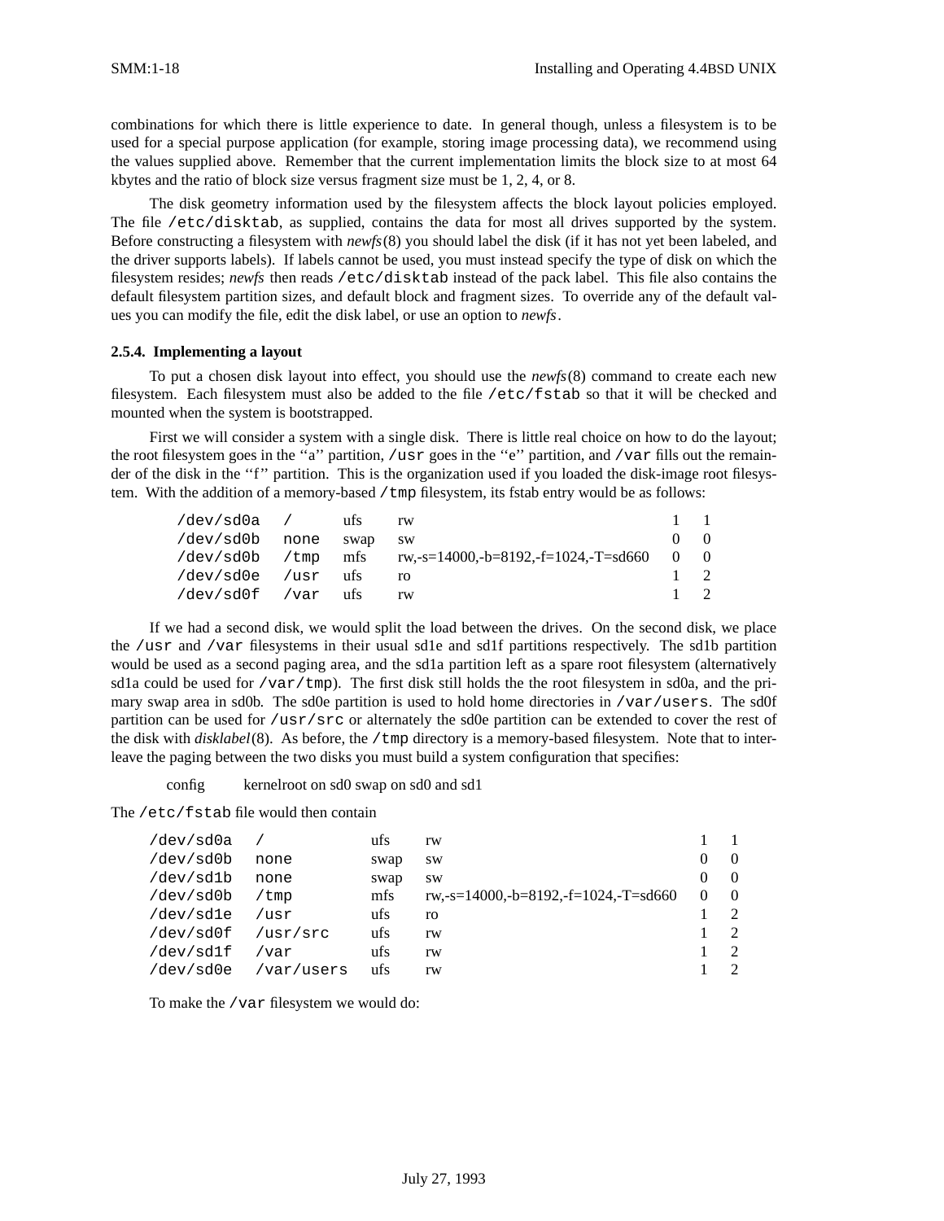combinations for which there is little experience to date. In general though, unless a filesystem is to be used for a special purpose application (for example, storing image processing data), we recommend using the values supplied above. Remember that the current implementation limits the block size to at most 64 kbytes and the ratio of block size versus fragment size must be 1, 2, 4, or 8.

The disk geometry information used by the filesystem affects the block layout policies employed. The file `/etc/disktab`, as supplied, contains the data for most all drives supported by the system. Before constructing a filesystem with *newfs*(8) you should label the disk (if it has not yet been labeled, and the driver supports labels). If labels cannot be used, you must instead specify the type of disk on which the filesystem resides; *newfs* then reads `/etc/disktab` instead of the pack label. This file also contains the default filesystem partition sizes, and default block and fragment sizes. To override any of the default values you can modify the file, edit the disk label, or use an option to *newfs*.

#### 2.5.4. Implementing a layout

To put a chosen disk layout into effect, you should use the *newfs*(8) command to create each new filesystem. Each filesystem must also be added to the file `/etc/fstab` so that it will be checked and mounted when the system is bootstrapped.

First we will consider a system with a single disk. There is little real choice on how to do the layout; the root filesystem goes in the "a" partition, `/usr` goes in the "e" partition, and `/var` fills out the remainder of the disk in the "f" partition. This is the organization used if you loaded the disk-image root filesystem. With the addition of a memory-based `/tmp` filesystem, its fstab entry would be as follows:

```
/dev/sd0a   /      ufs    rw                                     1  1
/dev/sd0b   none   swap   sw                                     0  0
/dev/sd0b   /tmp   mfs    rw,-s=14000,-b=8192,-f=1024,-T=sd660   0  0
/dev/sd0e   /usr   ufs    ro                                     1  2
/dev/sd0f   /var   ufs    rw                                     1  2
```

If we had a second disk, we would split the load between the drives. On the second disk, we place the `/usr` and `/var` filesystems in their usual sd1e and sd1f partitions respectively. The sd1b partition would be used as a second paging area, and the sd1a partition left as a spare root filesystem (alternatively sd1a could be used for `/var/tmp`). The first disk still holds the the root filesystem in sd0a, and the primary swap area in sd0b. The sd0e partition is used to hold home directories in `/var/users`. The sd0f partition can be used for `/usr/src` or alternately the sd0e partition can be extended to cover the rest of the disk with *disklabel*(8). As before, the `/tmp` directory is a memory-based filesystem. Note that to interleave the paging between the two disks you must build a system configuration that specifies:

```
config    kernelroot on sd0 swap on sd0 and sd1
```

The `/etc/fstab` file would then contain

```
/dev/sd0a   /            ufs    rw                                     1  1
/dev/sd0b   none         swap   sw                                     0  0
/dev/sd1b   none         swap   sw                                     0  0
/dev/sd0b   /tmp         mfs    rw,-s=14000,-b=8192,-f=1024,-T=sd660   0  0
/dev/sd1e   /usr         ufs    ro                                     1  2
/dev/sd0f   /usr/src     ufs    rw                                     1  2
/dev/sd1f   /var         ufs    rw                                     1  2
/dev/sd0e   /var/users   ufs    rw                                     1  2
```

To make the `/var` filesystem we would do: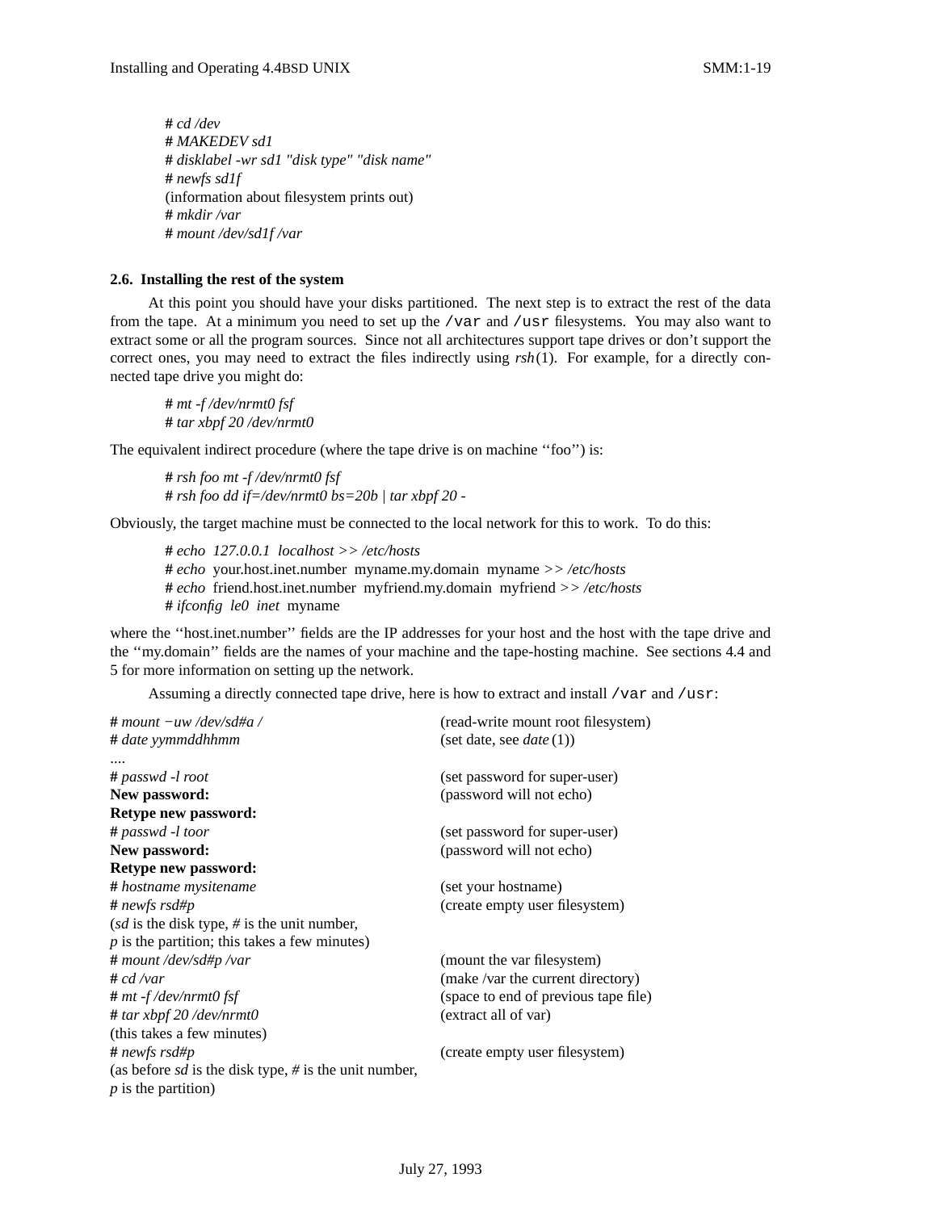```
# cd /dev
# MAKEDEV sd1
# disklabel -wr sd1 "disk type" "disk name"
# newfs sd1f
(information about filesystem prints out)
# mkdir /var
# mount /dev/sd1f /var
```

### 2.6. Installing the rest of the system

At this point you should have your disks partitioned. The next step is to extract the rest of the data from the tape. At a minimum you need to set up the `/var` and `/usr` filesystems. You may also want to extract some or all the program sources. Since not all architectures support tape drives or don't support the correct ones, you may need to extract the files indirectly using *rsh*(1). For example, for a directly connected tape drive you might do:

```
# mt -f /dev/nrmt0 fsf
# tar xbpf 20 /dev/nrmt0
```

The equivalent indirect procedure (where the tape drive is on machine ''foo'') is:

```
# rsh foo mt -f /dev/nrmt0 fsf
# rsh foo dd if=/dev/nrmt0 bs=20b | tar xbpf 20 -
```

Obviously, the target machine must be connected to the local network for this to work. To do this:

```
# echo 127.0.0.1 localhost >> /etc/hosts
# echo your.host.inet.number myname.my.domain myname >> /etc/hosts
# echo friend.host.inet.number myfriend.my.domain myfriend >> /etc/hosts
# ifconfig le0 inet myname
```

where the ''host.inet.number'' fields are the IP addresses for your host and the host with the tape drive and the ''my.domain'' fields are the names of your machine and the tape-hosting machine. See sections 4.4 and 5 for more information on setting up the network.

Assuming a directly connected tape drive, here is how to extract and install `/var` and `/usr`:

```
# mount −uw /dev/sd#a /                       (read-write mount root filesystem)
# date yymmddhhmm                             (set date, see date (1))
....
# passwd -l root                              (set password for super-user)
New password:                                 (password will not echo)
Retype new password:
# passwd -l toor                              (set password for super-user)
New password:                                 (password will not echo)
Retype new password:
# hostname mysitename                         (set your hostname)
# newfs rsd#p                                 (create empty user filesystem)
(sd is the disk type, # is the unit number,
p is the partition; this takes a few minutes)
# mount /dev/sd#p /var                        (mount the var filesystem)
# cd /var                                     (make /var the current directory)
# mt -f /dev/nrmt0 fsf                        (space to end of previous tape file)
# tar xbpf 20 /dev/nrmt0                      (extract all of var)
(this takes a few minutes)
# newfs rsd#p                                 (create empty user filesystem)
(as before sd is the disk type, # is the unit number,
p is the partition)
```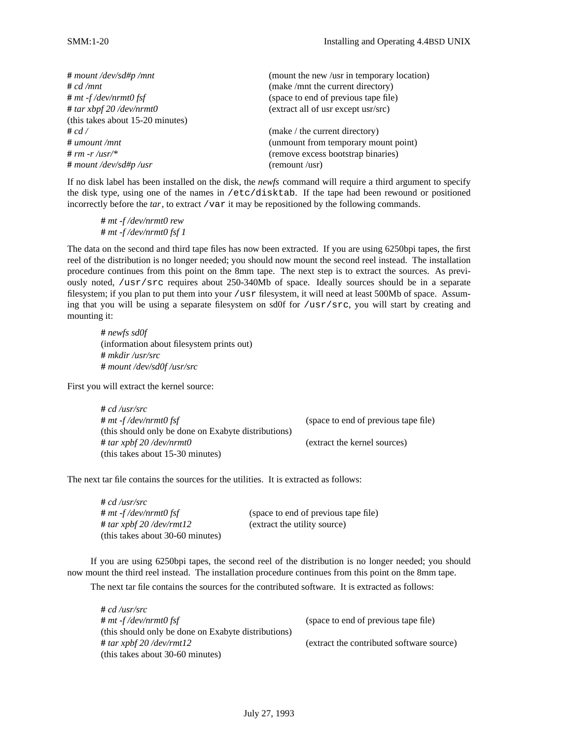```
# mount /dev/sd#p /mnt                (mount the new /usr in temporary location)
# cd /mnt                             (make /mnt the current directory)
# mt -f /dev/nrmt0 fsf                (space to end of previous tape file)
# tar xbpf 20 /dev/nrmt0              (extract all of usr except usr/src)
(this takes about 15-20 minutes)
# cd /                                (make / the current directory)
# umount /mnt                         (unmount from temporary mount point)
# rm -r /usr/*                        (remove excess bootstrap binaries)
# mount /dev/sd#p /usr                (remount /usr)
```

If no disk label has been installed on the disk, the *newfs* command will require a third argument to specify the disk type, using one of the names in `/etc/disktab`. If the tape had been rewound or positioned incorrectly before the *tar*, to extract `/var` it may be repositioned by the following commands.

```
# mt -f /dev/nrmt0 rew
# mt -f /dev/nrmt0 fsf 1
```

The data on the second and third tape files has now been extracted. If you are using 6250bpi tapes, the first reel of the distribution is no longer needed; you should now mount the second reel instead. The installation procedure continues from this point on the 8mm tape. The next step is to extract the sources. As previously noted, `/usr/src` requires about 250-340Mb of space. Ideally sources should be in a separate filesystem; if you plan to put them into your `/usr` filesystem, it will need at least 500Mb of space. Assuming that you will be using a separate filesystem on sd0f for `/usr/src`, you will start by creating and mounting it:

```
# newfs sd0f
(information about filesystem prints out)
# mkdir /usr/src
# mount /dev/sd0f /usr/src
```

First you will extract the kernel source:

```
# cd /usr/src
# mt -f /dev/nrmt0 fsf                                  (space to end of previous tape file)
(this should only be done on Exabyte distributions)
# tar xpbf 20 /dev/nrmt0                                (extract the kernel sources)
(this takes about 15-30 minutes)
```

The next tar file contains the sources for the utilities. It is extracted as follows:

```
# cd /usr/src
# mt -f /dev/nrmt0 fsf                (space to end of previous tape file)
# tar xpbf 20 /dev/rmt12              (extract the utility source)
(this takes about 30-60 minutes)
```

If you are using 6250bpi tapes, the second reel of the distribution is no longer needed; you should now mount the third reel instead. The installation procedure continues from this point on the 8mm tape.

The next tar file contains the sources for the contributed software. It is extracted as follows:

```
# cd /usr/src
# mt -f /dev/nrmt0 fsf                                  (space to end of previous tape file)
(this should only be done on Exabyte distributions)
# tar xpbf 20 /dev/rmt12                                (extract the contributed software source)
(this takes about 30-60 minutes)
```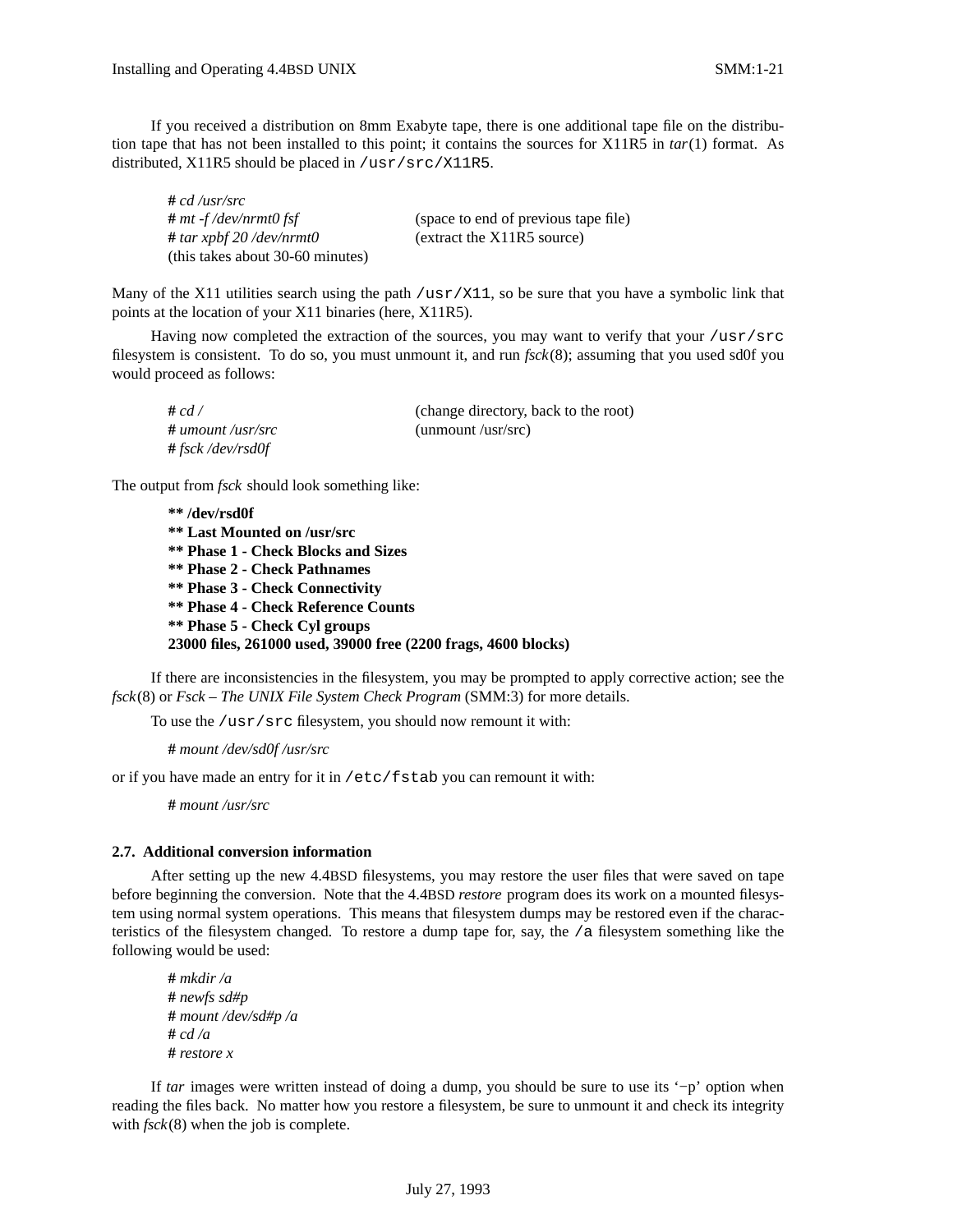If you received a distribution on 8mm Exabyte tape, there is one additional tape file on the distribution tape that has not been installed to this point; it contains the sources for X11R5 in *tar*(1) format. As distributed, X11R5 should be placed in `/usr/src/X11R5`.

| | |
|---|---|
| # *cd /usr/src* | |
| # *mt -f /dev/nrmt0 fsf* | (space to end of previous tape file) |
| # *tar xpbf 20 /dev/nrmt0* | (extract the X11R5 source) |
| (this takes about 30-60 minutes) | |

Many of the X11 utilities search using the path `/usr/X11`, so be sure that you have a symbolic link that points at the location of your X11 binaries (here, X11R5).

Having now completed the extraction of the sources, you may want to verify that your `/usr/src` filesystem is consistent. To do so, you must unmount it, and run *fsck*(8); assuming that you used sd0f you would proceed as follows:

| | |
|---|---|
| # *cd /* | (change directory, back to the root) |
| # *umount /usr/src* | (unmount /usr/src) |
| # *fsck /dev/rsd0f* | |

The output from *fsck* should look something like:

**\*\* /dev/rsd0f**
**\*\* Last Mounted on /usr/src**
**\*\* Phase 1 - Check Blocks and Sizes**
**\*\* Phase 2 - Check Pathnames**
**\*\* Phase 3 - Check Connectivity**
**\*\* Phase 4 - Check Reference Counts**
**\*\* Phase 5 - Check Cyl groups**
**23000 files, 261000 used, 39000 free (2200 frags, 4600 blocks)**

If there are inconsistencies in the filesystem, you may be prompted to apply corrective action; see the *fsck*(8) or *Fsck – The UNIX File System Check Program* (SMM:3) for more details.

To use the `/usr/src` filesystem, you should now remount it with:

# *mount /dev/sd0f /usr/src*

or if you have made an entry for it in `/etc/fstab` you can remount it with:

# *mount /usr/src*

### 2.7. Additional conversion information

After setting up the new 4.4BSD filesystems, you may restore the user files that were saved on tape before beginning the conversion. Note that the 4.4BSD *restore* program does its work on a mounted filesystem using normal system operations. This means that filesystem dumps may be restored even if the characteristics of the filesystem changed. To restore a dump tape for, say, the `/a` filesystem something like the following would be used:

# *mkdir /a*
# *newfs sd#p*
# *mount /dev/sd#p /a*
# *cd /a*
# *restore x*

If *tar* images were written instead of doing a dump, you should be sure to use its '−p' option when reading the files back. No matter how you restore a filesystem, be sure to unmount it and check its integrity with *fsck*(8) when the job is complete.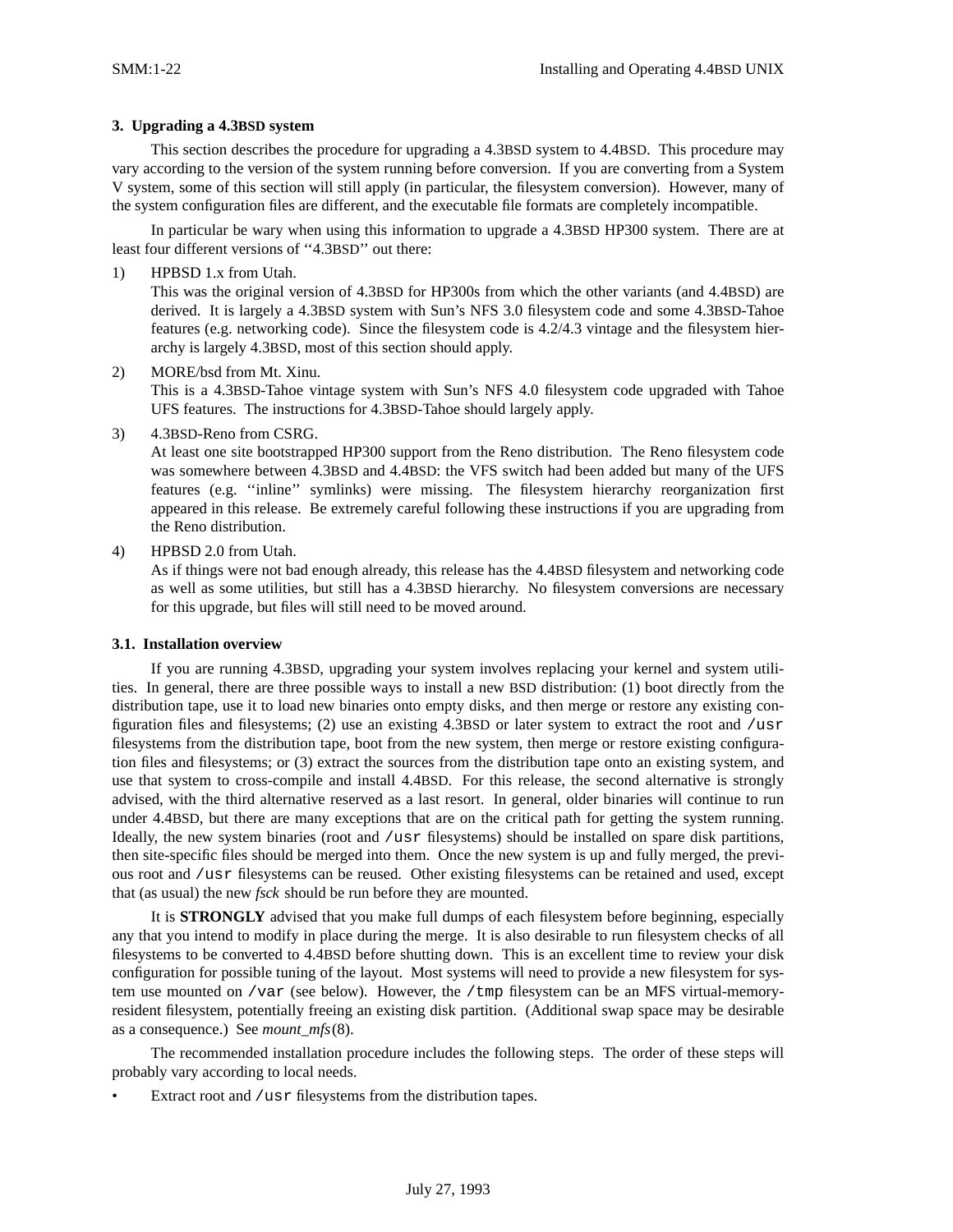### 3. Upgrading a 4.3BSD system

This section describes the procedure for upgrading a 4.3BSD system to 4.4BSD. This procedure may vary according to the version of the system running before conversion. If you are converting from a System V system, some of this section will still apply (in particular, the filesystem conversion). However, many of the system configuration files are different, and the executable file formats are completely incompatible.

In particular be wary when using this information to upgrade a 4.3BSD HP300 system. There are at least four different versions of ''4.3BSD'' out there:

1) HPBSD 1.x from Utah.
   This was the original version of 4.3BSD for HP300s from which the other variants (and 4.4BSD) are derived. It is largely a 4.3BSD system with Sun's NFS 3.0 filesystem code and some 4.3BSD-Tahoe features (e.g. networking code). Since the filesystem code is 4.2/4.3 vintage and the filesystem hierarchy is largely 4.3BSD, most of this section should apply.

2) MORE/bsd from Mt. Xinu.
   This is a 4.3BSD-Tahoe vintage system with Sun's NFS 4.0 filesystem code upgraded with Tahoe UFS features. The instructions for 4.3BSD-Tahoe should largely apply.

3) 4.3BSD-Reno from CSRG.
   At least one site bootstrapped HP300 support from the Reno distribution. The Reno filesystem code was somewhere between 4.3BSD and 4.4BSD: the VFS switch had been added but many of the UFS features (e.g. ''inline'' symlinks) were missing. The filesystem hierarchy reorganization first appeared in this release. Be extremely careful following these instructions if you are upgrading from the Reno distribution.

4) HPBSD 2.0 from Utah.
   As if things were not bad enough already, this release has the 4.4BSD filesystem and networking code as well as some utilities, but still has a 4.3BSD hierarchy. No filesystem conversions are necessary for this upgrade, but files will still need to be moved around.

#### 3.1. Installation overview

If you are running 4.3BSD, upgrading your system involves replacing your kernel and system utilities. In general, there are three possible ways to install a new BSD distribution: (1) boot directly from the distribution tape, use it to load new binaries onto empty disks, and then merge or restore any existing configuration files and filesystems; (2) use an existing 4.3BSD or later system to extract the root and `/usr` filesystems from the distribution tape, boot from the new system, then merge or restore existing configuration files and filesystems; or (3) extract the sources from the distribution tape onto an existing system, and use that system to cross-compile and install 4.4BSD. For this release, the second alternative is strongly advised, with the third alternative reserved as a last resort. In general, older binaries will continue to run under 4.4BSD, but there are many exceptions that are on the critical path for getting the system running. Ideally, the new system binaries (root and `/usr` filesystems) should be installed on spare disk partitions, then site-specific files should be merged into them. Once the new system is up and fully merged, the previous root and `/usr` filesystems can be reused. Other existing filesystems can be retained and used, except that (as usual) the new *fsck* should be run before they are mounted.

It is **STRONGLY** advised that you make full dumps of each filesystem before beginning, especially any that you intend to modify in place during the merge. It is also desirable to run filesystem checks of all filesystems to be converted to 4.4BSD before shutting down. This is an excellent time to review your disk configuration for possible tuning of the layout. Most systems will need to provide a new filesystem for system use mounted on `/var` (see below). However, the `/tmp` filesystem can be an MFS virtual-memory-resident filesystem, potentially freeing an existing disk partition. (Additional swap space may be desirable as a consequence.) See *mount_mfs*(8).

The recommended installation procedure includes the following steps. The order of these steps will probably vary according to local needs.

- Extract root and `/usr` filesystems from the distribution tapes.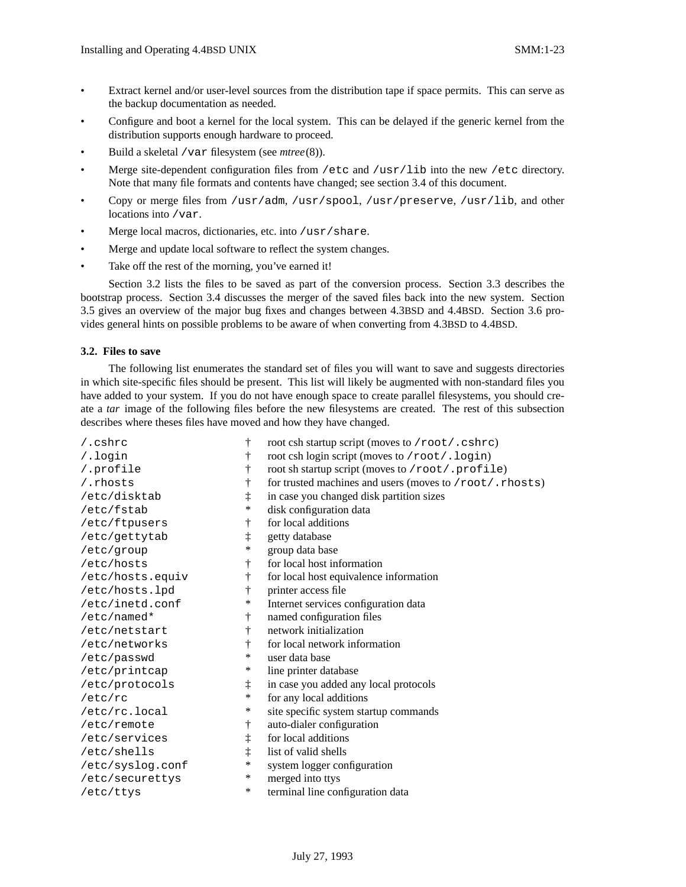- Extract kernel and/or user-level sources from the distribution tape if space permits. This can serve as the backup documentation as needed.
- Configure and boot a kernel for the local system. This can be delayed if the generic kernel from the distribution supports enough hardware to proceed.
- Build a skeletal `/var` filesystem (see *mtree*(8)).
- Merge site-dependent configuration files from `/etc` and `/usr/lib` into the new `/etc` directory. Note that many file formats and contents have changed; see section 3.4 of this document.
- Copy or merge files from `/usr/adm`, `/usr/spool`, `/usr/preserve`, `/usr/lib`, and other locations into `/var`.
- Merge local macros, dictionaries, etc. into `/usr/share`.
- Merge and update local software to reflect the system changes.
- Take off the rest of the morning, you've earned it!

Section 3.2 lists the files to be saved as part of the conversion process. Section 3.3 describes the bootstrap process. Section 3.4 discusses the merger of the saved files back into the new system. Section 3.5 gives an overview of the major bug fixes and changes between 4.3BSD and 4.4BSD. Section 3.6 provides general hints on possible problems to be aware of when converting from 4.3BSD to 4.4BSD.

### 3.2. Files to save

The following list enumerates the standard set of files you will want to save and suggests directories in which site-specific files should be present. This list will likely be augmented with non-standard files you have added to your system. If you do not have enough space to create parallel filesystems, you should create a *tar* image of the following files before the new filesystems are created. The rest of this subsection describes where theses files have moved and how they have changed.

| | | |
|---|---|---|
| `/.cshrc` | † | root csh startup script (moves to `/root/.cshrc`) |
| `/.login` | † | root csh login script (moves to `/root/.login`) |
| `/.profile` | † | root sh startup script (moves to `/root/.profile`) |
| `/.rhosts` | † | for trusted machines and users (moves to `/root/.rhosts`) |
| `/etc/disktab` | ‡ | in case you changed disk partition sizes |
| `/etc/fstab` | * | disk configuration data |
| `/etc/ftpusers` | † | for local additions |
| `/etc/gettytab` | ‡ | getty database |
| `/etc/group` | * | group data base |
| `/etc/hosts` | † | for local host information |
| `/etc/hosts.equiv` | † | for local host equivalence information |
| `/etc/hosts.lpd` | † | printer access file |
| `/etc/inetd.conf` | * | Internet services configuration data |
| `/etc/named*` | † | named configuration files |
| `/etc/netstart` | † | network initialization |
| `/etc/networks` | † | for local network information |
| `/etc/passwd` | * | user data base |
| `/etc/printcap` | * | line printer database |
| `/etc/protocols` | ‡ | in case you added any local protocols |
| `/etc/rc` | * | for any local additions |
| `/etc/rc.local` | * | site specific system startup commands |
| `/etc/remote` | † | auto-dialer configuration |
| `/etc/services` | ‡ | for local additions |
| `/etc/shells` | ‡ | list of valid shells |
| `/etc/syslog.conf` | * | system logger configuration |
| `/etc/securettys` | * | merged into ttys |
| `/etc/ttys` | * | terminal line configuration data |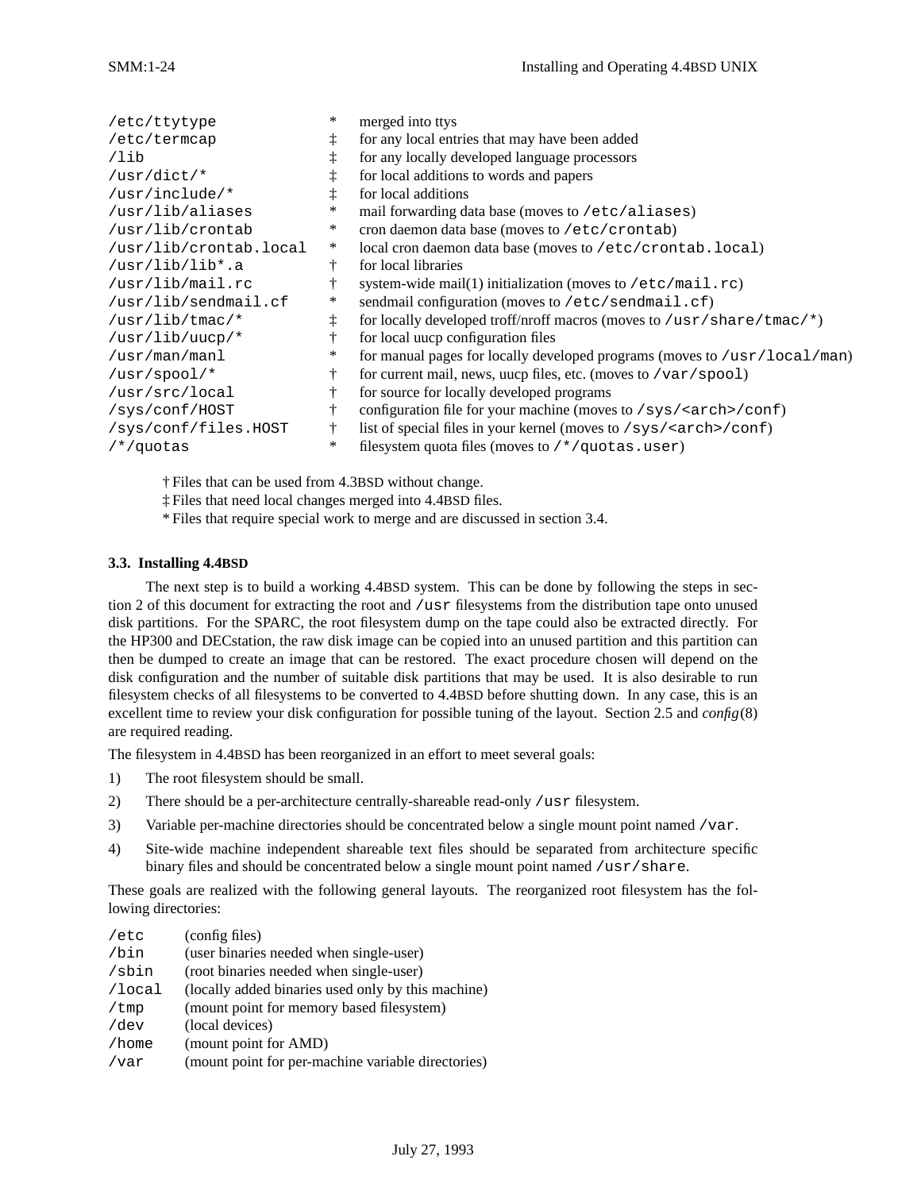| | | |
|---|---|---|
| `/etc/ttytype` | * | merged into ttys |
| `/etc/termcap` | ‡ | for any local entries that may have been added |
| `/lib` | ‡ | for any locally developed language processors |
| `/usr/dict/*` | ‡ | for local additions to words and papers |
| `/usr/include/*` | ‡ | for local additions |
| `/usr/lib/aliases` | * | mail forwarding data base (moves to `/etc/aliases`) |
| `/usr/lib/crontab` | * | cron daemon data base (moves to `/etc/crontab`) |
| `/usr/lib/crontab.local` | * | local cron daemon data base (moves to `/etc/crontab.local`) |
| `/usr/lib/lib*.a` | † | for local libraries |
| `/usr/lib/mail.rc` | † | system-wide mail(1) initialization (moves to `/etc/mail.rc`) |
| `/usr/lib/sendmail.cf` | * | sendmail configuration (moves to `/etc/sendmail.cf`) |
| `/usr/lib/tmac/*` | ‡ | for locally developed troff/nroff macros (moves to `/usr/share/tmac/*`) |
| `/usr/lib/uucp/*` | † | for local uucp configuration files |
| `/usr/man/manl` | * | for manual pages for locally developed programs (moves to `/usr/local/man`) |
| `/usr/spool/*` | † | for current mail, news, uucp files, etc. (moves to `/var/spool`) |
| `/usr/src/local` | † | for source for locally developed programs |
| `/sys/conf/HOST` | † | configuration file for your machine (moves to `/sys/<arch>/conf`) |
| `/sys/conf/files.HOST` | † | list of special files in your kernel (moves to `/sys/<arch>/conf`) |
| `/*/quotas` | * | filesystem quota files (moves to `/*/quotas.user`) |

† Files that can be used from 4.3BSD without change.
‡ Files that need local changes merged into 4.4BSD files.
* Files that require special work to merge and are discussed in section 3.4.

### 3.3. Installing 4.4BSD

The next step is to build a working 4.4BSD system. This can be done by following the steps in section 2 of this document for extracting the root and `/usr` filesystems from the distribution tape onto unused disk partitions. For the SPARC, the root filesystem dump on the tape could also be extracted directly. For the HP300 and DECstation, the raw disk image can be copied into an unused partition and this partition can then be dumped to create an image that can be restored. The exact procedure chosen will depend on the disk configuration and the number of suitable disk partitions that may be used. It is also desirable to run filesystem checks of all filesystems to be converted to 4.4BSD before shutting down. In any case, this is an excellent time to review your disk configuration for possible tuning of the layout. Section 2.5 and *config*(8) are required reading.

The filesystem in 4.4BSD has been reorganized in an effort to meet several goals:

1) The root filesystem should be small.
2) There should be a per-architecture centrally-shareable read-only `/usr` filesystem.
3) Variable per-machine directories should be concentrated below a single mount point named `/var`.
4) Site-wide machine independent shareable text files should be separated from architecture specific binary files and should be concentrated below a single mount point named `/usr/share`.

These goals are realized with the following general layouts. The reorganized root filesystem has the following directories:

| | |
|---|---|
| `/etc` | (config files) |
| `/bin` | (user binaries needed when single-user) |
| `/sbin` | (root binaries needed when single-user) |
| `/local` | (locally added binaries used only by this machine) |
| `/tmp` | (mount point for memory based filesystem) |
| `/dev` | (local devices) |
| `/home` | (mount point for AMD) |
| `/var` | (mount point for per-machine variable directories) |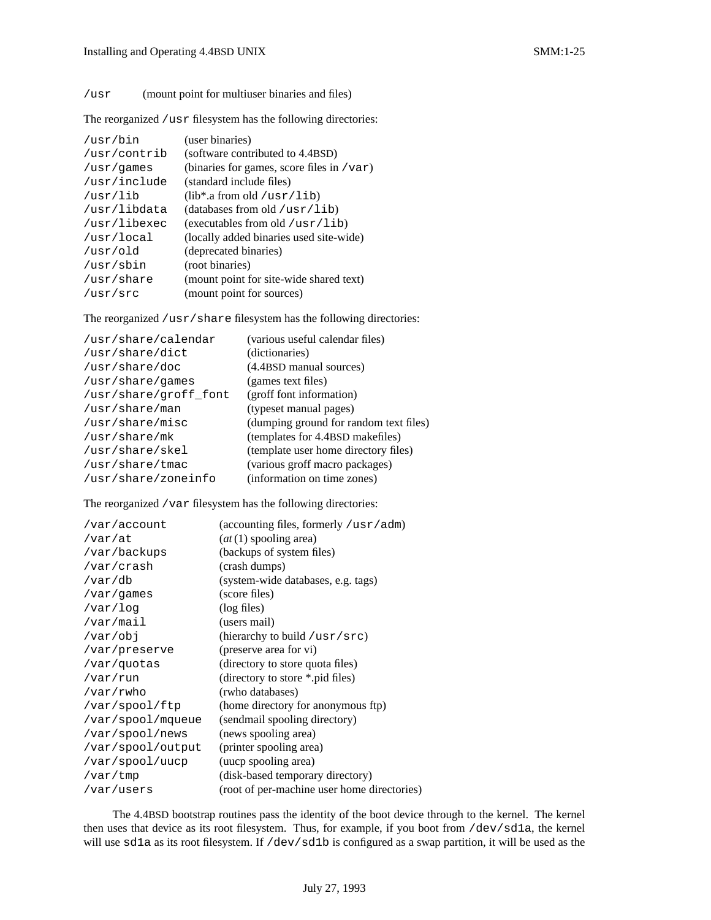`/usr` (mount point for multiuser binaries and files)

The reorganized `/usr` filesystem has the following directories:

| | |
|---|---|
| `/usr/bin` | (user binaries) |
| `/usr/contrib` | (software contributed to 4.4BSD) |
| `/usr/games` | (binaries for games, score files in `/var`) |
| `/usr/include` | (standard include files) |
| `/usr/lib` | (lib*.a from old `/usr/lib`) |
| `/usr/libdata` | (databases from old `/usr/lib`) |
| `/usr/libexec` | (executables from old `/usr/lib`) |
| `/usr/local` | (locally added binaries used site-wide) |
| `/usr/old` | (deprecated binaries) |
| `/usr/sbin` | (root binaries) |
| `/usr/share` | (mount point for site-wide shared text) |
| `/usr/src` | (mount point for sources) |

The reorganized `/usr/share` filesystem has the following directories:

| | |
|---|---|
| `/usr/share/calendar` | (various useful calendar files) |
| `/usr/share/dict` | (dictionaries) |
| `/usr/share/doc` | (4.4BSD manual sources) |
| `/usr/share/games` | (games text files) |
| `/usr/share/groff_font` | (groff font information) |
| `/usr/share/man` | (typeset manual pages) |
| `/usr/share/misc` | (dumping ground for random text files) |
| `/usr/share/mk` | (templates for 4.4BSD makefiles) |
| `/usr/share/skel` | (template user home directory files) |
| `/usr/share/tmac` | (various groff macro packages) |
| `/usr/share/zoneinfo` | (information on time zones) |

The reorganized `/var` filesystem has the following directories:

| | |
|---|---|
| `/var/account` | (accounting files, formerly `/usr/adm`) |
| `/var/at` | (*at*(1) spooling area) |
| `/var/backups` | (backups of system files) |
| `/var/crash` | (crash dumps) |
| `/var/db` | (system-wide databases, e.g. tags) |
| `/var/games` | (score files) |
| `/var/log` | (log files) |
| `/var/mail` | (users mail) |
| `/var/obj` | (hierarchy to build `/usr/src`) |
| `/var/preserve` | (preserve area for vi) |
| `/var/quotas` | (directory to store quota files) |
| `/var/run` | (directory to store *.pid files) |
| `/var/rwho` | (rwho databases) |
| `/var/spool/ftp` | (home directory for anonymous ftp) |
| `/var/spool/mqueue` | (sendmail spooling directory) |
| `/var/spool/news` | (news spooling area) |
| `/var/spool/output` | (printer spooling area) |
| `/var/spool/uucp` | (uucp spooling area) |
| `/var/tmp` | (disk-based temporary directory) |
| `/var/users` | (root of per-machine user home directories) |

The 4.4BSD bootstrap routines pass the identity of the boot device through to the kernel. The kernel then uses that device as its root filesystem. Thus, for example, if you boot from `/dev/sd1a`, the kernel will use `sd1a` as its root filesystem. If `/dev/sd1b` is configured as a swap partition, it will be used as the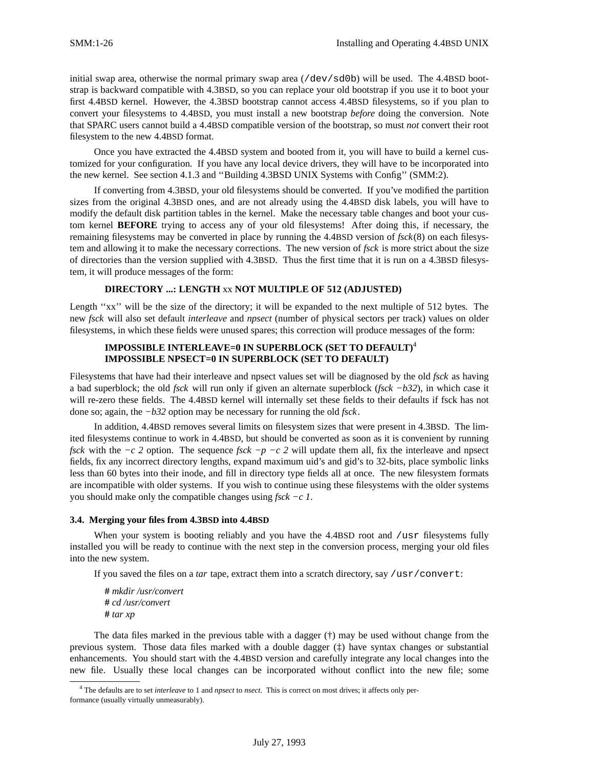initial swap area, otherwise the normal primary swap area (`/dev/sd0b`) will be used. The 4.4BSD bootstrap is backward compatible with 4.3BSD, so you can replace your old bootstrap if you use it to boot your first 4.4BSD kernel. However, the 4.3BSD bootstrap cannot access 4.4BSD filesystems, so if you plan to convert your filesystems to 4.4BSD, you must install a new bootstrap *before* doing the conversion. Note that SPARC users cannot build a 4.4BSD compatible version of the bootstrap, so must *not* convert their root filesystem to the new 4.4BSD format.

Once you have extracted the 4.4BSD system and booted from it, you will have to build a kernel customized for your configuration. If you have any local device drivers, they will have to be incorporated into the new kernel. See section 4.1.3 and ''Building 4.3BSD UNIX Systems with Config'' (SMM:2).

If converting from 4.3BSD, your old filesystems should be converted. If you've modified the partition sizes from the original 4.3BSD ones, and are not already using the 4.4BSD disk labels, you will have to modify the default disk partition tables in the kernel. Make the necessary table changes and boot your custom kernel **BEFORE** trying to access any of your old filesystems! After doing this, if necessary, the remaining filesystems may be converted in place by running the 4.4BSD version of *fsck*(8) on each filesystem and allowing it to make the necessary corrections. The new version of *fsck* is more strict about the size of directories than the version supplied with 4.3BSD. Thus the first time that it is run on a 4.3BSD filesystem, it will produce messages of the form:

> **DIRECTORY ...: LENGTH** xx **NOT MULTIPLE OF 512 (ADJUSTED)**

Length ''xx'' will be the size of the directory; it will be expanded to the next multiple of 512 bytes. The new *fsck* will also set default *interleave* and *npsect* (number of physical sectors per track) values on older filesystems, in which these fields were unused spares; this correction will produce messages of the form:

> **IMPOSSIBLE INTERLEAVE=0 IN SUPERBLOCK (SET TO DEFAULT)**[4]
> **IMPOSSIBLE NPSECT=0 IN SUPERBLOCK (SET TO DEFAULT)**

Filesystems that have had their interleave and npsect values set will be diagnosed by the old *fsck* as having a bad superblock; the old *fsck* will run only if given an alternate superblock (*fsck −b32*), in which case it will re-zero these fields. The 4.4BSD kernel will internally set these fields to their defaults if fsck has not done so; again, the *−b32* option may be necessary for running the old *fsck*.

In addition, 4.4BSD removes several limits on filesystem sizes that were present in 4.3BSD. The limited filesystems continue to work in 4.4BSD, but should be converted as soon as it is convenient by running *fsck* with the *−c 2* option. The sequence *fsck −p −c 2* will update them all, fix the interleave and npsect fields, fix any incorrect directory lengths, expand maximum uid's and gid's to 32-bits, place symbolic links less than 60 bytes into their inode, and fill in directory type fields all at once. The new filesystem formats are incompatible with older systems. If you wish to continue using these filesystems with the older systems you should make only the compatible changes using *fsck −c 1*.

### 3.4. Merging your files from 4.3BSD into 4.4BSD

When your system is booting reliably and you have the 4.4BSD root and `/usr` filesystems fully installed you will be ready to continue with the next step in the conversion process, merging your old files into the new system.

If you saved the files on a *tar* tape, extract them into a scratch directory, say `/usr/convert`:

```
# mkdir /usr/convert
# cd /usr/convert
# tar xp
```

The data files marked in the previous table with a dagger (†) may be used without change from the previous system. Those data files marked with a double dagger (‡) have syntax changes or substantial enhancements. You should start with the 4.4BSD version and carefully integrate any local changes into the new file. Usually these local changes can be incorporated without conflict into the new file; some

---

[4] The defaults are to set *interleave* to 1 and *npsect* to *nsect*. This is correct on most drives; it affects only performance (usually virtually unmeasurably).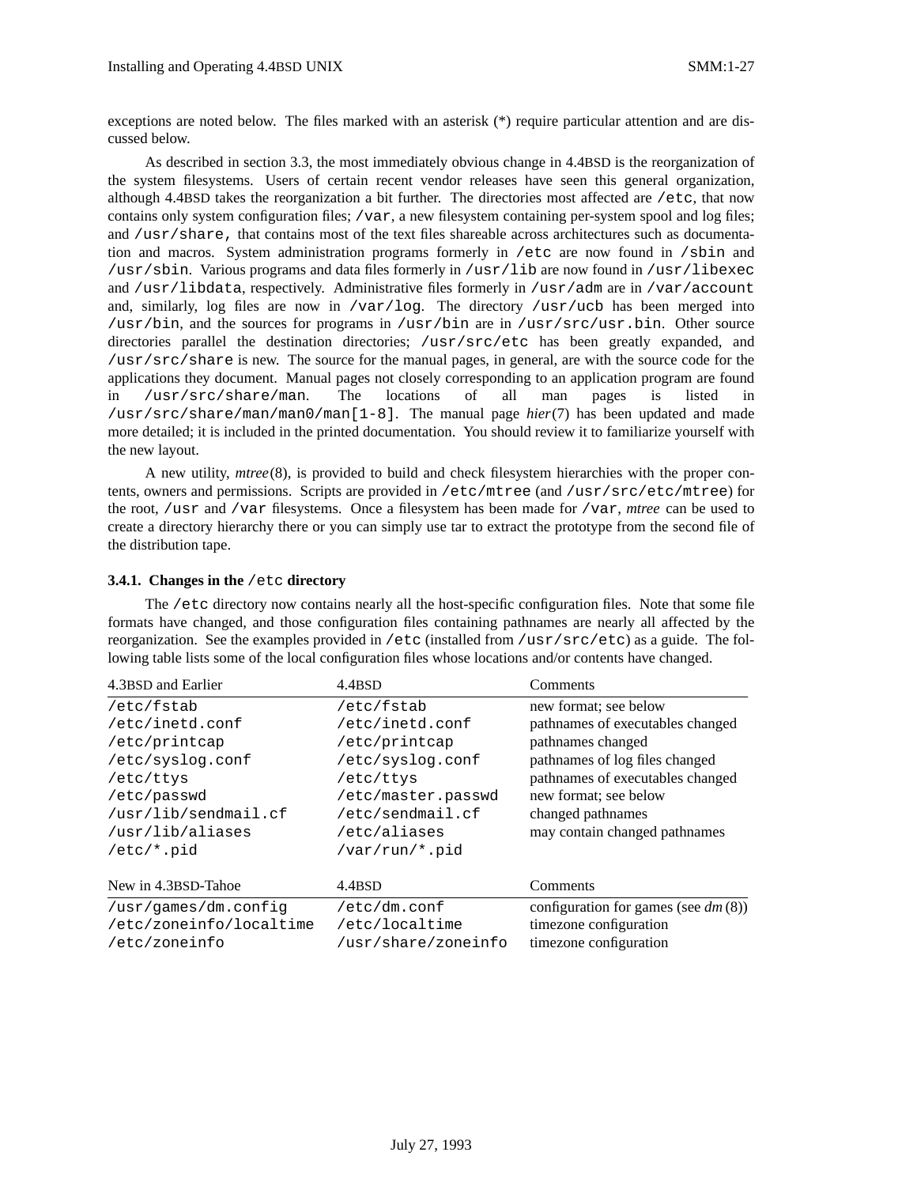exceptions are noted below. The files marked with an asterisk (*) require particular attention and are discussed below.

As described in section 3.3, the most immediately obvious change in 4.4BSD is the reorganization of the system filesystems. Users of certain recent vendor releases have seen this general organization, although 4.4BSD takes the reorganization a bit further. The directories most affected are `/etc`, that now contains only system configuration files; `/var`, a new filesystem containing per-system spool and log files; and `/usr/share,` that contains most of the text files shareable across architectures such as documentation and macros. System administration programs formerly in `/etc` are now found in `/sbin` and `/usr/sbin`. Various programs and data files formerly in `/usr/lib` are now found in `/usr/libexec` and `/usr/libdata`, respectively. Administrative files formerly in `/usr/adm` are in `/var/account` and, similarly, log files are now in `/var/log`. The directory `/usr/ucb` has been merged into `/usr/bin`, and the sources for programs in `/usr/bin` are in `/usr/src/usr.bin`. Other source directories parallel the destination directories; `/usr/src/etc` has been greatly expanded, and `/usr/src/share` is new. The source for the manual pages, in general, are with the source code for the applications they document. Manual pages not closely corresponding to an application program are found in `/usr/src/share/man`. The locations of all man pages is listed in `/usr/src/share/man/man0/man[1-8]`. The manual page *hier*(7) has been updated and made more detailed; it is included in the printed documentation. You should review it to familiarize yourself with the new layout.

A new utility, *mtree*(8), is provided to build and check filesystem hierarchies with the proper contents, owners and permissions. Scripts are provided in `/etc/mtree` (and `/usr/src/etc/mtree`) for the root, `/usr` and `/var` filesystems. Once a filesystem has been made for `/var`, *mtree* can be used to create a directory hierarchy there or you can simply use tar to extract the prototype from the second file of the distribution tape.

### 3.4.1. Changes in the `/etc` directory

The `/etc` directory now contains nearly all the host-specific configuration files. Note that some file formats have changed, and those configuration files containing pathnames are nearly all affected by the reorganization. See the examples provided in `/etc` (installed from `/usr/src/etc`) as a guide. The following table lists some of the local configuration files whose locations and/or contents have changed.

| 4.3BSD and Earlier | 4.4BSD | Comments |
|---|---|---|
| `/etc/fstab` | `/etc/fstab` | new format; see below |
| `/etc/inetd.conf` | `/etc/inetd.conf` | pathnames of executables changed |
| `/etc/printcap` | `/etc/printcap` | pathnames changed |
| `/etc/syslog.conf` | `/etc/syslog.conf` | pathnames of log files changed |
| `/etc/ttys` | `/etc/ttys` | pathnames of executables changed |
| `/etc/passwd` | `/etc/master.passwd` | new format; see below |
| `/usr/lib/sendmail.cf` | `/etc/sendmail.cf` | changed pathnames |
| `/usr/lib/aliases` | `/etc/aliases` | may contain changed pathnames |
| `/etc/*.pid` | `/var/run/*.pid` | |

| New in 4.3BSD-Tahoe | 4.4BSD | Comments |
|---|---|---|
| `/usr/games/dm.config` | `/etc/dm.conf` | configuration for games (see *dm*(8)) |
| `/etc/zoneinfo/localtime` | `/etc/localtime` | timezone configuration |
| `/etc/zoneinfo` | `/usr/share/zoneinfo` | timezone configuration |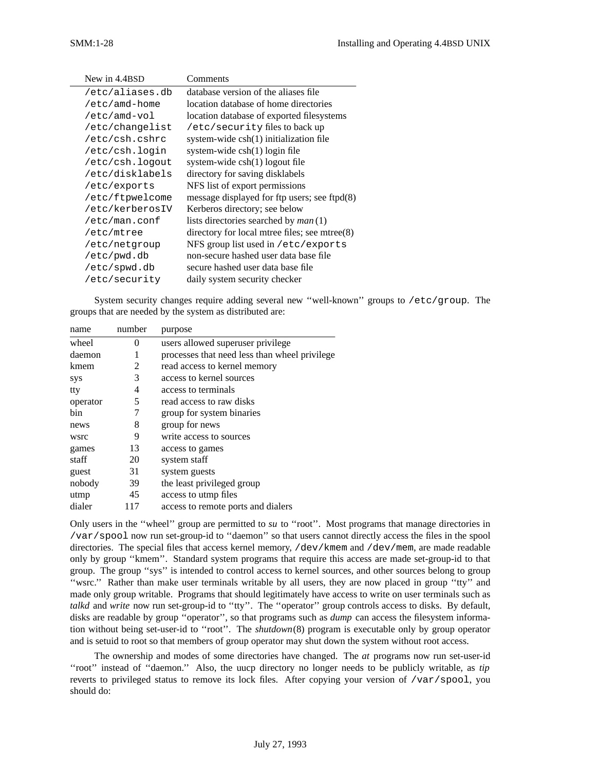| New in 4.4BSD | Comments |
|---|---|
| `/etc/aliases.db` | database version of the aliases file |
| `/etc/amd-home` | location database of home directories |
| `/etc/amd-vol` | location database of exported filesystems |
| `/etc/changelist` | `/etc/security` files to back up |
| `/etc/csh.cshrc` | system-wide csh(1) initialization file |
| `/etc/csh.login` | system-wide csh(1) login file |
| `/etc/csh.logout` | system-wide csh(1) logout file |
| `/etc/disklabels` | directory for saving disklabels |
| `/etc/exports` | NFS list of export permissions |
| `/etc/ftpwelcome` | message displayed for ftp users; see ftpd(8) |
| `/etc/kerberosIV` | Kerberos directory; see below |
| `/etc/man.conf` | lists directories searched by *man*(1) |
| `/etc/mtree` | directory for local mtree files; see mtree(8) |
| `/etc/netgroup` | NFS group list used in `/etc/exports` |
| `/etc/pwd.db` | non-secure hashed user data base file |
| `/etc/spwd.db` | secure hashed user data base file |
| `/etc/security` | daily system security checker |

System security changes require adding several new ''well-known'' groups to `/etc/group`. The groups that are needed by the system as distributed are:

| name | number | purpose |
|---|---|---|
| wheel | 0 | users allowed superuser privilege |
| daemon | 1 | processes that need less than wheel privilege |
| kmem | 2 | read access to kernel memory |
| sys | 3 | access to kernel sources |
| tty | 4 | access to terminals |
| operator | 5 | read access to raw disks |
| bin | 7 | group for system binaries |
| news | 8 | group for news |
| wsrc | 9 | write access to sources |
| games | 13 | access to games |
| staff | 20 | system staff |
| guest | 31 | system guests |
| nobody | 39 | the least privileged group |
| utmp | 45 | access to utmp files |
| dialer | 117 | access to remote ports and dialers |

Only users in the ''wheel'' group are permitted to *su* to ''root''. Most programs that manage directories in `/var/spool` now run set-group-id to ''daemon'' so that users cannot directly access the files in the spool directories. The special files that access kernel memory, `/dev/kmem` and `/dev/mem`, are made readable only by group ''kmem''. Standard system programs that require this access are made set-group-id to that group. The group ''sys'' is intended to control access to kernel sources, and other sources belong to group ''wsrc.'' Rather than make user terminals writable by all users, they are now placed in group ''tty'' and made only group writable. Programs that should legitimately have access to write on user terminals such as *talkd* and *write* now run set-group-id to ''tty''. The ''operator'' group controls access to disks. By default, disks are readable by group ''operator'', so that programs such as *dump* can access the filesystem information without being set-user-id to ''root''. The *shutdown*(8) program is executable only by group operator and is setuid to root so that members of group operator may shut down the system without root access.

The ownership and modes of some directories have changed. The *at* programs now run set-user-id ''root'' instead of ''daemon.'' Also, the uucp directory no longer needs to be publicly writable, as *tip* reverts to privileged status to remove its lock files. After copying your version of `/var/spool`, you should do: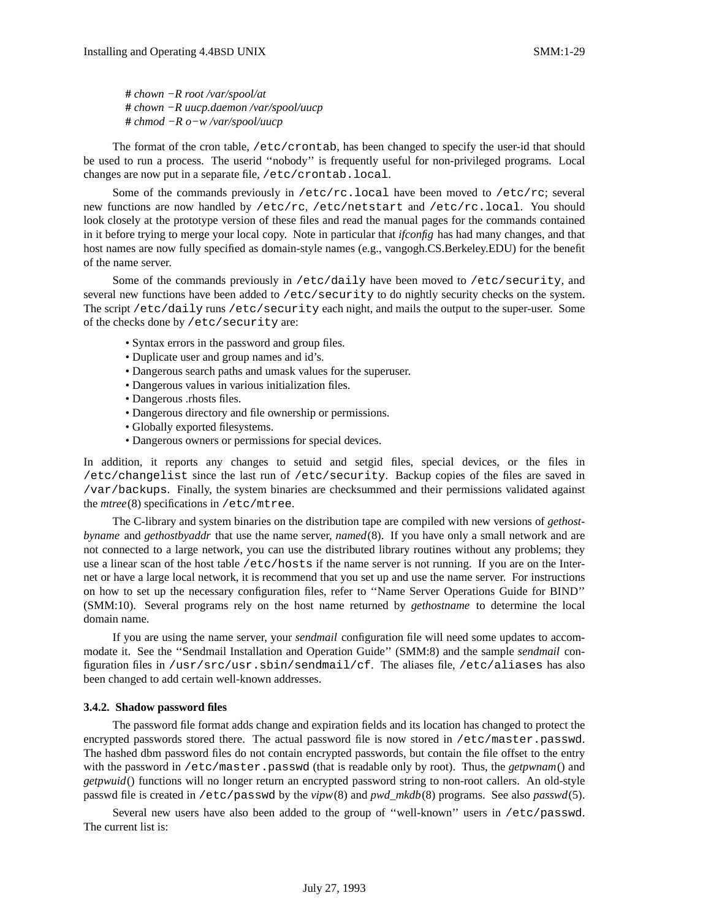```
# chown −R root /var/spool/at
# chown −R uucp.daemon /var/spool/uucp
# chmod −R o−w /var/spool/uucp
```

The format of the cron table, `/etc/crontab`, has been changed to specify the user-id that should be used to run a process. The userid ''nobody'' is frequently useful for non-privileged programs. Local changes are now put in a separate file, `/etc/crontab.local`.

Some of the commands previously in `/etc/rc.local` have been moved to `/etc/rc`; several new functions are now handled by `/etc/rc`, `/etc/netstart` and `/etc/rc.local`. You should look closely at the prototype version of these files and read the manual pages for the commands contained in it before trying to merge your local copy. Note in particular that *ifconfig* has had many changes, and that host names are now fully specified as domain-style names (e.g., vangogh.CS.Berkeley.EDU) for the benefit of the name server.

Some of the commands previously in `/etc/daily` have been moved to `/etc/security`, and several new functions have been added to `/etc/security` to do nightly security checks on the system. The script `/etc/daily` runs `/etc/security` each night, and mails the output to the super-user. Some of the checks done by `/etc/security` are:

- Syntax errors in the password and group files.
- Duplicate user and group names and id's.
- Dangerous search paths and umask values for the superuser.
- Dangerous values in various initialization files.
- Dangerous .rhosts files.
- Dangerous directory and file ownership or permissions.
- Globally exported filesystems.
- Dangerous owners or permissions for special devices.

In addition, it reports any changes to setuid and setgid files, special devices, or the files in `/etc/changelist` since the last run of `/etc/security`. Backup copies of the files are saved in `/var/backups`. Finally, the system binaries are checksummed and their permissions validated against the *mtree*(8) specifications in `/etc/mtree`.

The C-library and system binaries on the distribution tape are compiled with new versions of *gethostbyname* and *gethostbyaddr* that use the name server, *named*(8). If you have only a small network and are not connected to a large network, you can use the distributed library routines without any problems; they use a linear scan of the host table `/etc/hosts` if the name server is not running. If you are on the Internet or have a large local network, it is recommend that you set up and use the name server. For instructions on how to set up the necessary configuration files, refer to ''Name Server Operations Guide for BIND'' (SMM:10). Several programs rely on the host name returned by *gethostname* to determine the local domain name.

If you are using the name server, your *sendmail* configuration file will need some updates to accommodate it. See the ''Sendmail Installation and Operation Guide'' (SMM:8) and the sample *sendmail* configuration files in `/usr/src/usr.sbin/sendmail/cf`. The aliases file, `/etc/aliases` has also been changed to add certain well-known addresses.

### 3.4.2. Shadow password files

The password file format adds change and expiration fields and its location has changed to protect the encrypted passwords stored there. The actual password file is now stored in `/etc/master.passwd`. The hashed dbm password files do not contain encrypted passwords, but contain the file offset to the entry with the password in `/etc/master.passwd` (that is readable only by root). Thus, the *getpwnam*() and *getpwuid*() functions will no longer return an encrypted password string to non-root callers. An old-style passwd file is created in `/etc/passwd` by the *vipw*(8) and *pwd_mkdb*(8) programs. See also *passwd*(5).

Several new users have also been added to the group of ''well-known'' users in `/etc/passwd`. The current list is: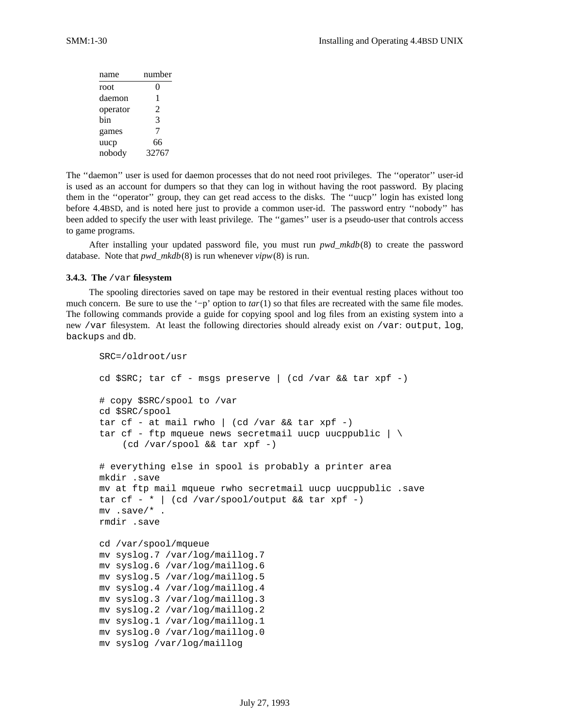| name | number |
|---|---|
| root | 0 |
| daemon | 1 |
| operator | 2 |
| bin | 3 |
| games | 7 |
| uucp | 66 |
| nobody | 32767 |

The ''daemon'' user is used for daemon processes that do not need root privileges. The ''operator'' user-id is used as an account for dumpers so that they can log in without having the root password. By placing them in the ''operator'' group, they can get read access to the disks. The ''uucp'' login has existed long before 4.4BSD, and is noted here just to provide a common user-id. The password entry ''nobody'' has been added to specify the user with least privilege. The ''games'' user is a pseudo-user that controls access to game programs.

After installing your updated password file, you must run *pwd_mkdb*(8) to create the password database. Note that *pwd_mkdb*(8) is run whenever *vipw*(8) is run.

### 3.4.3. The `/var` filesystem

The spooling directories saved on tape may be restored in their eventual resting places without too much concern. Be sure to use the '−p' option to *tar*(1) so that files are recreated with the same file modes. The following commands provide a guide for copying spool and log files from an existing system into a new `/var` filesystem. At least the following directories should already exist on `/var`: `output`, `log`, `backups` and `db`.

```
SRC=/oldroot/usr

cd $SRC; tar cf - msgs preserve | (cd /var && tar xpf -)

# copy $SRC/spool to /var
cd $SRC/spool
tar cf - at mail rwho | (cd /var && tar xpf -)
tar cf - ftp mqueue news secretmail uucp uucppublic | \
    (cd /var/spool && tar xpf -)

# everything else in spool is probably a printer area
mkdir .save
mv at ftp mail mqueue rwho secretmail uucp uucppublic .save
tar cf - * | (cd /var/spool/output && tar xpf -)
mv .save/* .
rmdir .save

cd /var/spool/mqueue
mv syslog.7 /var/log/maillog.7
mv syslog.6 /var/log/maillog.6
mv syslog.5 /var/log/maillog.5
mv syslog.4 /var/log/maillog.4
mv syslog.3 /var/log/maillog.3
mv syslog.2 /var/log/maillog.2
mv syslog.1 /var/log/maillog.1
mv syslog.0 /var/log/maillog.0
mv syslog /var/log/maillog
```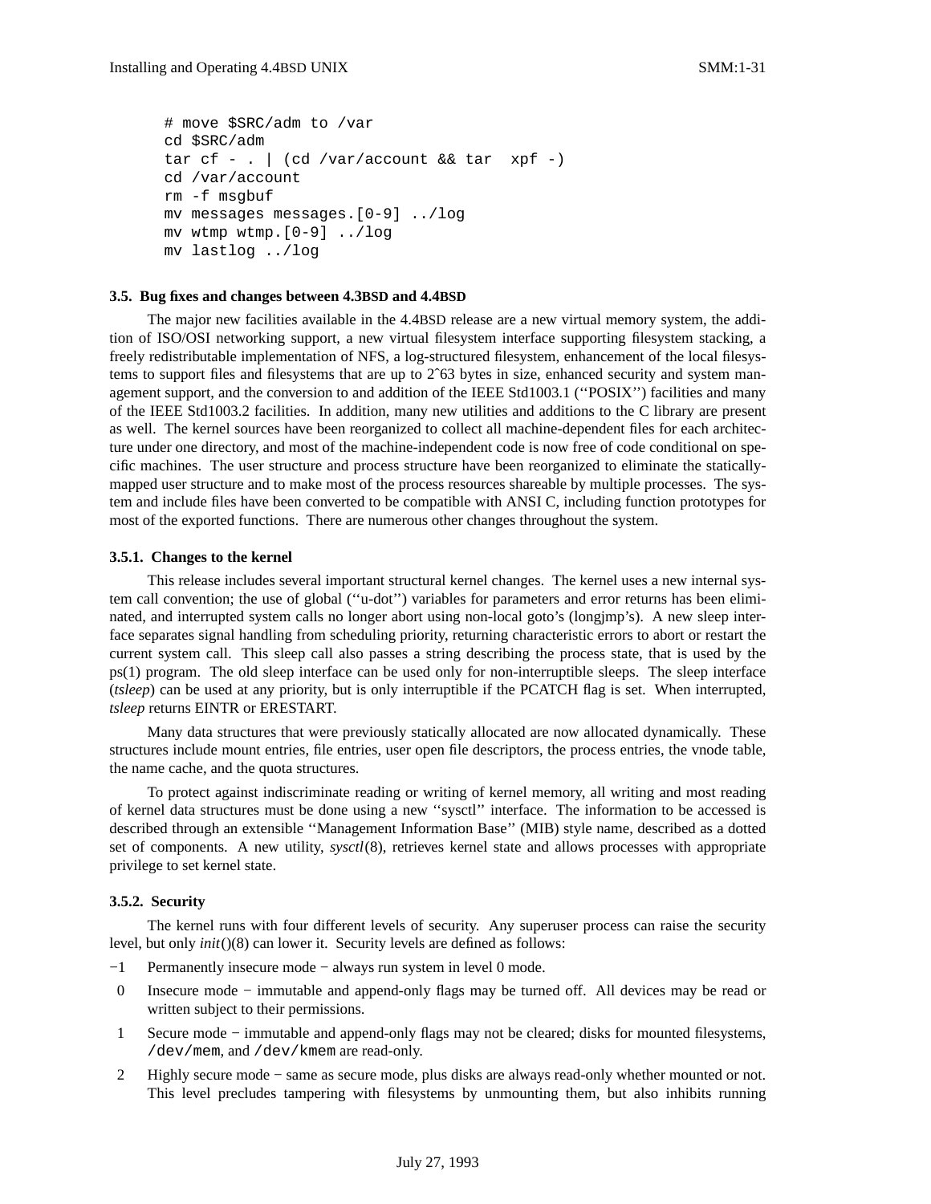```
# move $SRC/adm to /var
cd $SRC/adm
tar cf - . | (cd /var/account && tar  xpf -)
cd /var/account
rm -f msgbuf
mv messages messages.[0-9] ../log
mv wtmp wtmp.[0-9] ../log
mv lastlog ../log
```

### 3.5. Bug fixes and changes between 4.3BSD and 4.4BSD

The major new facilities available in the 4.4BSD release are a new virtual memory system, the addition of ISO/OSI networking support, a new virtual filesystem interface supporting filesystem stacking, a freely redistributable implementation of NFS, a log-structured filesystem, enhancement of the local filesystems to support files and filesystems that are up to 2^63 bytes in size, enhanced security and system management support, and the conversion to and addition of the IEEE Std1003.1 (''POSIX'') facilities and many of the IEEE Std1003.2 facilities. In addition, many new utilities and additions to the C library are present as well. The kernel sources have been reorganized to collect all machine-dependent files for each architecture under one directory, and most of the machine-independent code is now free of code conditional on specific machines. The user structure and process structure have been reorganized to eliminate the statically-mapped user structure and to make most of the process resources shareable by multiple processes. The system and include files have been converted to be compatible with ANSI C, including function prototypes for most of the exported functions. There are numerous other changes throughout the system.

#### 3.5.1. Changes to the kernel

This release includes several important structural kernel changes. The kernel uses a new internal system call convention; the use of global (''u-dot'') variables for parameters and error returns has been eliminated, and interrupted system calls no longer abort using non-local goto's (longjmp's). A new sleep interface separates signal handling from scheduling priority, returning characteristic errors to abort or restart the current system call. This sleep call also passes a string describing the process state, that is used by the ps(1) program. The old sleep interface can be used only for non-interruptible sleeps. The sleep interface (*tsleep*) can be used at any priority, but is only interruptible if the PCATCH flag is set. When interrupted, *tsleep* returns EINTR or ERESTART.

Many data structures that were previously statically allocated are now allocated dynamically. These structures include mount entries, file entries, user open file descriptors, the process entries, the vnode table, the name cache, and the quota structures.

To protect against indiscriminate reading or writing of kernel memory, all writing and most reading of kernel data structures must be done using a new ''sysctl'' interface. The information to be accessed is described through an extensible ''Management Information Base'' (MIB) style name, described as a dotted set of components. A new utility, *sysctl*(8), retrieves kernel state and allows processes with appropriate privilege to set kernel state.

#### 3.5.2. Security

The kernel runs with four different levels of security. Any superuser process can raise the security level, but only *init*()(8) can lower it. Security levels are defined as follows:

−1 Permanently insecure mode − always run system in level 0 mode.

0 Insecure mode − immutable and append-only flags may be turned off. All devices may be read or written subject to their permissions.

1 Secure mode − immutable and append-only flags may not be cleared; disks for mounted filesystems, `/dev/mem`, and `/dev/kmem` are read-only.

2 Highly secure mode − same as secure mode, plus disks are always read-only whether mounted or not. This level precludes tampering with filesystems by unmounting them, but also inhibits running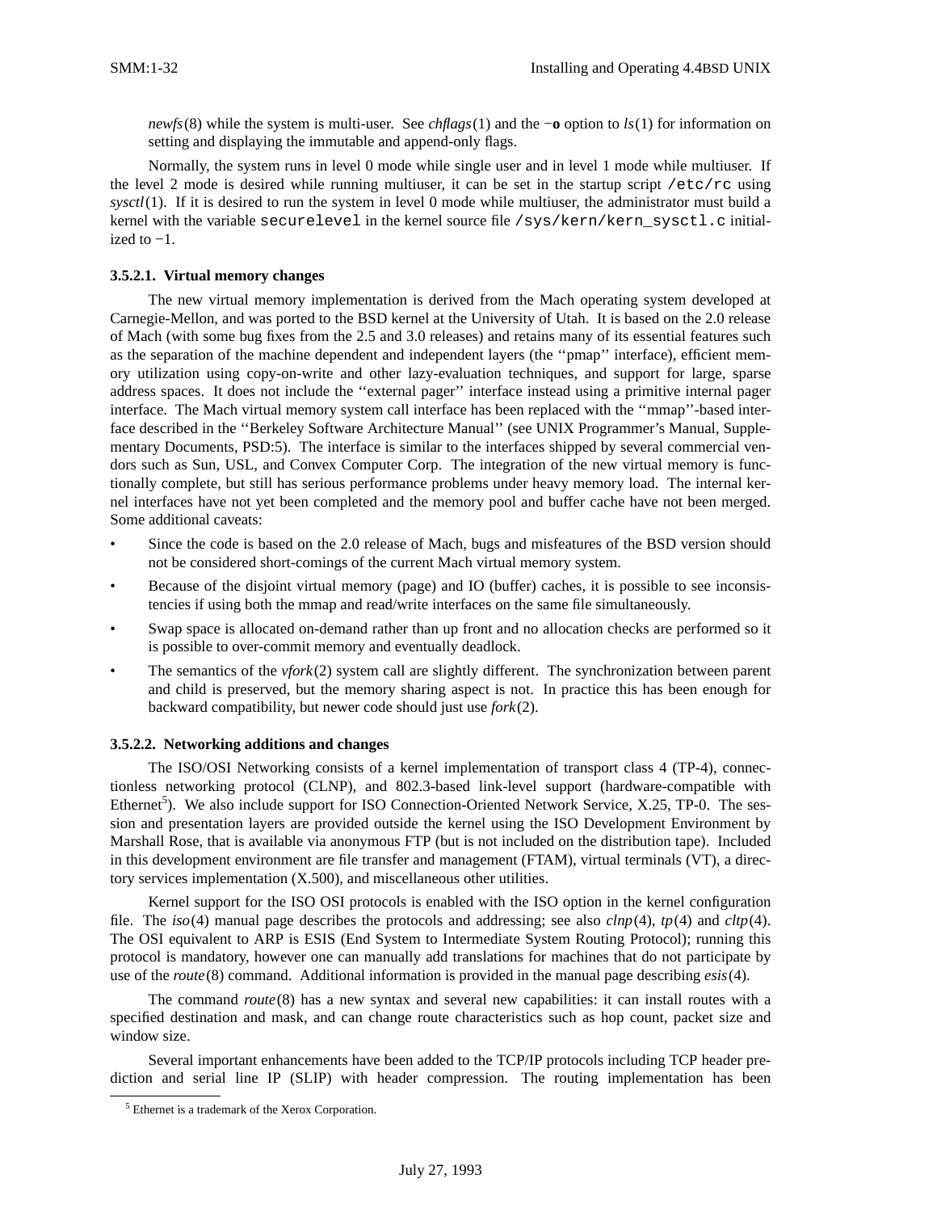*newfs*(8) while the system is multi-user. See *chflags*(1) and the **−o** option to *ls*(1) for information on setting and displaying the immutable and append-only flags.

Normally, the system runs in level 0 mode while single user and in level 1 mode while multiuser. If the level 2 mode is desired while running multiuser, it can be set in the startup script `/etc/rc` using *sysctl*(1). If it is desired to run the system in level 0 mode while multiuser, the administrator must build a kernel with the variable `securelevel` in the kernel source file `/sys/kern/kern_sysctl.c` initialized to −1.

**3.5.2.1. Virtual memory changes**

The new virtual memory implementation is derived from the Mach operating system developed at Carnegie-Mellon, and was ported to the BSD kernel at the University of Utah. It is based on the 2.0 release of Mach (with some bug fixes from the 2.5 and 3.0 releases) and retains many of its essential features such as the separation of the machine dependent and independent layers (the ''pmap'' interface), efficient memory utilization using copy-on-write and other lazy-evaluation techniques, and support for large, sparse address spaces. It does not include the ''external pager'' interface instead using a primitive internal pager interface. The Mach virtual memory system call interface has been replaced with the ''mmap''-based interface described in the ''Berkeley Software Architecture Manual'' (see UNIX Programmer's Manual, Supplementary Documents, PSD:5). The interface is similar to the interfaces shipped by several commercial vendors such as Sun, USL, and Convex Computer Corp. The integration of the new virtual memory is functionally complete, but still has serious performance problems under heavy memory load. The internal kernel interfaces have not yet been completed and the memory pool and buffer cache have not been merged. Some additional caveats:

- Since the code is based on the 2.0 release of Mach, bugs and misfeatures of the BSD version should not be considered short-comings of the current Mach virtual memory system.
- Because of the disjoint virtual memory (page) and IO (buffer) caches, it is possible to see inconsistencies if using both the mmap and read/write interfaces on the same file simultaneously.
- Swap space is allocated on-demand rather than up front and no allocation checks are performed so it is possible to over-commit memory and eventually deadlock.
- The semantics of the *vfork*(2) system call are slightly different. The synchronization between parent and child is preserved, but the memory sharing aspect is not. In practice this has been enough for backward compatibility, but newer code should just use *fork*(2).

**3.5.2.2. Networking additions and changes**

The ISO/OSI Networking consists of a kernel implementation of transport class 4 (TP-4), connectionless networking protocol (CLNP), and 802.3-based link-level support (hardware-compatible with Ethernet[5]). We also include support for ISO Connection-Oriented Network Service, X.25, TP-0. The session and presentation layers are provided outside the kernel using the ISO Development Environment by Marshall Rose, that is available via anonymous FTP (but is not included on the distribution tape). Included in this development environment are file transfer and management (FTAM), virtual terminals (VT), a directory services implementation (X.500), and miscellaneous other utilities.

Kernel support for the ISO OSI protocols is enabled with the ISO option in the kernel configuration file. The *iso*(4) manual page describes the protocols and addressing; see also *clnp*(4), *tp*(4) and *cltp*(4). The OSI equivalent to ARP is ESIS (End System to Intermediate System Routing Protocol); running this protocol is mandatory, however one can manually add translations for machines that do not participate by use of the *route*(8) command. Additional information is provided in the manual page describing *esis*(4).

The command *route*(8) has a new syntax and several new capabilities: it can install routes with a specified destination and mask, and can change route characteristics such as hop count, packet size and window size.

Several important enhancements have been added to the TCP/IP protocols including TCP header prediction and serial line IP (SLIP) with header compression. The routing implementation has been

[5] Ethernet is a trademark of the Xerox Corporation.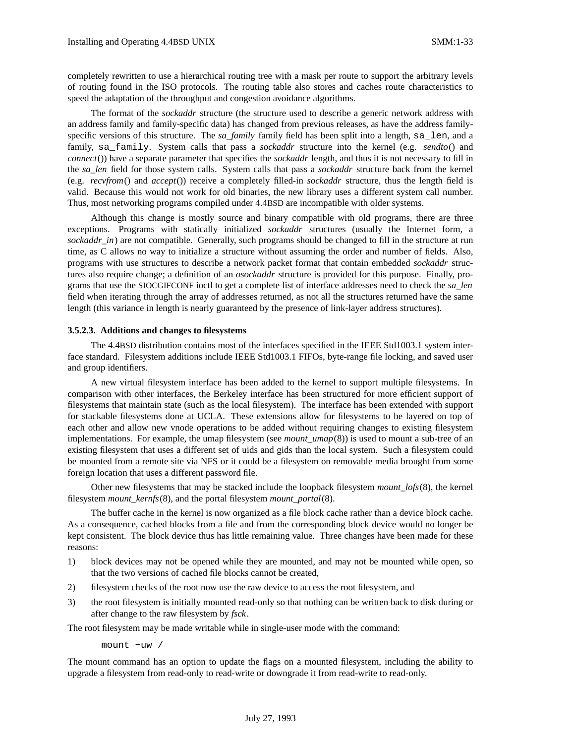completely rewritten to use a hierarchical routing tree with a mask per route to support the arbitrary levels of routing found in the ISO protocols. The routing table also stores and caches route characteristics to speed the adaptation of the throughput and congestion avoidance algorithms.

The format of the *sockaddr* structure (the structure used to describe a generic network address with an address family and family-specific data) has changed from previous releases, as have the address family-specific versions of this structure. The *sa_family* family field has been split into a length, `sa_len`, and a family, `sa_family`. System calls that pass a *sockaddr* structure into the kernel (e.g. *sendto*() and *connect*()) have a separate parameter that specifies the *sockaddr* length, and thus it is not necessary to fill in the *sa_len* field for those system calls. System calls that pass a *sockaddr* structure back from the kernel (e.g. *recvfrom*() and *accept*()) receive a completely filled-in *sockaddr* structure, thus the length field is valid. Because this would not work for old binaries, the new library uses a different system call number. Thus, most networking programs compiled under 4.4BSD are incompatible with older systems.

Although this change is mostly source and binary compatible with old programs, there are three exceptions. Programs with statically initialized *sockaddr* structures (usually the Internet form, a *sockaddr_in*) are not compatible. Generally, such programs should be changed to fill in the structure at run time, as C allows no way to initialize a structure without assuming the order and number of fields. Also, programs with use structures to describe a network packet format that contain embedded *sockaddr* structures also require change; a definition of an *osockaddr* structure is provided for this purpose. Finally, programs that use the SIOCGIFCONF ioctl to get a complete list of interface addresses need to check the *sa_len* field when iterating through the array of addresses returned, as not all the structures returned have the same length (this variance in length is nearly guaranteed by the presence of link-layer address structures).

### 3.5.2.3. Additions and changes to filesystems

The 4.4BSD distribution contains most of the interfaces specified in the IEEE Std1003.1 system interface standard. Filesystem additions include IEEE Std1003.1 FIFOs, byte-range file locking, and saved user and group identifiers.

A new virtual filesystem interface has been added to the kernel to support multiple filesystems. In comparison with other interfaces, the Berkeley interface has been structured for more efficient support of filesystems that maintain state (such as the local filesystem). The interface has been extended with support for stackable filesystems done at UCLA. These extensions allow for filesystems to be layered on top of each other and allow new vnode operations to be added without requiring changes to existing filesystem implementations. For example, the umap filesystem (see *mount_umap*(8)) is used to mount a sub-tree of an existing filesystem that uses a different set of uids and gids than the local system. Such a filesystem could be mounted from a remote site via NFS or it could be a filesystem on removable media brought from some foreign location that uses a different password file.

Other new filesystems that may be stacked include the loopback filesystem *mount_lofs*(8), the kernel filesystem *mount_kernfs*(8), and the portal filesystem *mount_portal*(8).

The buffer cache in the kernel is now organized as a file block cache rather than a device block cache. As a consequence, cached blocks from a file and from the corresponding block device would no longer be kept consistent. The block device thus has little remaining value. Three changes have been made for these reasons:

1) block devices may not be opened while they are mounted, and may not be mounted while open, so that the two versions of cached file blocks cannot be created,
2) filesystem checks of the root now use the raw device to access the root filesystem, and
3) the root filesystem is initially mounted read-only so that nothing can be written back to disk during or after change to the raw filesystem by *fsck*.

The root filesystem may be made writable while in single-user mode with the command:

```
mount −uw /
```

The mount command has an option to update the flags on a mounted filesystem, including the ability to upgrade a filesystem from read-only to read-write or downgrade it from read-write to read-only.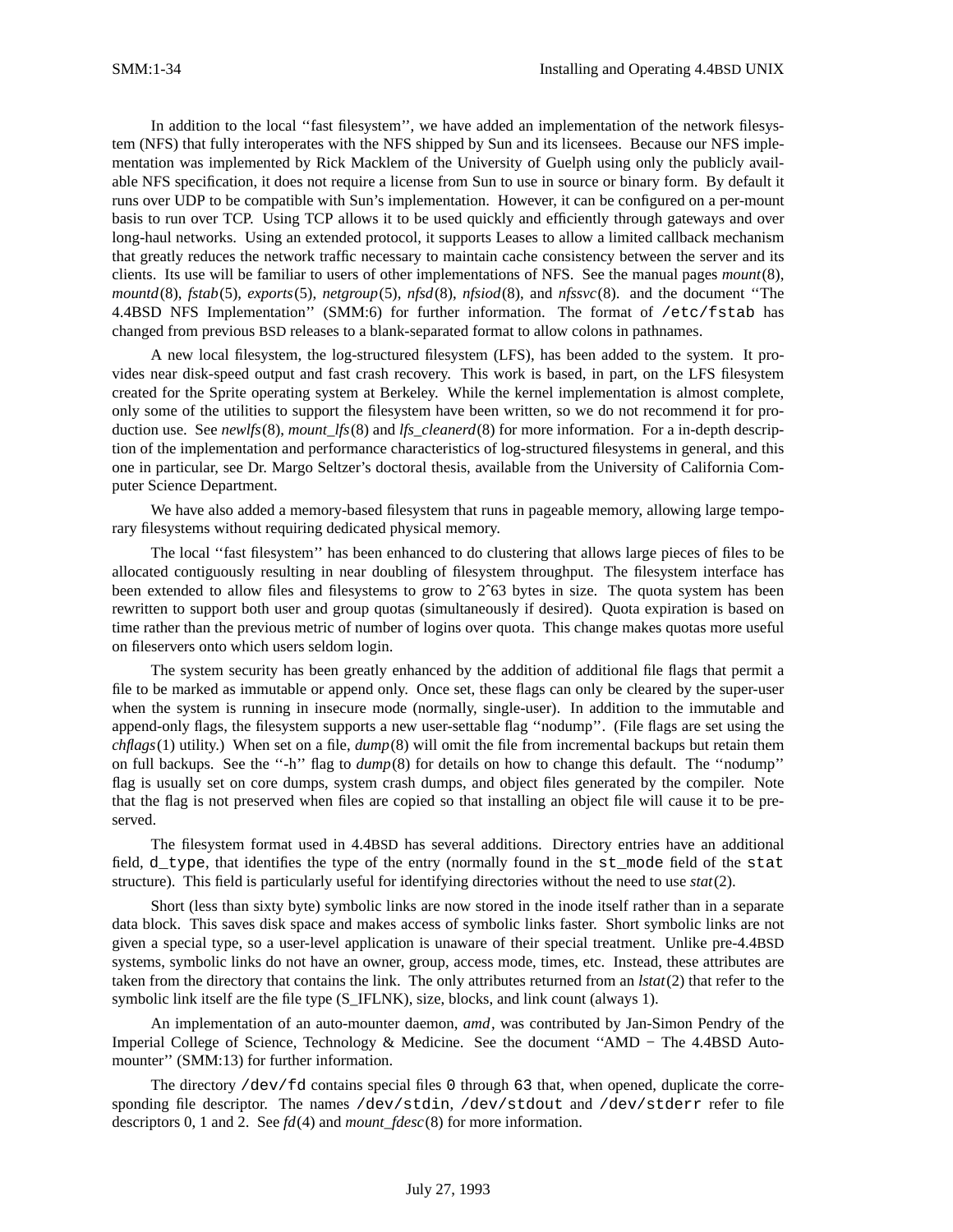In addition to the local ''fast filesystem'', we have added an implementation of the network filesystem (NFS) that fully interoperates with the NFS shipped by Sun and its licensees. Because our NFS implementation was implemented by Rick Macklem of the University of Guelph using only the publicly available NFS specification, it does not require a license from Sun to use in source or binary form. By default it runs over UDP to be compatible with Sun's implementation. However, it can be configured on a per-mount basis to run over TCP. Using TCP allows it to be used quickly and efficiently through gateways and over long-haul networks. Using an extended protocol, it supports Leases to allow a limited callback mechanism that greatly reduces the network traffic necessary to maintain cache consistency between the server and its clients. Its use will be familiar to users of other implementations of NFS. See the manual pages *mount*(8), *mountd*(8), *fstab*(5), *exports*(5), *netgroup*(5), *nfsd*(8), *nfsiod*(8), and *nfssvc*(8). and the document ''The 4.4BSD NFS Implementation'' (SMM:6) for further information. The format of `/etc/fstab` has changed from previous BSD releases to a blank-separated format to allow colons in pathnames.

A new local filesystem, the log-structured filesystem (LFS), has been added to the system. It provides near disk-speed output and fast crash recovery. This work is based, in part, on the LFS filesystem created for the Sprite operating system at Berkeley. While the kernel implementation is almost complete, only some of the utilities to support the filesystem have been written, so we do not recommend it for production use. See *newlfs*(8), *mount_lfs*(8) and *lfs_cleanerd*(8) for more information. For a in-depth description of the implementation and performance characteristics of log-structured filesystems in general, and this one in particular, see Dr. Margo Seltzer's doctoral thesis, available from the University of California Computer Science Department.

We have also added a memory-based filesystem that runs in pageable memory, allowing large temporary filesystems without requiring dedicated physical memory.

The local ''fast filesystem'' has been enhanced to do clustering that allows large pieces of files to be allocated contiguously resulting in near doubling of filesystem throughput. The filesystem interface has been extended to allow files and filesystems to grow to 2ˆ63 bytes in size. The quota system has been rewritten to support both user and group quotas (simultaneously if desired). Quota expiration is based on time rather than the previous metric of number of logins over quota. This change makes quotas more useful on fileservers onto which users seldom login.

The system security has been greatly enhanced by the addition of additional file flags that permit a file to be marked as immutable or append only. Once set, these flags can only be cleared by the super-user when the system is running in insecure mode (normally, single-user). In addition to the immutable and append-only flags, the filesystem supports a new user-settable flag ''nodump''. (File flags are set using the *chflags*(1) utility.) When set on a file, *dump*(8) will omit the file from incremental backups but retain them on full backups. See the ''-h'' flag to *dump*(8) for details on how to change this default. The ''nodump'' flag is usually set on core dumps, system crash dumps, and object files generated by the compiler. Note that the flag is not preserved when files are copied so that installing an object file will cause it to be preserved.

The filesystem format used in 4.4BSD has several additions. Directory entries have an additional field, `d_type`, that identifies the type of the entry (normally found in the `st_mode` field of the `stat` structure). This field is particularly useful for identifying directories without the need to use *stat*(2).

Short (less than sixty byte) symbolic links are now stored in the inode itself rather than in a separate data block. This saves disk space and makes access of symbolic links faster. Short symbolic links are not given a special type, so a user-level application is unaware of their special treatment. Unlike pre-4.4BSD systems, symbolic links do not have an owner, group, access mode, times, etc. Instead, these attributes are taken from the directory that contains the link. The only attributes returned from an *lstat*(2) that refer to the symbolic link itself are the file type (S_IFLNK), size, blocks, and link count (always 1).

An implementation of an auto-mounter daemon, *amd*, was contributed by Jan-Simon Pendry of the Imperial College of Science, Technology & Medicine. See the document ''AMD − The 4.4BSD Automounter'' (SMM:13) for further information.

The directory `/dev/fd` contains special files `0` through `63` that, when opened, duplicate the corresponding file descriptor. The names `/dev/stdin`, `/dev/stdout` and `/dev/stderr` refer to file descriptors 0, 1 and 2. See *fd*(4) and *mount_fdesc*(8) for more information.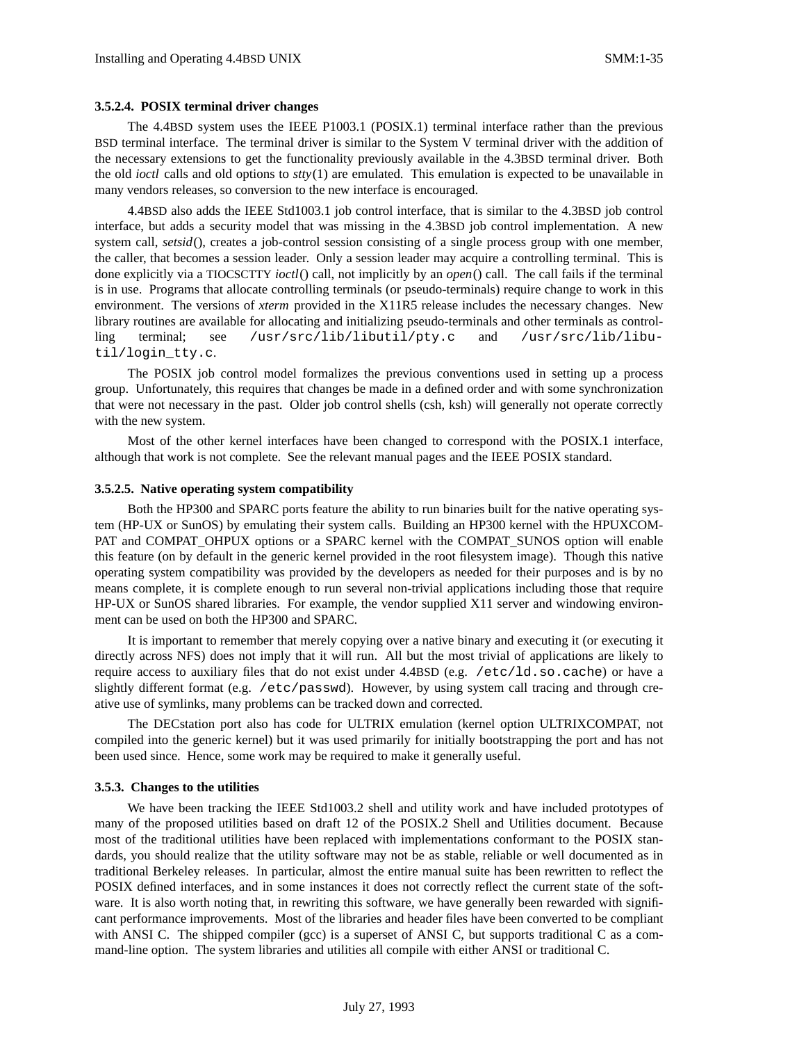### 3.5.2.4. POSIX terminal driver changes

The 4.4BSD system uses the IEEE P1003.1 (POSIX.1) terminal interface rather than the previous BSD terminal interface. The terminal driver is similar to the System V terminal driver with the addition of the necessary extensions to get the functionality previously available in the 4.3BSD terminal driver. Both the old *ioctl* calls and old options to *stty*(1) are emulated. This emulation is expected to be unavailable in many vendors releases, so conversion to the new interface is encouraged.

4.4BSD also adds the IEEE Std1003.1 job control interface, that is similar to the 4.3BSD job control interface, but adds a security model that was missing in the 4.3BSD job control implementation. A new system call, *setsid*(), creates a job-control session consisting of a single process group with one member, the caller, that becomes a session leader. Only a session leader may acquire a controlling terminal. This is done explicitly via a TIOCSCTTY *ioctl*() call, not implicitly by an *open*() call. The call fails if the terminal is in use. Programs that allocate controlling terminals (or pseudo-terminals) require change to work in this environment. The versions of *xterm* provided in the X11R5 release includes the necessary changes. New library routines are available for allocating and initializing pseudo-terminals and other terminals as controlling terminal; see `/usr/src/lib/libutil/pty.c` and `/usr/src/lib/libutil/login_tty.c`.

The POSIX job control model formalizes the previous conventions used in setting up a process group. Unfortunately, this requires that changes be made in a defined order and with some synchronization that were not necessary in the past. Older job control shells (csh, ksh) will generally not operate correctly with the new system.

Most of the other kernel interfaces have been changed to correspond with the POSIX.1 interface, although that work is not complete. See the relevant manual pages and the IEEE POSIX standard.

### 3.5.2.5. Native operating system compatibility

Both the HP300 and SPARC ports feature the ability to run binaries built for the native operating system (HP-UX or SunOS) by emulating their system calls. Building an HP300 kernel with the HPUXCOMPAT and COMPAT_OHPUX options or a SPARC kernel with the COMPAT_SUNOS option will enable this feature (on by default in the generic kernel provided in the root filesystem image). Though this native operating system compatibility was provided by the developers as needed for their purposes and is by no means complete, it is complete enough to run several non-trivial applications including those that require HP-UX or SunOS shared libraries. For example, the vendor supplied X11 server and windowing environment can be used on both the HP300 and SPARC.

It is important to remember that merely copying over a native binary and executing it (or executing it directly across NFS) does not imply that it will run. All but the most trivial of applications are likely to require access to auxiliary files that do not exist under 4.4BSD (e.g. `/etc/ld.so.cache`) or have a slightly different format (e.g. `/etc/passwd`). However, by using system call tracing and through creative use of symlinks, many problems can be tracked down and corrected.

The DECstation port also has code for ULTRIX emulation (kernel option ULTRIXCOMPAT, not compiled into the generic kernel) but it was used primarily for initially bootstrapping the port and has not been used since. Hence, some work may be required to make it generally useful.

### 3.5.3. Changes to the utilities

We have been tracking the IEEE Std1003.2 shell and utility work and have included prototypes of many of the proposed utilities based on draft 12 of the POSIX.2 Shell and Utilities document. Because most of the traditional utilities have been replaced with implementations conformant to the POSIX standards, you should realize that the utility software may not be as stable, reliable or well documented as in traditional Berkeley releases. In particular, almost the entire manual suite has been rewritten to reflect the POSIX defined interfaces, and in some instances it does not correctly reflect the current state of the software. It is also worth noting that, in rewriting this software, we have generally been rewarded with significant performance improvements. Most of the libraries and header files have been converted to be compliant with ANSI C. The shipped compiler (gcc) is a superset of ANSI C, but supports traditional C as a command-line option. The system libraries and utilities all compile with either ANSI or traditional C.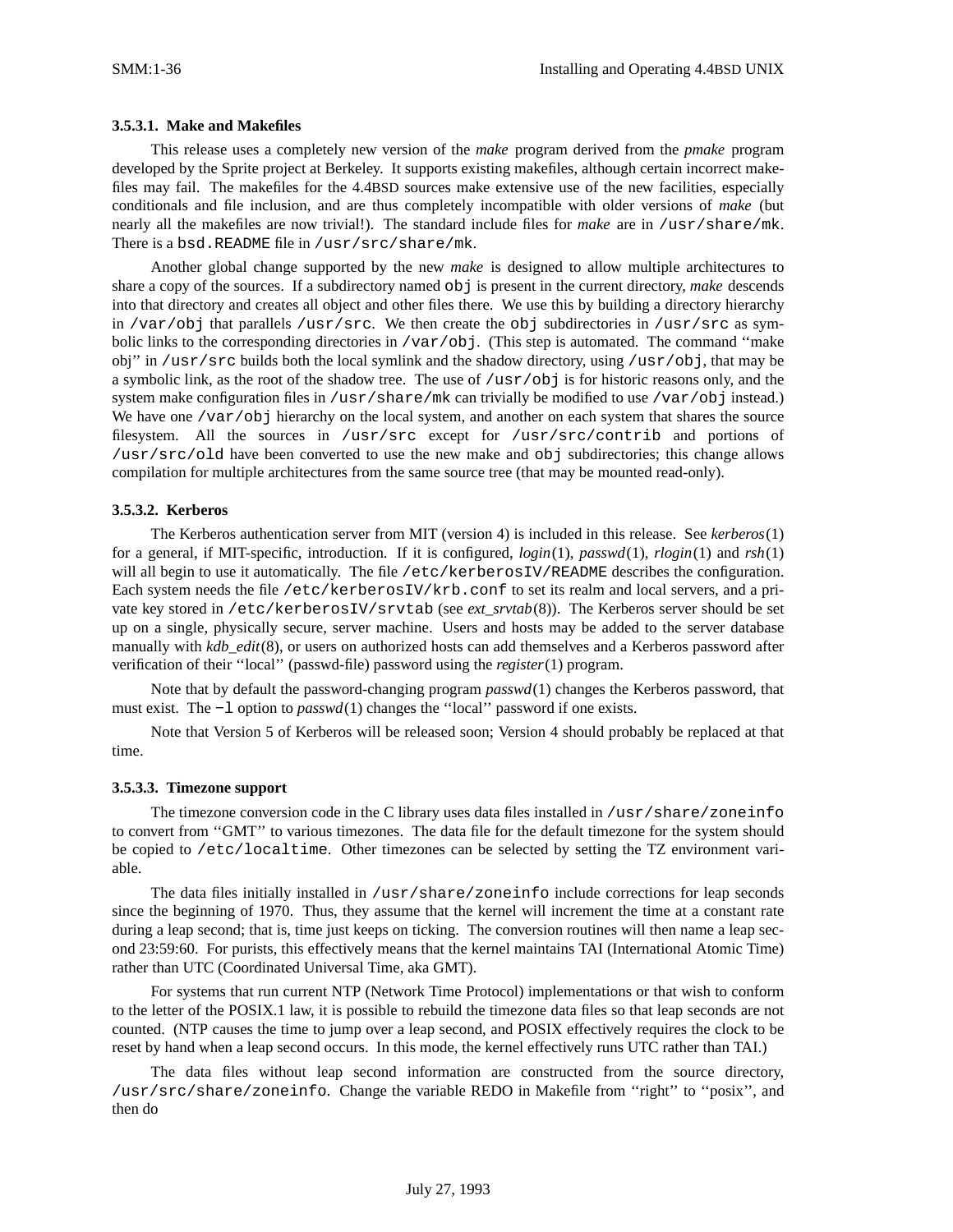#### 3.5.3.1. Make and Makefiles

This release uses a completely new version of the *make* program derived from the *pmake* program developed by the Sprite project at Berkeley. It supports existing makefiles, although certain incorrect makefiles may fail. The makefiles for the 4.4BSD sources make extensive use of the new facilities, especially conditionals and file inclusion, and are thus completely incompatible with older versions of *make* (but nearly all the makefiles are now trivial!). The standard include files for *make* are in `/usr/share/mk`. There is a `bsd.README` file in `/usr/src/share/mk`.

Another global change supported by the new *make* is designed to allow multiple architectures to share a copy of the sources. If a subdirectory named `obj` is present in the current directory, *make* descends into that directory and creates all object and other files there. We use this by building a directory hierarchy in `/var/obj` that parallels `/usr/src`. We then create the `obj` subdirectories in `/usr/src` as symbolic links to the corresponding directories in `/var/obj`. (This step is automated. The command ''make obj'' in `/usr/src` builds both the local symlink and the shadow directory, using `/usr/obj`, that may be a symbolic link, as the root of the shadow tree. The use of `/usr/obj` is for historic reasons only, and the system make configuration files in `/usr/share/mk` can trivially be modified to use `/var/obj` instead.) We have one `/var/obj` hierarchy on the local system, and another on each system that shares the source filesystem. All the sources in `/usr/src` except for `/usr/src/contrib` and portions of `/usr/src/old` have been converted to use the new make and `obj` subdirectories; this change allows compilation for multiple architectures from the same source tree (that may be mounted read-only).

#### 3.5.3.2. Kerberos

The Kerberos authentication server from MIT (version 4) is included in this release. See *kerberos*(1) for a general, if MIT-specific, introduction. If it is configured, *login*(1), *passwd*(1), *rlogin*(1) and *rsh*(1) will all begin to use it automatically. The file `/etc/kerberosIV/README` describes the configuration. Each system needs the file `/etc/kerberosIV/krb.conf` to set its realm and local servers, and a private key stored in `/etc/kerberosIV/srvtab` (see *ext_srvtab*(8)). The Kerberos server should be set up on a single, physically secure, server machine. Users and hosts may be added to the server database manually with *kdb_edit*(8), or users on authorized hosts can add themselves and a Kerberos password after verification of their ''local'' (passwd-file) password using the *register*(1) program.

Note that by default the password-changing program *passwd*(1) changes the Kerberos password, that must exist. The `−l` option to *passwd*(1) changes the ''local'' password if one exists.

Note that Version 5 of Kerberos will be released soon; Version 4 should probably be replaced at that time.

#### 3.5.3.3. Timezone support

The timezone conversion code in the C library uses data files installed in `/usr/share/zoneinfo` to convert from ''GMT'' to various timezones. The data file for the default timezone for the system should be copied to `/etc/localtime`. Other timezones can be selected by setting the TZ environment variable.

The data files initially installed in `/usr/share/zoneinfo` include corrections for leap seconds since the beginning of 1970. Thus, they assume that the kernel will increment the time at a constant rate during a leap second; that is, time just keeps on ticking. The conversion routines will then name a leap second 23:59:60. For purists, this effectively means that the kernel maintains TAI (International Atomic Time) rather than UTC (Coordinated Universal Time, aka GMT).

For systems that run current NTP (Network Time Protocol) implementations or that wish to conform to the letter of the POSIX.1 law, it is possible to rebuild the timezone data files so that leap seconds are not counted. (NTP causes the time to jump over a leap second, and POSIX effectively requires the clock to be reset by hand when a leap second occurs. In this mode, the kernel effectively runs UTC rather than TAI.)

The data files without leap second information are constructed from the source directory, `/usr/src/share/zoneinfo`. Change the variable REDO in Makefile from ''right'' to ''posix'', and then do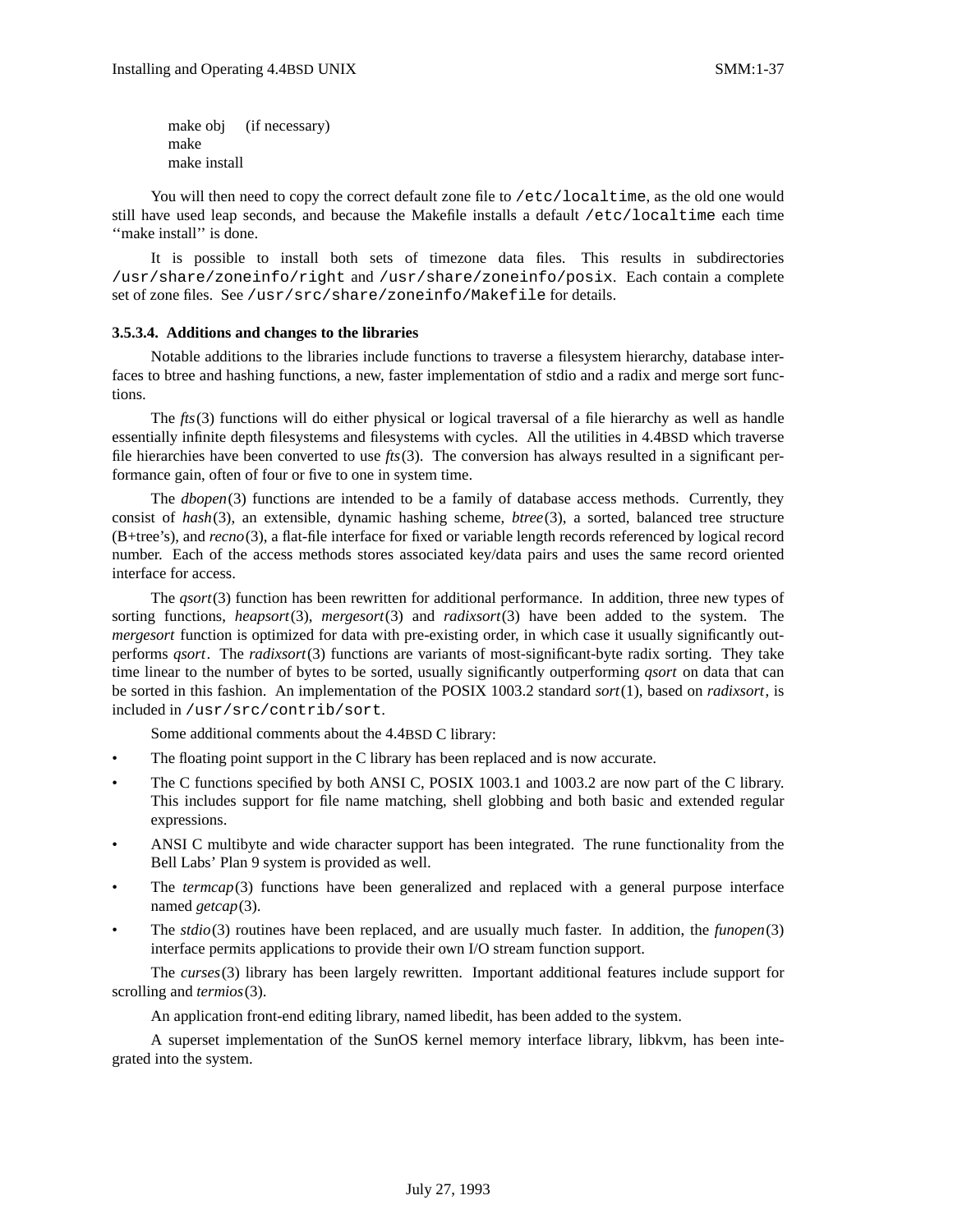```
make obj      (if necessary)
make
make install
```

You will then need to copy the correct default zone file to `/etc/localtime`, as the old one would still have used leap seconds, and because the Makefile installs a default `/etc/localtime` each time ''make install'' is done.

It is possible to install both sets of timezone data files. This results in subdirectories `/usr/share/zoneinfo/right` and `/usr/share/zoneinfo/posix`. Each contain a complete set of zone files. See `/usr/src/share/zoneinfo/Makefile` for details.

#### 3.5.3.4. Additions and changes to the libraries

Notable additions to the libraries include functions to traverse a filesystem hierarchy, database interfaces to btree and hashing functions, a new, faster implementation of stdio and a radix and merge sort functions.

The *fts*(3) functions will do either physical or logical traversal of a file hierarchy as well as handle essentially infinite depth filesystems and filesystems with cycles. All the utilities in 4.4BSD which traverse file hierarchies have been converted to use *fts*(3). The conversion has always resulted in a significant performance gain, often of four or five to one in system time.

The *dbopen*(3) functions are intended to be a family of database access methods. Currently, they consist of *hash*(3), an extensible, dynamic hashing scheme, *btree*(3), a sorted, balanced tree structure (B+tree's), and *recno*(3), a flat-file interface for fixed or variable length records referenced by logical record number. Each of the access methods stores associated key/data pairs and uses the same record oriented interface for access.

The *qsort*(3) function has been rewritten for additional performance. In addition, three new types of sorting functions, *heapsort*(3), *mergesort*(3) and *radixsort*(3) have been added to the system. The *mergesort* function is optimized for data with pre-existing order, in which case it usually significantly outperforms *qsort*. The *radixsort*(3) functions are variants of most-significant-byte radix sorting. They take time linear to the number of bytes to be sorted, usually significantly outperforming *qsort* on data that can be sorted in this fashion. An implementation of the POSIX 1003.2 standard *sort*(1), based on *radixsort*, is included in `/usr/src/contrib/sort`.

Some additional comments about the 4.4BSD C library:

- The floating point support in the C library has been replaced and is now accurate.
- The C functions specified by both ANSI C, POSIX 1003.1 and 1003.2 are now part of the C library. This includes support for file name matching, shell globbing and both basic and extended regular expressions.
- ANSI C multibyte and wide character support has been integrated. The rune functionality from the Bell Labs' Plan 9 system is provided as well.
- The *termcap*(3) functions have been generalized and replaced with a general purpose interface named *getcap*(3).
- The *stdio*(3) routines have been replaced, and are usually much faster. In addition, the *funopen*(3) interface permits applications to provide their own I/O stream function support.

The *curses*(3) library has been largely rewritten. Important additional features include support for scrolling and *termios*(3).

An application front-end editing library, named libedit, has been added to the system.

A superset implementation of the SunOS kernel memory interface library, libkvm, has been integrated into the system.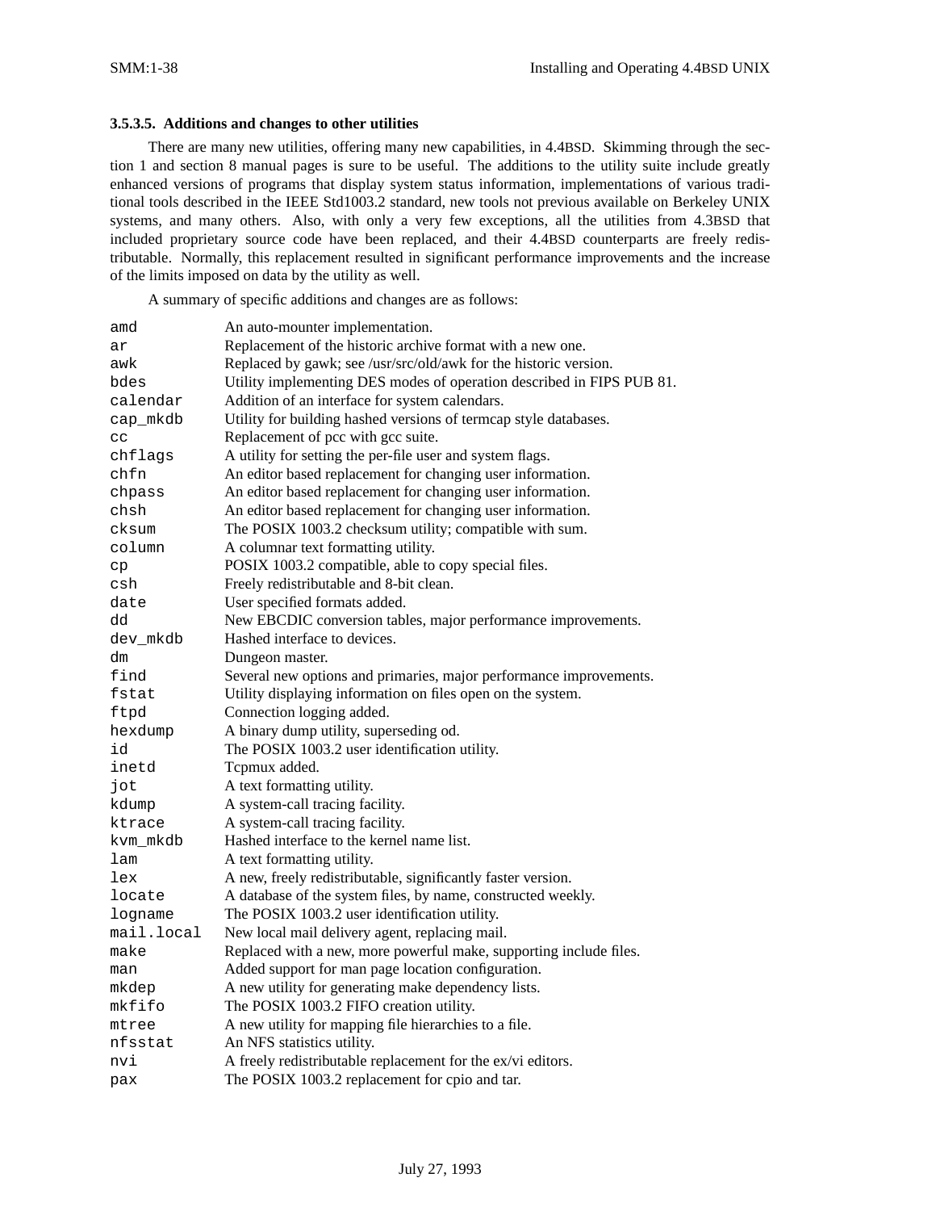#### 3.5.3.5. Additions and changes to other utilities

There are many new utilities, offering many new capabilities, in 4.4BSD. Skimming through the section 1 and section 8 manual pages is sure to be useful. The additions to the utility suite include greatly enhanced versions of programs that display system status information, implementations of various traditional tools described in the IEEE Std1003.2 standard, new tools not previous available on Berkeley UNIX systems, and many others. Also, with only a very few exceptions, all the utilities from 4.3BSD that included proprietary source code have been replaced, and their 4.4BSD counterparts are freely redistributable. Normally, this replacement resulted in significant performance improvements and the increase of the limits imposed on data by the utility as well.

A summary of specific additions and changes are as follows:

| | |
|---|---|
| `amd` | An auto-mounter implementation. |
| `ar` | Replacement of the historic archive format with a new one. |
| `awk` | Replaced by gawk; see /usr/src/old/awk for the historic version. |
| `bdes` | Utility implementing DES modes of operation described in FIPS PUB 81. |
| `calendar` | Addition of an interface for system calendars. |
| `cap_mkdb` | Utility for building hashed versions of termcap style databases. |
| `cc` | Replacement of pcc with gcc suite. |
| `chflags` | A utility for setting the per-file user and system flags. |
| `chfn` | An editor based replacement for changing user information. |
| `chpass` | An editor based replacement for changing user information. |
| `chsh` | An editor based replacement for changing user information. |
| `cksum` | The POSIX 1003.2 checksum utility; compatible with sum. |
| `column` | A columnar text formatting utility. |
| `cp` | POSIX 1003.2 compatible, able to copy special files. |
| `csh` | Freely redistributable and 8-bit clean. |
| `date` | User specified formats added. |
| `dd` | New EBCDIC conversion tables, major performance improvements. |
| `dev_mkdb` | Hashed interface to devices. |
| `dm` | Dungeon master. |
| `find` | Several new options and primaries, major performance improvements. |
| `fstat` | Utility displaying information on files open on the system. |
| `ftpd` | Connection logging added. |
| `hexdump` | A binary dump utility, superseding od. |
| `id` | The POSIX 1003.2 user identification utility. |
| `inetd` | Tcpmux added. |
| `jot` | A text formatting utility. |
| `kdump` | A system-call tracing facility. |
| `ktrace` | A system-call tracing facility. |
| `kvm_mkdb` | Hashed interface to the kernel name list. |
| `lam` | A text formatting utility. |
| `lex` | A new, freely redistributable, significantly faster version. |
| `locate` | A database of the system files, by name, constructed weekly. |
| `logname` | The POSIX 1003.2 user identification utility. |
| `mail.local` | New local mail delivery agent, replacing mail. |
| `make` | Replaced with a new, more powerful make, supporting include files. |
| `man` | Added support for man page location configuration. |
| `mkdep` | A new utility for generating make dependency lists. |
| `mkfifo` | The POSIX 1003.2 FIFO creation utility. |
| `mtree` | A new utility for mapping file hierarchies to a file. |
| `nfsstat` | An NFS statistics utility. |
| `nvi` | A freely redistributable replacement for the ex/vi editors. |
| `pax` | The POSIX 1003.2 replacement for cpio and tar. |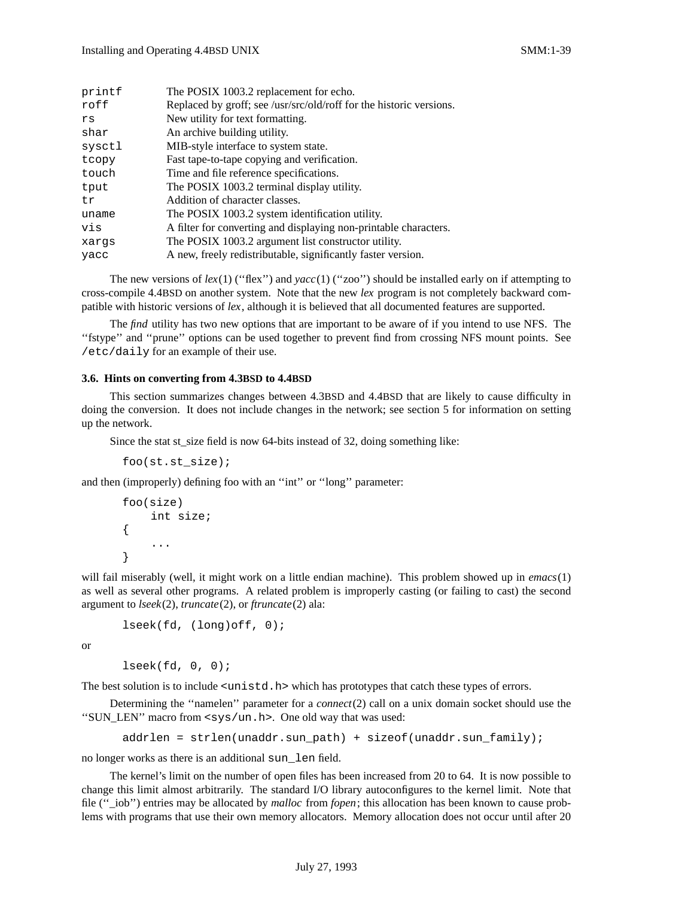| | |
|---|---|
| printf | The POSIX 1003.2 replacement for echo. |
| roff | Replaced by groff; see /usr/src/old/roff for the historic versions. |
| rs | New utility for text formatting. |
| shar | An archive building utility. |
| sysctl | MIB-style interface to system state. |
| tcopy | Fast tape-to-tape copying and verification. |
| touch | Time and file reference specifications. |
| tput | The POSIX 1003.2 terminal display utility. |
| tr | Addition of character classes. |
| uname | The POSIX 1003.2 system identification utility. |
| vis | A filter for converting and displaying non-printable characters. |
| xargs | The POSIX 1003.2 argument list constructor utility. |
| yacc | A new, freely redistributable, significantly faster version. |

The new versions of *lex*(1) (''flex'') and *yacc*(1) (''zoo'') should be installed early on if attempting to cross-compile 4.4BSD on another system. Note that the new *lex* program is not completely backward compatible with historic versions of *lex*, although it is believed that all documented features are supported.

The *find* utility has two new options that are important to be aware of if you intend to use NFS. The ''fstype'' and ''prune'' options can be used together to prevent find from crossing NFS mount points. See `/etc/daily` for an example of their use.

### 3.6. Hints on converting from 4.3BSD to 4.4BSD

This section summarizes changes between 4.3BSD and 4.4BSD that are likely to cause difficulty in doing the conversion. It does not include changes in the network; see section 5 for information on setting up the network.

Since the stat st_size field is now 64-bits instead of 32, doing something like:

```
foo(st.st_size);
```

and then (improperly) defining foo with an ''int'' or ''long'' parameter:

```
foo(size)
    int size;
{
    ...
}
```

will fail miserably (well, it might work on a little endian machine). This problem showed up in *emacs*(1) as well as several other programs. A related problem is improperly casting (or failing to cast) the second argument to *lseek*(2), *truncate*(2), or *ftruncate*(2) ala:

```
lseek(fd, (long)off, 0);
```

or

```
lseek(fd, 0, 0);
```

The best solution is to include `<unistd.h>` which has prototypes that catch these types of errors.

Determining the ''namelen'' parameter for a *connect*(2) call on a unix domain socket should use the ''SUN_LEN'' macro from `<sys/un.h>`. One old way that was used:

```
addrlen = strlen(unaddr.sun_path) + sizeof(unaddr.sun_family);
```

no longer works as there is an additional `sun_len` field.

The kernel's limit on the number of open files has been increased from 20 to 64. It is now possible to change this limit almost arbitrarily. The standard I/O library autoconfigures to the kernel limit. Note that file (''_iob'') entries may be allocated by *malloc* from *fopen*; this allocation has been known to cause problems with programs that use their own memory allocators. Memory allocation does not occur until after 20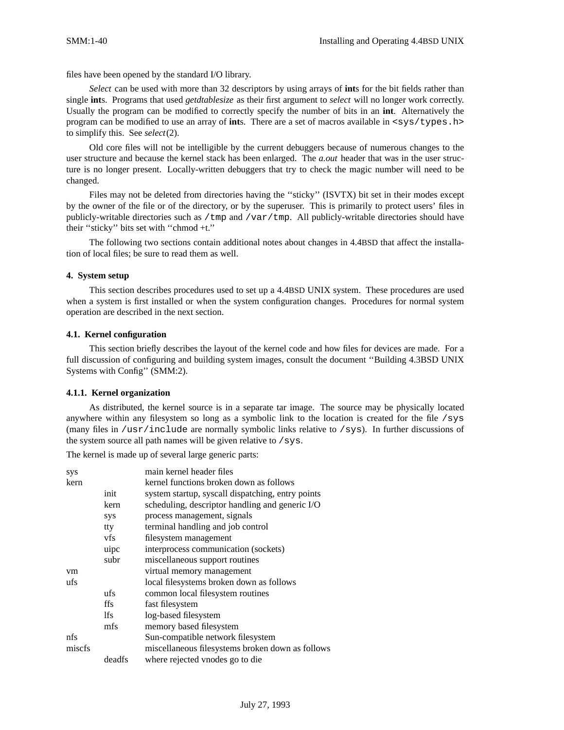files have been opened by the standard I/O library.

*Select* can be used with more than 32 descriptors by using arrays of **int**s for the bit fields rather than single **int**s. Programs that used *getdtablesize* as their first argument to *select* will no longer work correctly. Usually the program can be modified to correctly specify the number of bits in an **int**. Alternatively the program can be modified to use an array of **int**s. There are a set of macros available in `<sys/types.h>` to simplify this. See *select*(2).

Old core files will not be intelligible by the current debuggers because of numerous changes to the user structure and because the kernel stack has been enlarged. The *a.out* header that was in the user structure is no longer present. Locally-written debuggers that try to check the magic number will need to be changed.

Files may not be deleted from directories having the ''sticky'' (ISVTX) bit set in their modes except by the owner of the file or of the directory, or by the superuser. This is primarily to protect users' files in publicly-writable directories such as `/tmp` and `/var/tmp`. All publicly-writable directories should have their ''sticky'' bits set with ''chmod +t.''

The following two sections contain additional notes about changes in 4.4BSD that affect the installation of local files; be sure to read them as well.

## 4. System setup

This section describes procedures used to set up a 4.4BSD UNIX system. These procedures are used when a system is first installed or when the system configuration changes. Procedures for normal system operation are described in the next section.

### 4.1. Kernel configuration

This section briefly describes the layout of the kernel code and how files for devices are made. For a full discussion of configuring and building system images, consult the document ''Building 4.3BSD UNIX Systems with Config'' (SMM:2).

#### 4.1.1. Kernel organization

As distributed, the kernel source is in a separate tar image. The source may be physically located anywhere within any filesystem so long as a symbolic link to the location is created for the file `/sys` (many files in `/usr/include` are normally symbolic links relative to `/sys`). In further discussions of the system source all path names will be given relative to `/sys`.

The kernel is made up of several large generic parts:

| | | |
|---|---|---|
| sys | | main kernel header files |
| kern | | kernel functions broken down as follows |
| | init | system startup, syscall dispatching, entry points |
| | kern | scheduling, descriptor handling and generic I/O |
| | sys | process management, signals |
| | tty | terminal handling and job control |
| | vfs | filesystem management |
| | uipc | interprocess communication (sockets) |
| | subr | miscellaneous support routines |
| vm | | virtual memory management |
| ufs | | local filesystems broken down as follows |
| | ufs | common local filesystem routines |
| | ffs | fast filesystem |
| | lfs | log-based filesystem |
| | mfs | memory based filesystem |
| nfs | | Sun-compatible network filesystem |
| miscfs | | miscellaneous filesystems broken down as follows |
| | deadfs | where rejected vnodes go to die |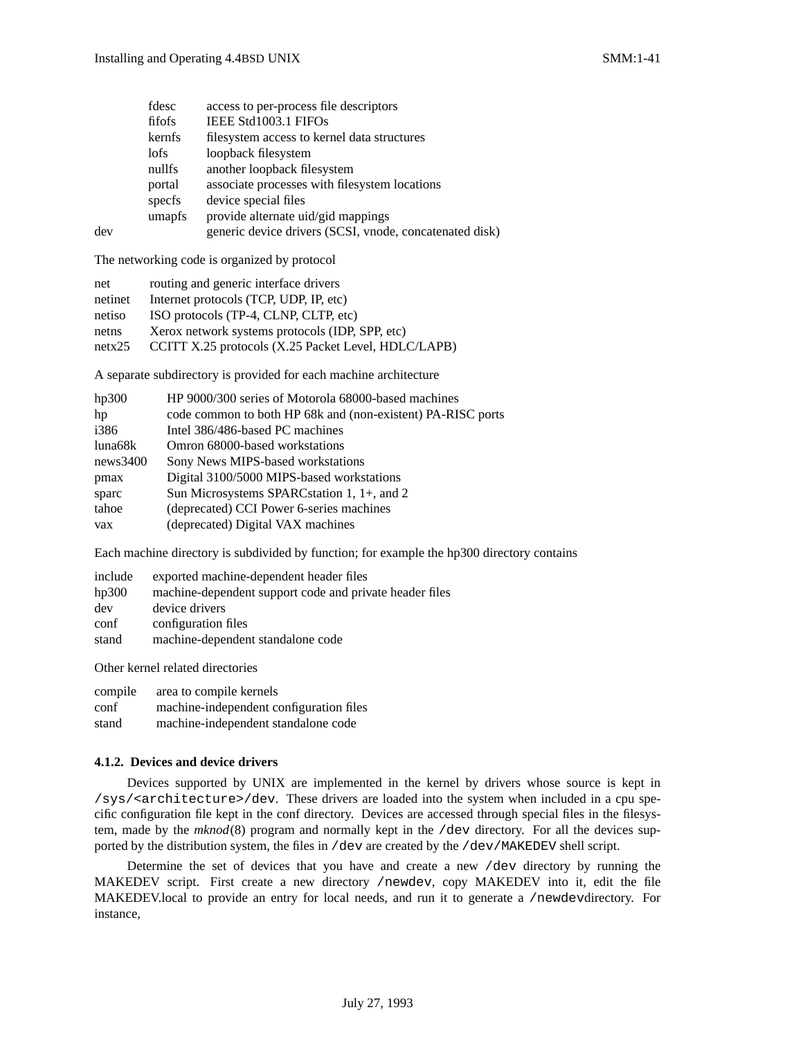| | | |
|---|---|---|
| | fdesc | access to per-process file descriptors |
| | fifofs | IEEE Std1003.1 FIFOs |
| | kernfs | filesystem access to kernel data structures |
| | lofs | loopback filesystem |
| | nullfs | another loopback filesystem |
| | portal | associate processes with filesystem locations |
| | specfs | device special files |
| | umapfs | provide alternate uid/gid mappings |
| dev | | generic device drivers (SCSI, vnode, concatenated disk) |

The networking code is organized by protocol

| | |
|---|---|
| net | routing and generic interface drivers |
| netinet | Internet protocols (TCP, UDP, IP, etc) |
| netiso | ISO protocols (TP-4, CLNP, CLTP, etc) |
| netns | Xerox network systems protocols (IDP, SPP, etc) |
| netx25 | CCITT X.25 protocols (X.25 Packet Level, HDLC/LAPB) |

A separate subdirectory is provided for each machine architecture

| | |
|---|---|
| hp300 | HP 9000/300 series of Motorola 68000-based machines |
| hp | code common to both HP 68k and (non-existent) PA-RISC ports |
| i386 | Intel 386/486-based PC machines |
| luna68k | Omron 68000-based workstations |
| news3400 | Sony News MIPS-based workstations |
| pmax | Digital 3100/5000 MIPS-based workstations |
| sparc | Sun Microsystems SPARCstation 1, 1+, and 2 |
| tahoe | (deprecated) CCI Power 6-series machines |
| vax | (deprecated) Digital VAX machines |

Each machine directory is subdivided by function; for example the hp300 directory contains

| | |
|---|---|
| include | exported machine-dependent header files |
| hp300 | machine-dependent support code and private header files |
| dev | device drivers |
| conf | configuration files |
| stand | machine-dependent standalone code |

Other kernel related directories

| | |
|---|---|
| compile | area to compile kernels |
| conf | machine-independent configuration files |
| stand | machine-independent standalone code |

### 4.1.2. Devices and device drivers

Devices supported by UNIX are implemented in the kernel by drivers whose source is kept in `/sys/<architecture>/dev`. These drivers are loaded into the system when included in a cpu specific configuration file kept in the conf directory. Devices are accessed through special files in the filesystem, made by the *mknod*(8) program and normally kept in the `/dev` directory. For all the devices supported by the distribution system, the files in `/dev` are created by the `/dev/MAKEDEV` shell script.

Determine the set of devices that you have and create a new `/dev` directory by running the MAKEDEV script. First create a new directory `/newdev`, copy MAKEDEV into it, edit the file MAKEDEV.local to provide an entry for local needs, and run it to generate a `/newdev`directory. For instance,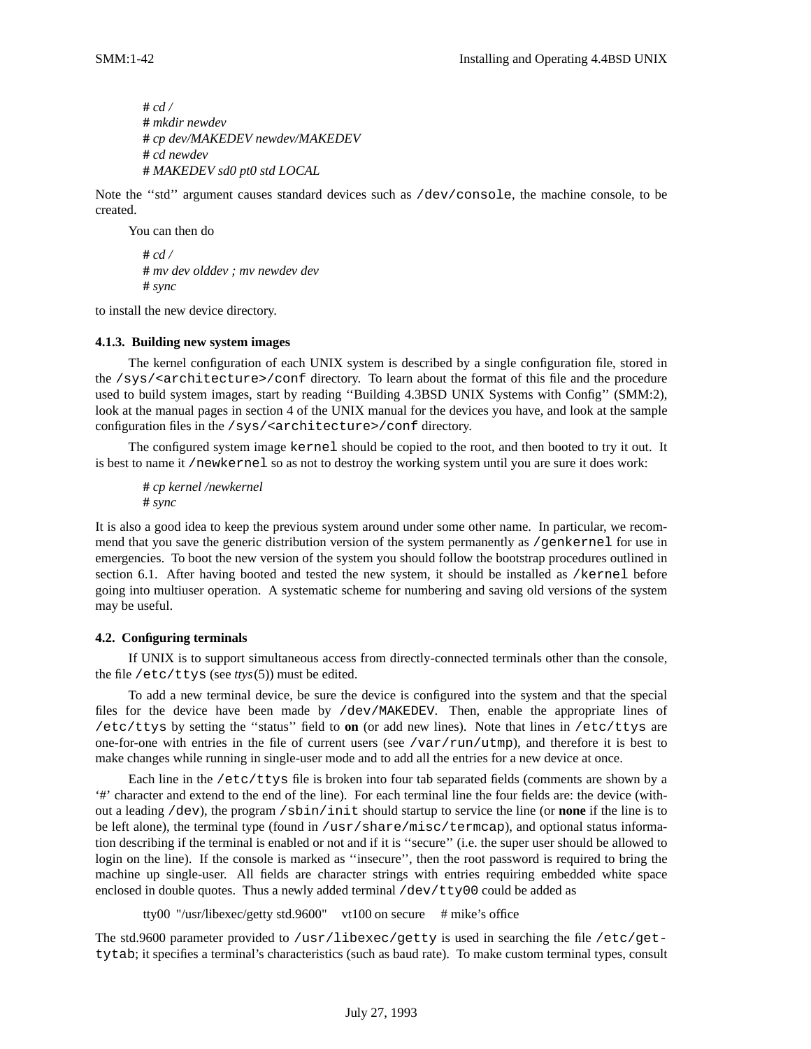```
# cd /
# mkdir newdev
# cp dev/MAKEDEV newdev/MAKEDEV
# cd newdev
# MAKEDEV sd0 pt0 std LOCAL
```

Note the ‘‘std’’ argument causes standard devices such as `/dev/console`, the machine console, to be created.

You can then do

```
# cd /
# mv dev olddev ; mv newdev dev
# sync
```

to install the new device directory.

### 4.1.3. Building new system images

The kernel configuration of each UNIX system is described by a single configuration file, stored in the `/sys/<architecture>/conf` directory. To learn about the format of this file and the procedure used to build system images, start by reading ‘‘Building 4.3BSD UNIX Systems with Config’’ (SMM:2), look at the manual pages in section 4 of the UNIX manual for the devices you have, and look at the sample configuration files in the `/sys/<architecture>/conf` directory.

The configured system image `kernel` should be copied to the root, and then booted to try it out. It is best to name it `/newkernel` so as not to destroy the working system until you are sure it does work:

```
# cp kernel /newkernel
# sync
```

It is also a good idea to keep the previous system around under some other name. In particular, we recommend that you save the generic distribution version of the system permanently as `/genkernel` for use in emergencies. To boot the new version of the system you should follow the bootstrap procedures outlined in section 6.1. After having booted and tested the new system, it should be installed as `/kernel` before going into multiuser operation. A systematic scheme for numbering and saving old versions of the system may be useful.

## 4.2. Configuring terminals

If UNIX is to support simultaneous access from directly-connected terminals other than the console, the file `/etc/ttys` (see *ttys*(5)) must be edited.

To add a new terminal device, be sure the device is configured into the system and that the special files for the device have been made by `/dev/MAKEDEV`. Then, enable the appropriate lines of `/etc/ttys` by setting the ‘‘status’’ field to **on** (or add new lines). Note that lines in `/etc/ttys` are one-for-one with entries in the file of current users (see `/var/run/utmp`), and therefore it is best to make changes while running in single-user mode and to add all the entries for a new device at once.

Each line in the `/etc/ttys` file is broken into four tab separated fields (comments are shown by a ‘#’ character and extend to the end of the line). For each terminal line the four fields are: the device (without a leading `/dev`), the program `/sbin/init` should startup to service the line (or **none** if the line is to be left alone), the terminal type (found in `/usr/share/misc/termcap`), and optional status information describing if the terminal is enabled or not and if it is ‘‘secure’’ (i.e. the super user should be allowed to login on the line). If the console is marked as ‘‘insecure’’, then the root password is required to bring the machine up single-user. All fields are character strings with entries requiring embedded white space enclosed in double quotes. Thus a newly added terminal `/dev/tty00` could be added as

```
tty00 "/usr/libexec/getty std.9600"    vt100 on secure    # mike's office
```

The std.9600 parameter provided to `/usr/libexec/getty` is used in searching the file `/etc/gettytab`; it specifies a terminal's characteristics (such as baud rate). To make custom terminal types, consult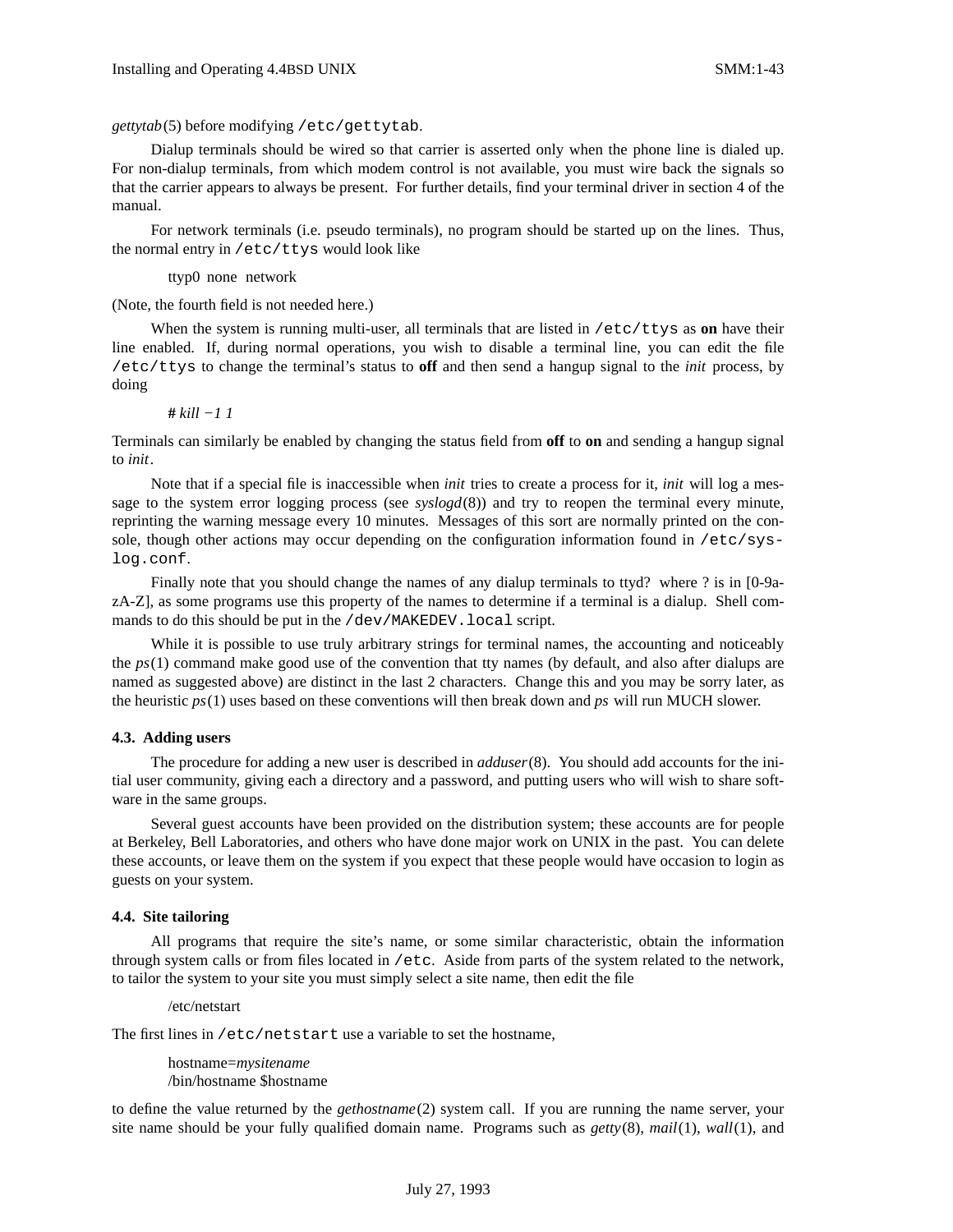*gettytab*(5) before modifying /etc/gettytab.

Dialup terminals should be wired so that carrier is asserted only when the phone line is dialed up. For non-dialup terminals, from which modem control is not available, you must wire back the signals so that the carrier appears to always be present. For further details, find your terminal driver in section 4 of the manual.

For network terminals (i.e. pseudo terminals), no program should be started up on the lines. Thus, the normal entry in /etc/ttys would look like

```
ttyp0  none  network
```

(Note, the fourth field is not needed here.)

When the system is running multi-user, all terminals that are listed in /etc/ttys as **on** have their line enabled. If, during normal operations, you wish to disable a terminal line, you can edit the file /etc/ttys to change the terminal's status to **off** and then send a hangup signal to the *init* process, by doing

```
# kill −1 1
```

Terminals can similarly be enabled by changing the status field from **off** to **on** and sending a hangup signal to *init*.

Note that if a special file is inaccessible when *init* tries to create a process for it, *init* will log a message to the system error logging process (see *syslogd*(8)) and try to reopen the terminal every minute, reprinting the warning message every 10 minutes. Messages of this sort are normally printed on the console, though other actions may occur depending on the configuration information found in /etc/syslog.conf.

Finally note that you should change the names of any dialup terminals to ttyd? where ? is in [0-9a-zA-Z], as some programs use this property of the names to determine if a terminal is a dialup. Shell commands to do this should be put in the /dev/MAKEDEV.local script.

While it is possible to use truly arbitrary strings for terminal names, the accounting and noticeably the *ps*(1) command make good use of the convention that tty names (by default, and also after dialups are named as suggested above) are distinct in the last 2 characters. Change this and you may be sorry later, as the heuristic *ps*(1) uses based on these conventions will then break down and *ps* will run MUCH slower.

### 4.3. Adding users

The procedure for adding a new user is described in *adduser*(8). You should add accounts for the initial user community, giving each a directory and a password, and putting users who will wish to share software in the same groups.

Several guest accounts have been provided on the distribution system; these accounts are for people at Berkeley, Bell Laboratories, and others who have done major work on UNIX in the past. You can delete these accounts, or leave them on the system if you expect that these people would have occasion to login as guests on your system.

### 4.4. Site tailoring

All programs that require the site's name, or some similar characteristic, obtain the information through system calls or from files located in /etc. Aside from parts of the system related to the network, to tailor the system to your site you must simply select a site name, then edit the file

```
/etc/netstart
```

The first lines in /etc/netstart use a variable to set the hostname,

```
hostname=mysitename
/bin/hostname $hostname
```

to define the value returned by the *gethostname*(2) system call. If you are running the name server, your site name should be your fully qualified domain name. Programs such as *getty*(8), *mail*(1), *wall*(1), and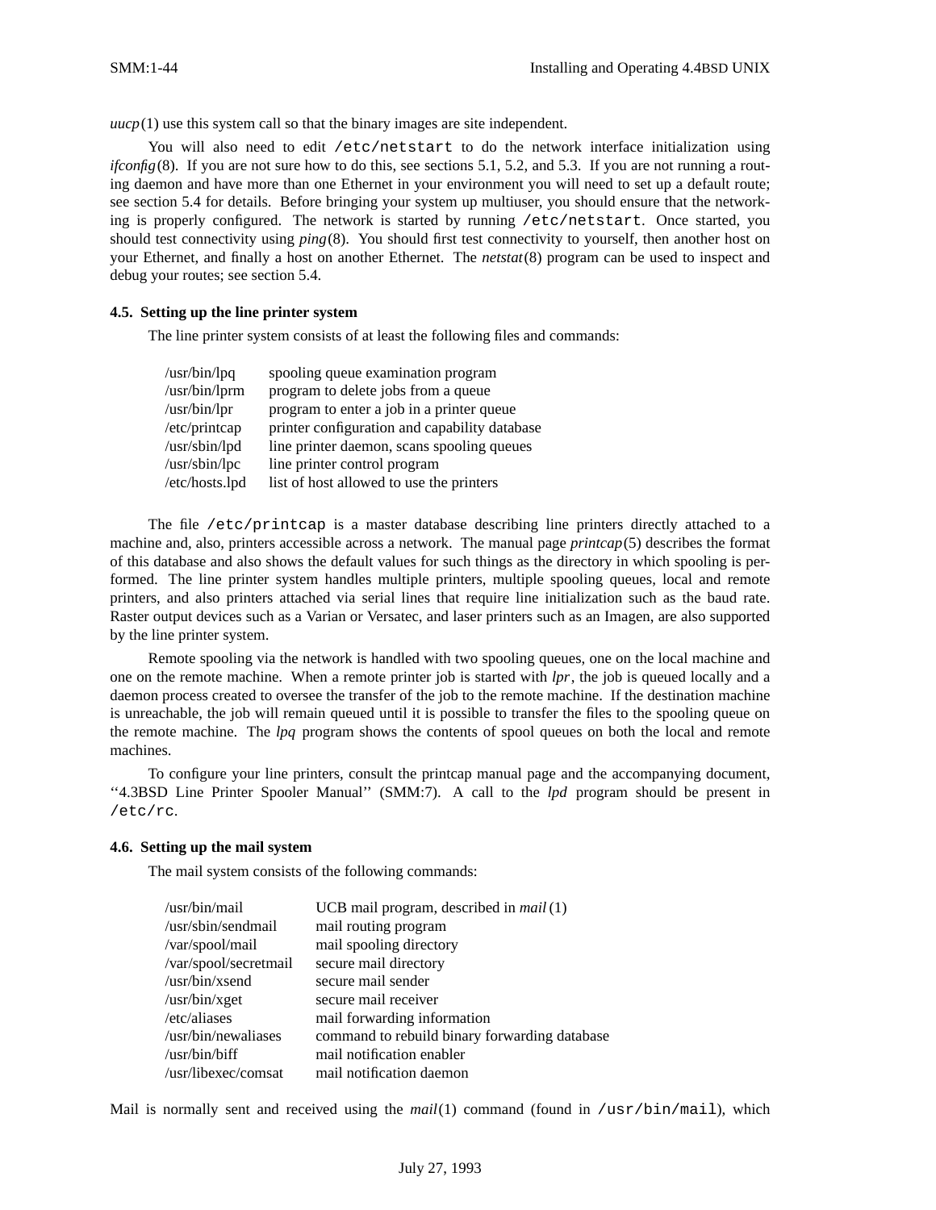*uucp*(1) use this system call so that the binary images are site independent.

You will also need to edit `/etc/netstart` to do the network interface initialization using *ifconfig*(8). If you are not sure how to do this, see sections 5.1, 5.2, and 5.3. If you are not running a routing daemon and have more than one Ethernet in your environment you will need to set up a default route; see section 5.4 for details. Before bringing your system up multiuser, you should ensure that the networking is properly configured. The network is started by running `/etc/netstart`. Once started, you should test connectivity using *ping*(8). You should first test connectivity to yourself, then another host on your Ethernet, and finally a host on another Ethernet. The *netstat*(8) program can be used to inspect and debug your routes; see section 5.4.

### 4.5. Setting up the line printer system

The line printer system consists of at least the following files and commands:

| | |
|---|---|
| /usr/bin/lpq | spooling queue examination program |
| /usr/bin/lprm | program to delete jobs from a queue |
| /usr/bin/lpr | program to enter a job in a printer queue |
| /etc/printcap | printer configuration and capability database |
| /usr/sbin/lpd | line printer daemon, scans spooling queues |
| /usr/sbin/lpc | line printer control program |
| /etc/hosts.lpd | list of host allowed to use the printers |

The file `/etc/printcap` is a master database describing line printers directly attached to a machine and, also, printers accessible across a network. The manual page *printcap*(5) describes the format of this database and also shows the default values for such things as the directory in which spooling is performed. The line printer system handles multiple printers, multiple spooling queues, local and remote printers, and also printers attached via serial lines that require line initialization such as the baud rate. Raster output devices such as a Varian or Versatec, and laser printers such as an Imagen, are also supported by the line printer system.

Remote spooling via the network is handled with two spooling queues, one on the local machine and one on the remote machine. When a remote printer job is started with *lpr*, the job is queued locally and a daemon process created to oversee the transfer of the job to the remote machine. If the destination machine is unreachable, the job will remain queued until it is possible to transfer the files to the spooling queue on the remote machine. The *lpq* program shows the contents of spool queues on both the local and remote machines.

To configure your line printers, consult the printcap manual page and the accompanying document, ‘‘4.3BSD Line Printer Spooler Manual’’ (SMM:7). A call to the *lpd* program should be present in `/etc/rc`.

### 4.6. Setting up the mail system

The mail system consists of the following commands:

| | |
|---|---|
| /usr/bin/mail | UCB mail program, described in *mail*(1) |
| /usr/sbin/sendmail | mail routing program |
| /var/spool/mail | mail spooling directory |
| /var/spool/secretmail | secure mail directory |
| /usr/bin/xsend | secure mail sender |
| /usr/bin/xget | secure mail receiver |
| /etc/aliases | mail forwarding information |
| /usr/bin/newaliases | command to rebuild binary forwarding database |
| /usr/bin/biff | mail notification enabler |
| /usr/libexec/comsat | mail notification daemon |

Mail is normally sent and received using the *mail*(1) command (found in `/usr/bin/mail`), which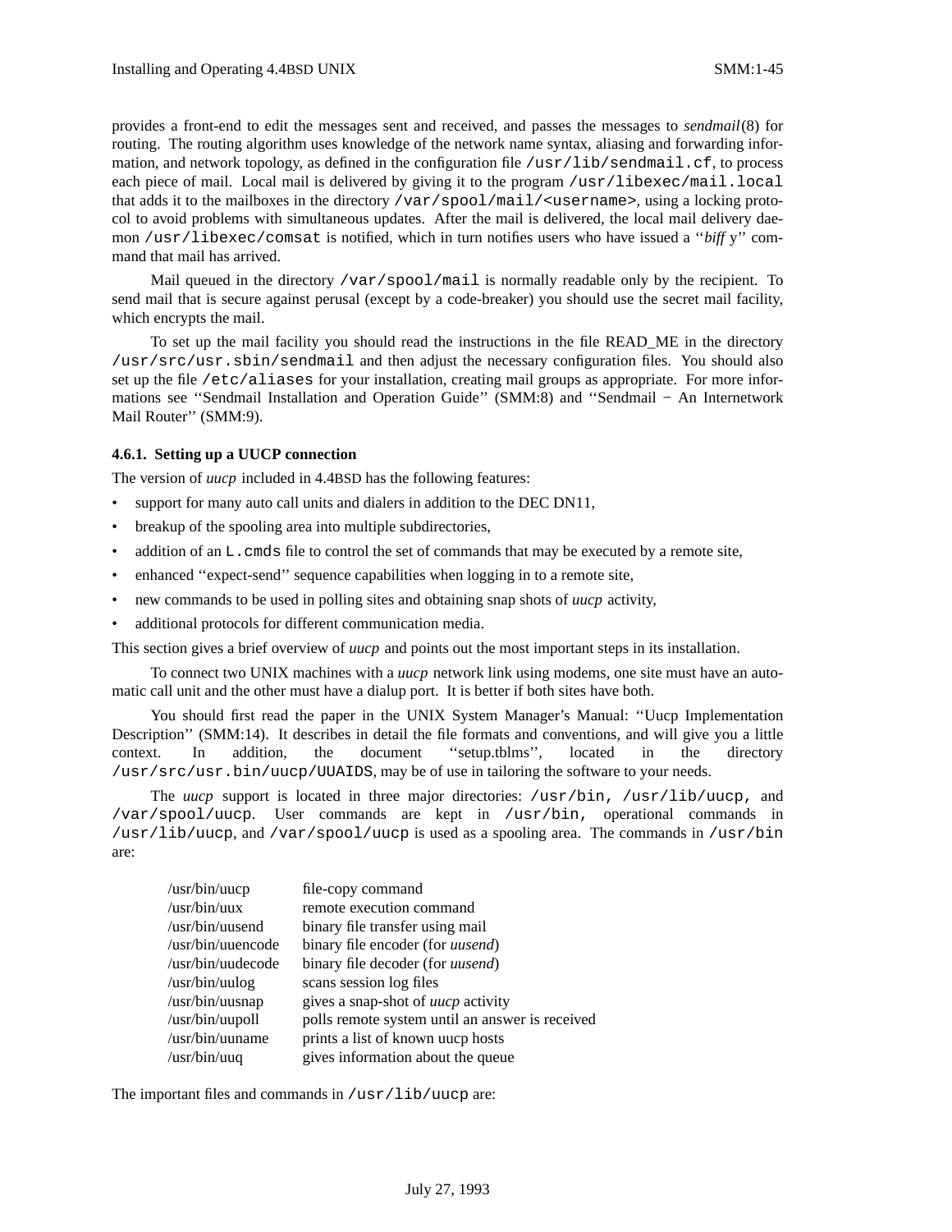provides a front-end to edit the messages sent and received, and passes the messages to *sendmail*(8) for routing. The routing algorithm uses knowledge of the network name syntax, aliasing and forwarding information, and network topology, as defined in the configuration file `/usr/lib/sendmail.cf`, to process each piece of mail. Local mail is delivered by giving it to the program `/usr/libexec/mail.local` that adds it to the mailboxes in the directory `/var/spool/mail/<username>`, using a locking protocol to avoid problems with simultaneous updates. After the mail is delivered, the local mail delivery daemon `/usr/libexec/comsat` is notified, which in turn notifies users who have issued a ‘‘*biff* y’’ command that mail has arrived.

Mail queued in the directory `/var/spool/mail` is normally readable only by the recipient. To send mail that is secure against perusal (except by a code-breaker) you should use the secret mail facility, which encrypts the mail.

To set up the mail facility you should read the instructions in the file READ_ME in the directory `/usr/src/usr.sbin/sendmail` and then adjust the necessary configuration files. You should also set up the file `/etc/aliases` for your installation, creating mail groups as appropriate. For more informations see ‘‘Sendmail Installation and Operation Guide’’ (SMM:8) and ‘‘Sendmail − An Internetwork Mail Router’’ (SMM:9).

#### 4.6.1. Setting up a UUCP connection

The version of *uucp* included in 4.4BSD has the following features:

- support for many auto call units and dialers in addition to the DEC DN11,
- breakup of the spooling area into multiple subdirectories,
- addition of an `L.cmds` file to control the set of commands that may be executed by a remote site,
- enhanced ‘‘expect-send’’ sequence capabilities when logging in to a remote site,
- new commands to be used in polling sites and obtaining snap shots of *uucp* activity,
- additional protocols for different communication media.

This section gives a brief overview of *uucp* and points out the most important steps in its installation.

To connect two UNIX machines with a *uucp* network link using modems, one site must have an automatic call unit and the other must have a dialup port. It is better if both sites have both.

You should first read the paper in the UNIX System Manager’s Manual: ‘‘Uucp Implementation Description’’ (SMM:14). It describes in detail the file formats and conventions, and will give you a little context. In addition, the document ‘‘setup.tblms’’, located in the directory `/usr/src/usr.bin/uucp/UUAIDS`, may be of use in tailoring the software to your needs.

The *uucp* support is located in three major directories: `/usr/bin, /usr/lib/uucp,` and `/var/spool/uucp`. User commands are kept in `/usr/bin,` operational commands in `/usr/lib/uucp`, and `/var/spool/uucp` is used as a spooling area. The commands in `/usr/bin` are:

| | |
|---|---|
| /usr/bin/uucp | file-copy command |
| /usr/bin/uux | remote execution command |
| /usr/bin/uusend | binary file transfer using mail |
| /usr/bin/uuencode | binary file encoder (for *uusend*) |
| /usr/bin/uudecode | binary file decoder (for *uusend*) |
| /usr/bin/uulog | scans session log files |
| /usr/bin/uusnap | gives a snap-shot of *uucp* activity |
| /usr/bin/uupoll | polls remote system until an answer is received |
| /usr/bin/uuname | prints a list of known uucp hosts |
| /usr/bin/uuq | gives information about the queue |

The important files and commands in `/usr/lib/uucp` are: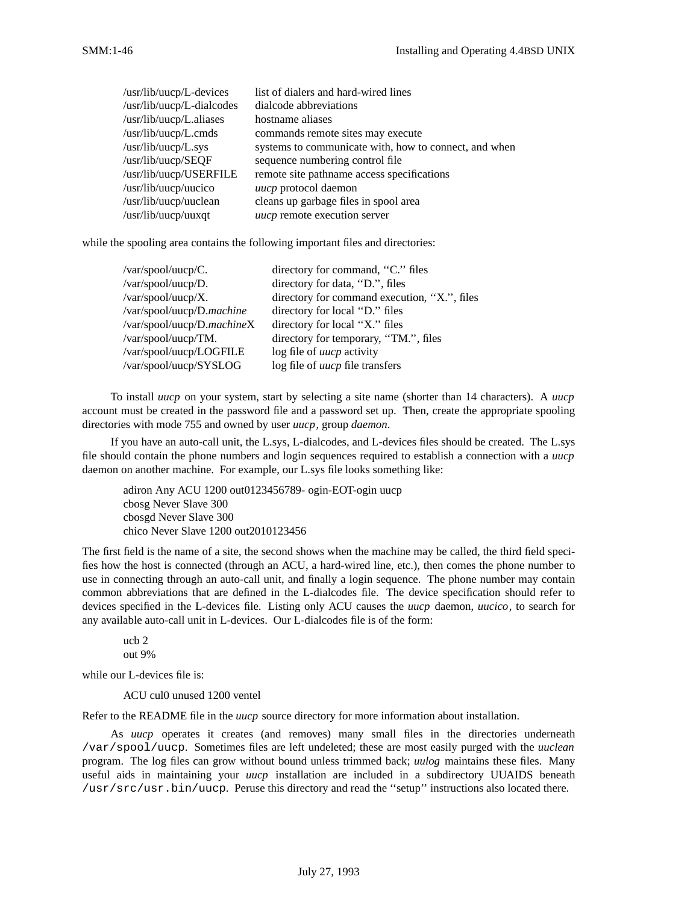| | |
|---|---|
| /usr/lib/uucp/L-devices | list of dialers and hard-wired lines |
| /usr/lib/uucp/L-dialcodes | dialcode abbreviations |
| /usr/lib/uucp/L.aliases | hostname aliases |
| /usr/lib/uucp/L.cmds | commands remote sites may execute |
| /usr/lib/uucp/L.sys | systems to communicate with, how to connect, and when |
| /usr/lib/uucp/SEQF | sequence numbering control file |
| /usr/lib/uucp/USERFILE | remote site pathname access specifications |
| /usr/lib/uucp/uucico | *uucp* protocol daemon |
| /usr/lib/uucp/uuclean | cleans up garbage files in spool area |
| /usr/lib/uucp/uuxqt | *uucp* remote execution server |

while the spooling area contains the following important files and directories:

| | |
|---|---|
| /var/spool/uucp/C. | directory for command, ‘‘C.’’ files |
| /var/spool/uucp/D. | directory for data, ‘‘D.’’, files |
| /var/spool/uucp/X. | directory for command execution, ‘‘X.’’, files |
| /var/spool/uucp/D.*machine* | directory for local ‘‘D.’’ files |
| /var/spool/uucp/D.*machine*X | directory for local ‘‘X.’’ files |
| /var/spool/uucp/TM. | directory for temporary, ‘‘TM.’’, files |
| /var/spool/uucp/LOGFILE | log file of *uucp* activity |
| /var/spool/uucp/SYSLOG | log file of *uucp* file transfers |

To install *uucp* on your system, start by selecting a site name (shorter than 14 characters). A *uucp* account must be created in the password file and a password set up. Then, create the appropriate spooling directories with mode 755 and owned by user *uucp*, group *daemon*.

If you have an auto-call unit, the L.sys, L-dialcodes, and L-devices files should be created. The L.sys file should contain the phone numbers and login sequences required to establish a connection with a *uucp* daemon on another machine. For example, our L.sys file looks something like:

```
adiron Any ACU 1200 out0123456789- ogin-EOT-ogin uucp
cbosg Never Slave 300
cbosgd Never Slave 300
chico Never Slave 1200 out2010123456
```

The first field is the name of a site, the second shows when the machine may be called, the third field specifies how the host is connected (through an ACU, a hard-wired line, etc.), then comes the phone number to use in connecting through an auto-call unit, and finally a login sequence. The phone number may contain common abbreviations that are defined in the L-dialcodes file. The device specification should refer to devices specified in the L-devices file. Listing only ACU causes the *uucp* daemon, *uucico*, to search for any available auto-call unit in L-devices. Our L-dialcodes file is of the form:

```
ucb 2
out 9%
```

while our L-devices file is:

```
ACU cul0 unused 1200 ventel
```

Refer to the README file in the *uucp* source directory for more information about installation.

As *uucp* operates it creates (and removes) many small files in the directories underneath `/var/spool/uucp`. Sometimes files are left undeleted; these are most easily purged with the *uuclean* program. The log files can grow without bound unless trimmed back; *uulog* maintains these files. Many useful aids in maintaining your *uucp* installation are included in a subdirectory UUAIDS beneath `/usr/src/usr.bin/uucp`. Peruse this directory and read the ‘‘setup’’ instructions also located there.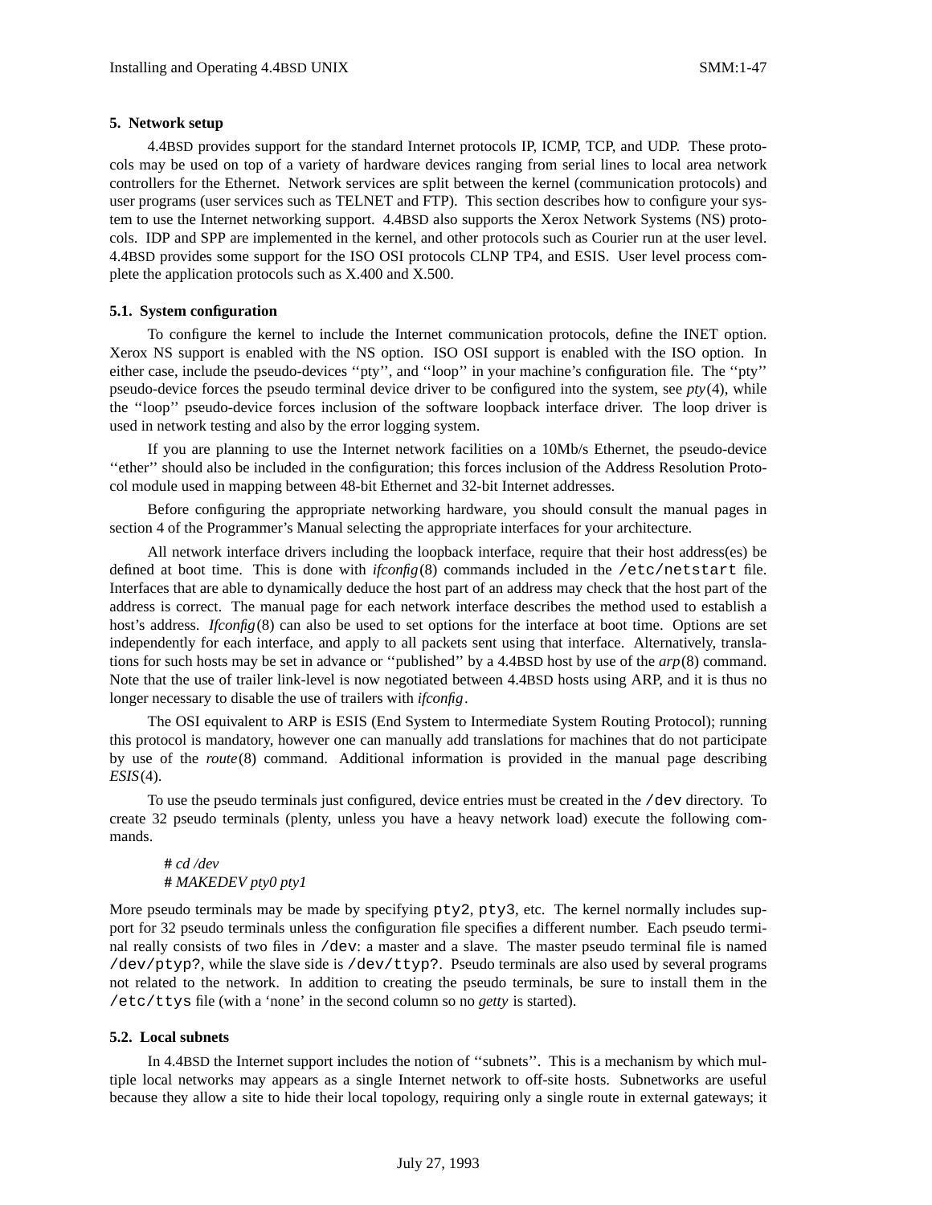## 5. Network setup

4.4BSD provides support for the standard Internet protocols IP, ICMP, TCP, and UDP. These protocols may be used on top of a variety of hardware devices ranging from serial lines to local area network controllers for the Ethernet. Network services are split between the kernel (communication protocols) and user programs (user services such as TELNET and FTP). This section describes how to configure your system to use the Internet networking support. 4.4BSD also supports the Xerox Network Systems (NS) protocols. IDP and SPP are implemented in the kernel, and other protocols such as Courier run at the user level. 4.4BSD provides some support for the ISO OSI protocols CLNP TP4, and ESIS. User level process complete the application protocols such as X.400 and X.500.

### 5.1. System configuration

To configure the kernel to include the Internet communication protocols, define the INET option. Xerox NS support is enabled with the NS option. ISO OSI support is enabled with the ISO option. In either case, include the pseudo-devices ''pty'', and ''loop'' in your machine's configuration file. The ''pty'' pseudo-device forces the pseudo terminal device driver to be configured into the system, see *pty*(4), while the ''loop'' pseudo-device forces inclusion of the software loopback interface driver. The loop driver is used in network testing and also by the error logging system.

If you are planning to use the Internet network facilities on a 10Mb/s Ethernet, the pseudo-device ''ether'' should also be included in the configuration; this forces inclusion of the Address Resolution Protocol module used in mapping between 48-bit Ethernet and 32-bit Internet addresses.

Before configuring the appropriate networking hardware, you should consult the manual pages in section 4 of the Programmer's Manual selecting the appropriate interfaces for your architecture.

All network interface drivers including the loopback interface, require that their host address(es) be defined at boot time. This is done with *ifconfig*(8) commands included in the `/etc/netstart` file. Interfaces that are able to dynamically deduce the host part of an address may check that the host part of the address is correct. The manual page for each network interface describes the method used to establish a host's address. *Ifconfig*(8) can also be used to set options for the interface at boot time. Options are set independently for each interface, and apply to all packets sent using that interface. Alternatively, translations for such hosts may be set in advance or ''published'' by a 4.4BSD host by use of the *arp*(8) command. Note that the use of trailer link-level is now negotiated between 4.4BSD hosts using ARP, and it is thus no longer necessary to disable the use of trailers with *ifconfig*.

The OSI equivalent to ARP is ESIS (End System to Intermediate System Routing Protocol); running this protocol is mandatory, however one can manually add translations for machines that do not participate by use of the *route*(8) command. Additional information is provided in the manual page describing *ESIS*(4).

To use the pseudo terminals just configured, device entries must be created in the `/dev` directory. To create 32 pseudo terminals (plenty, unless you have a heavy network load) execute the following commands.

```
# cd /dev
# MAKEDEV pty0 pty1
```

More pseudo terminals may be made by specifying `pty2`, `pty3`, etc. The kernel normally includes support for 32 pseudo terminals unless the configuration file specifies a different number. Each pseudo terminal really consists of two files in `/dev`: a master and a slave. The master pseudo terminal file is named `/dev/ptyp?`, while the slave side is `/dev/ttyp?`. Pseudo terminals are also used by several programs not related to the network. In addition to creating the pseudo terminals, be sure to install them in the `/etc/ttys` file (with a 'none' in the second column so no *getty* is started).

### 5.2. Local subnets

In 4.4BSD the Internet support includes the notion of ''subnets''. This is a mechanism by which multiple local networks may appears as a single Internet network to off-site hosts. Subnetworks are useful because they allow a site to hide their local topology, requiring only a single route in external gateways; it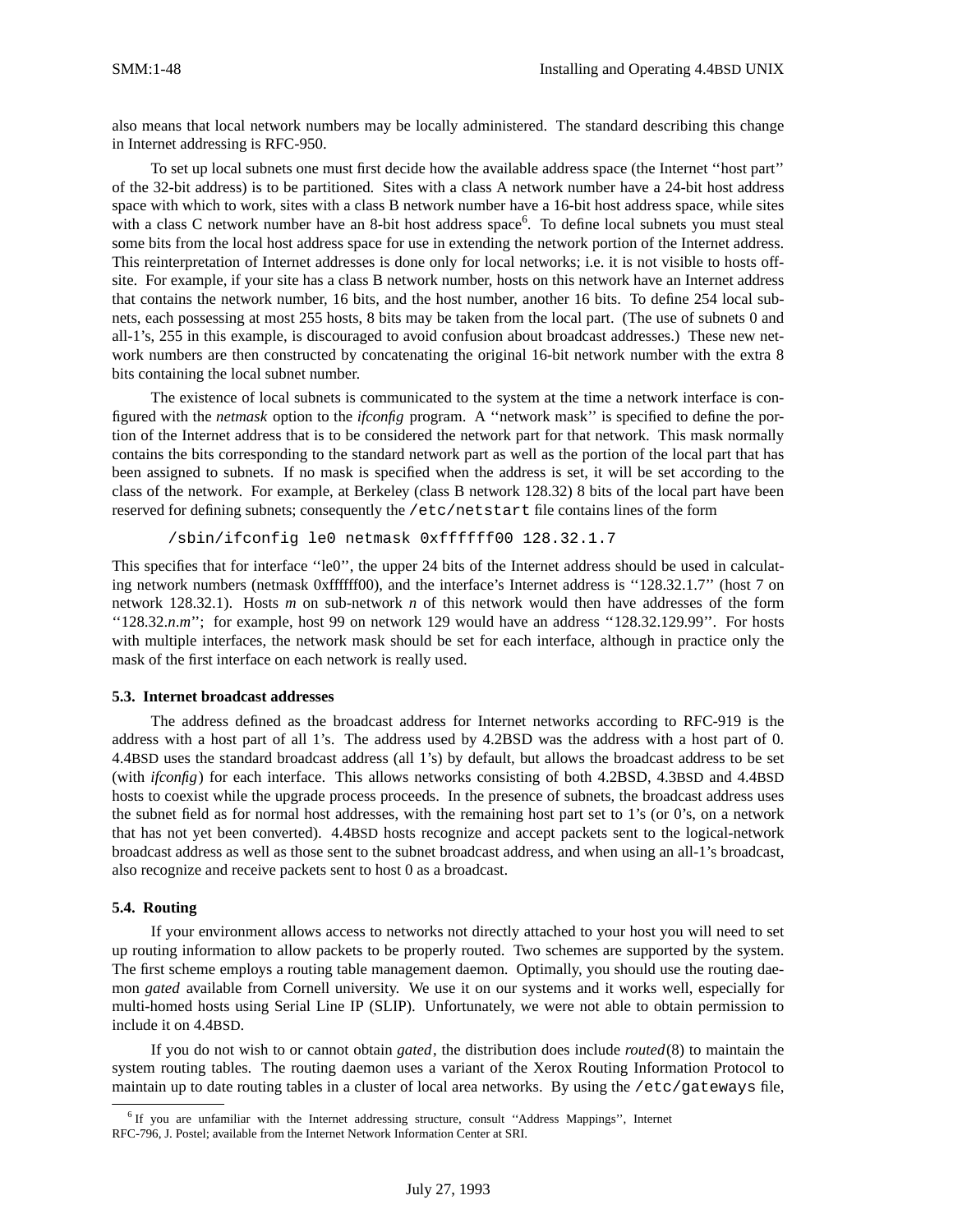also means that local network numbers may be locally administered. The standard describing this change in Internet addressing is RFC-950.

To set up local subnets one must first decide how the available address space (the Internet ''host part'' of the 32-bit address) is to be partitioned. Sites with a class A network number have a 24-bit host address space with which to work, sites with a class B network number have a 16-bit host address space, while sites with a class C network number have an 8-bit host address space[6]. To define local subnets you must steal some bits from the local host address space for use in extending the network portion of the Internet address. This reinterpretation of Internet addresses is done only for local networks; i.e. it is not visible to hosts off-site. For example, if your site has a class B network number, hosts on this network have an Internet address that contains the network number, 16 bits, and the host number, another 16 bits. To define 254 local subnets, each possessing at most 255 hosts, 8 bits may be taken from the local part. (The use of subnets 0 and all-1's, 255 in this example, is discouraged to avoid confusion about broadcast addresses.) These new network numbers are then constructed by concatenating the original 16-bit network number with the extra 8 bits containing the local subnet number.

The existence of local subnets is communicated to the system at the time a network interface is configured with the *netmask* option to the *ifconfig* program. A ''network mask'' is specified to define the portion of the Internet address that is to be considered the network part for that network. This mask normally contains the bits corresponding to the standard network part as well as the portion of the local part that has been assigned to subnets. If no mask is specified when the address is set, it will be set according to the class of the network. For example, at Berkeley (class B network 128.32) 8 bits of the local part have been reserved for defining subnets; consequently the `/etc/netstart` file contains lines of the form

```
/sbin/ifconfig le0 netmask 0xffffff00 128.32.1.7
```

This specifies that for interface ''le0'', the upper 24 bits of the Internet address should be used in calculating network numbers (netmask 0xffffff00), and the interface's Internet address is ''128.32.1.7'' (host 7 on network 128.32.1). Hosts *m* on sub-network *n* of this network would then have addresses of the form ''128.32.*n*.*m*''; for example, host 99 on network 129 would have an address ''128.32.129.99''. For hosts with multiple interfaces, the network mask should be set for each interface, although in practice only the mask of the first interface on each network is really used.

### 5.3. Internet broadcast addresses

The address defined as the broadcast address for Internet networks according to RFC-919 is the address with a host part of all 1's. The address used by 4.2BSD was the address with a host part of 0. 4.4BSD uses the standard broadcast address (all 1's) by default, but allows the broadcast address to be set (with *ifconfig*) for each interface. This allows networks consisting of both 4.2BSD, 4.3BSD and 4.4BSD hosts to coexist while the upgrade process proceeds. In the presence of subnets, the broadcast address uses the subnet field as for normal host addresses, with the remaining host part set to 1's (or 0's, on a network that has not yet been converted). 4.4BSD hosts recognize and accept packets sent to the logical-network broadcast address as well as those sent to the subnet broadcast address, and when using an all-1's broadcast, also recognize and receive packets sent to host 0 as a broadcast.

### 5.4. Routing

If your environment allows access to networks not directly attached to your host you will need to set up routing information to allow packets to be properly routed. Two schemes are supported by the system. The first scheme employs a routing table management daemon. Optimally, you should use the routing daemon *gated* available from Cornell university. We use it on our systems and it works well, especially for multi-homed hosts using Serial Line IP (SLIP). Unfortunately, we were not able to obtain permission to include it on 4.4BSD.

If you do not wish to or cannot obtain *gated*, the distribution does include *routed*(8) to maintain the system routing tables. The routing daemon uses a variant of the Xerox Routing Information Protocol to maintain up to date routing tables in a cluster of local area networks. By using the `/etc/gateways` file,

---

[6] If you are unfamiliar with the Internet addressing structure, consult ''Address Mappings'', Internet RFC-796, J. Postel; available from the Internet Network Information Center at SRI.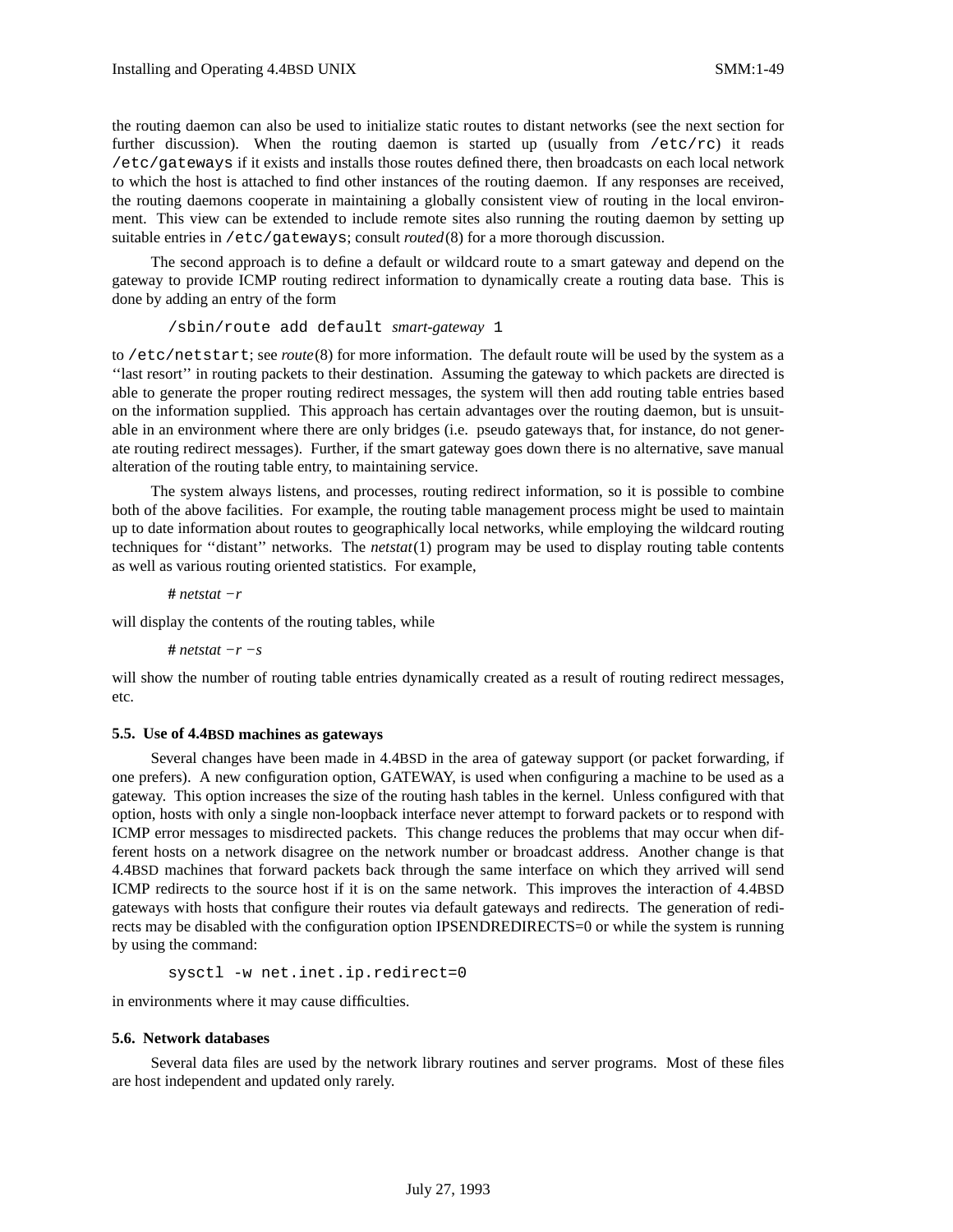the routing daemon can also be used to initialize static routes to distant networks (see the next section for further discussion). When the routing daemon is started up (usually from `/etc/rc`) it reads `/etc/gateways` if it exists and installs those routes defined there, then broadcasts on each local network to which the host is attached to find other instances of the routing daemon. If any responses are received, the routing daemons cooperate in maintaining a globally consistent view of routing in the local environment. This view can be extended to include remote sites also running the routing daemon by setting up suitable entries in `/etc/gateways`; consult *routed*(8) for a more thorough discussion.

The second approach is to define a default or wildcard route to a smart gateway and depend on the gateway to provide ICMP routing redirect information to dynamically create a routing data base. This is done by adding an entry of the form

```
/sbin/route add default smart-gateway 1
```

to `/etc/netstart`; see *route*(8) for more information. The default route will be used by the system as a ''last resort'' in routing packets to their destination. Assuming the gateway to which packets are directed is able to generate the proper routing redirect messages, the system will then add routing table entries based on the information supplied. This approach has certain advantages over the routing daemon, but is unsuitable in an environment where there are only bridges (i.e. pseudo gateways that, for instance, do not generate routing redirect messages). Further, if the smart gateway goes down there is no alternative, save manual alteration of the routing table entry, to maintaining service.

The system always listens, and processes, routing redirect information, so it is possible to combine both of the above facilities. For example, the routing table management process might be used to maintain up to date information about routes to geographically local networks, while employing the wildcard routing techniques for ''distant'' networks. The *netstat*(1) program may be used to display routing table contents as well as various routing oriented statistics. For example,

```
# netstat −r
```

will display the contents of the routing tables, while

```
# netstat −r −s
```

will show the number of routing table entries dynamically created as a result of routing redirect messages, etc.

### 5.5. Use of 4.4BSD machines as gateways

Several changes have been made in 4.4BSD in the area of gateway support (or packet forwarding, if one prefers). A new configuration option, GATEWAY, is used when configuring a machine to be used as a gateway. This option increases the size of the routing hash tables in the kernel. Unless configured with that option, hosts with only a single non-loopback interface never attempt to forward packets or to respond with ICMP error messages to misdirected packets. This change reduces the problems that may occur when different hosts on a network disagree on the network number or broadcast address. Another change is that 4.4BSD machines that forward packets back through the same interface on which they arrived will send ICMP redirects to the source host if it is on the same network. This improves the interaction of 4.4BSD gateways with hosts that configure their routes via default gateways and redirects. The generation of redirects may be disabled with the configuration option IPSENDREDIRECTS=0 or while the system is running by using the command:

```
sysctl -w net.inet.ip.redirect=0
```

in environments where it may cause difficulties.

### 5.6. Network databases

Several data files are used by the network library routines and server programs. Most of these files are host independent and updated only rarely.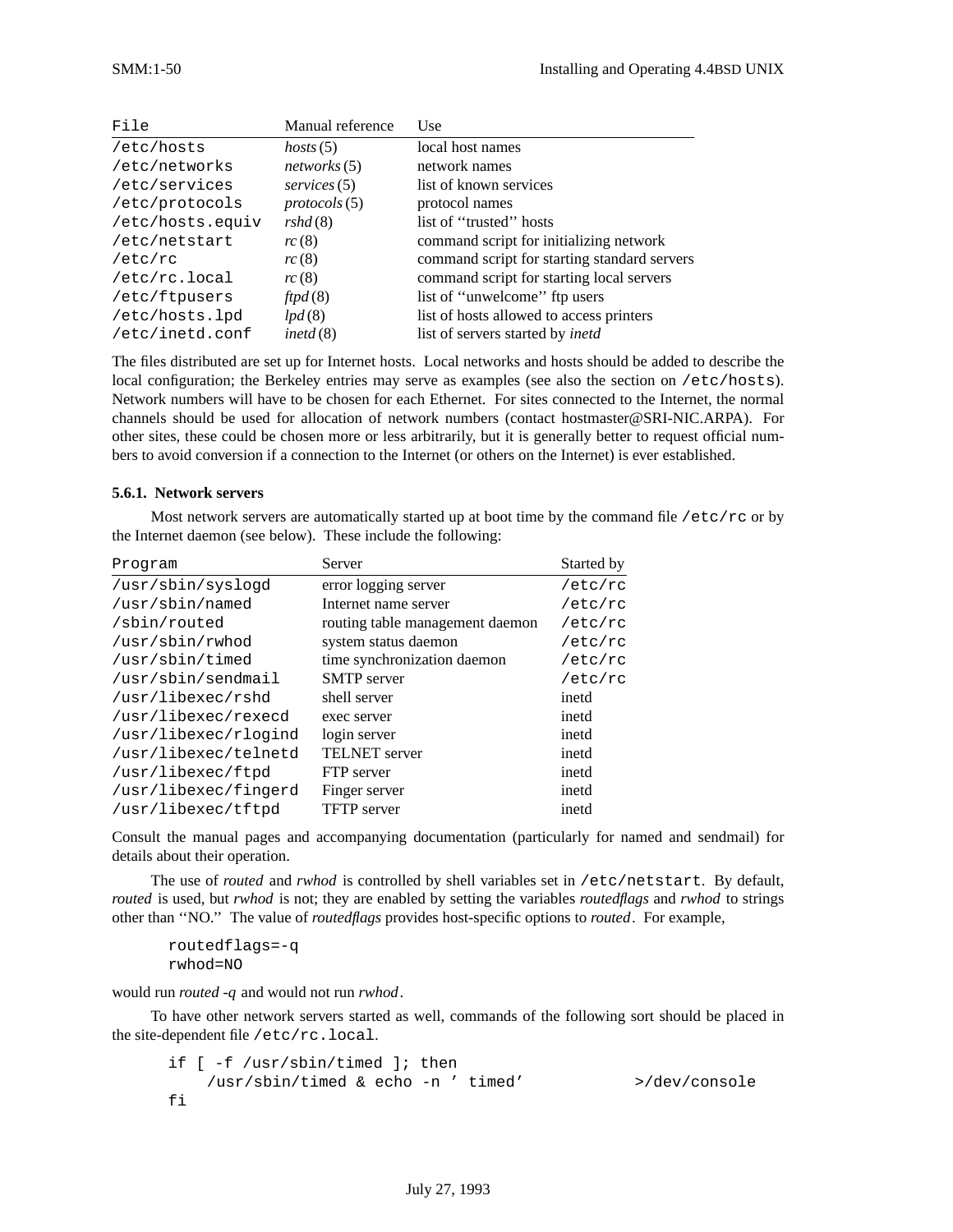| File | Manual reference | Use |
|---|---|---|
| /etc/hosts | *hosts*(5) | local host names |
| /etc/networks | *networks*(5) | network names |
| /etc/services | *services*(5) | list of known services |
| /etc/protocols | *protocols*(5) | protocol names |
| /etc/hosts.equiv | *rshd*(8) | list of ‘‘trusted’’ hosts |
| /etc/netstart | *rc*(8) | command script for initializing network |
| /etc/rc | *rc*(8) | command script for starting standard servers |
| /etc/rc.local | *rc*(8) | command script for starting local servers |
| /etc/ftpusers | *ftpd*(8) | list of ‘‘unwelcome’’ ftp users |
| /etc/hosts.lpd | *lpd*(8) | list of hosts allowed to access printers |
| /etc/inetd.conf | *inetd*(8) | list of servers started by *inetd* |

The files distributed are set up for Internet hosts. Local networks and hosts should be added to describe the local configuration; the Berkeley entries may serve as examples (see also the section on /etc/hosts). Network numbers will have to be chosen for each Ethernet. For sites connected to the Internet, the normal channels should be used for allocation of network numbers (contact hostmaster@SRI-NIC.ARPA). For other sites, these could be chosen more or less arbitrarily, but it is generally better to request official numbers to avoid conversion if a connection to the Internet (or others on the Internet) is ever established.

### 5.6.1. Network servers

Most network servers are automatically started up at boot time by the command file /etc/rc or by the Internet daemon (see below). These include the following:

| Program | Server | Started by |
|---|---|---|
| /usr/sbin/syslogd | error logging server | /etc/rc |
| /usr/sbin/named | Internet name server | /etc/rc |
| /sbin/routed | routing table management daemon | /etc/rc |
| /usr/sbin/rwhod | system status daemon | /etc/rc |
| /usr/sbin/timed | time synchronization daemon | /etc/rc |
| /usr/sbin/sendmail | SMTP server | /etc/rc |
| /usr/libexec/rshd | shell server | inetd |
| /usr/libexec/rexecd | exec server | inetd |
| /usr/libexec/rlogind | login server | inetd |
| /usr/libexec/telnetd | TELNET server | inetd |
| /usr/libexec/ftpd | FTP server | inetd |
| /usr/libexec/fingerd | Finger server | inetd |
| /usr/libexec/tftpd | TFTP server | inetd |

Consult the manual pages and accompanying documentation (particularly for named and sendmail) for details about their operation.

The use of *routed* and *rwhod* is controlled by shell variables set in /etc/netstart. By default, *routed* is used, but *rwhod* is not; they are enabled by setting the variables *routedflags* and *rwhod* to strings other than ‘‘NO.’’ The value of *routedflags* provides host-specific options to *routed*. For example,

```
routedflags=-q
rwhod=NO
```

would run *routed -q* and would not run *rwhod*.

To have other network servers started as well, commands of the following sort should be placed in the site-dependent file /etc/rc.local.

```
if [ -f /usr/sbin/timed ]; then
    /usr/sbin/timed & echo -n ’ timed’            >/dev/console
fi
```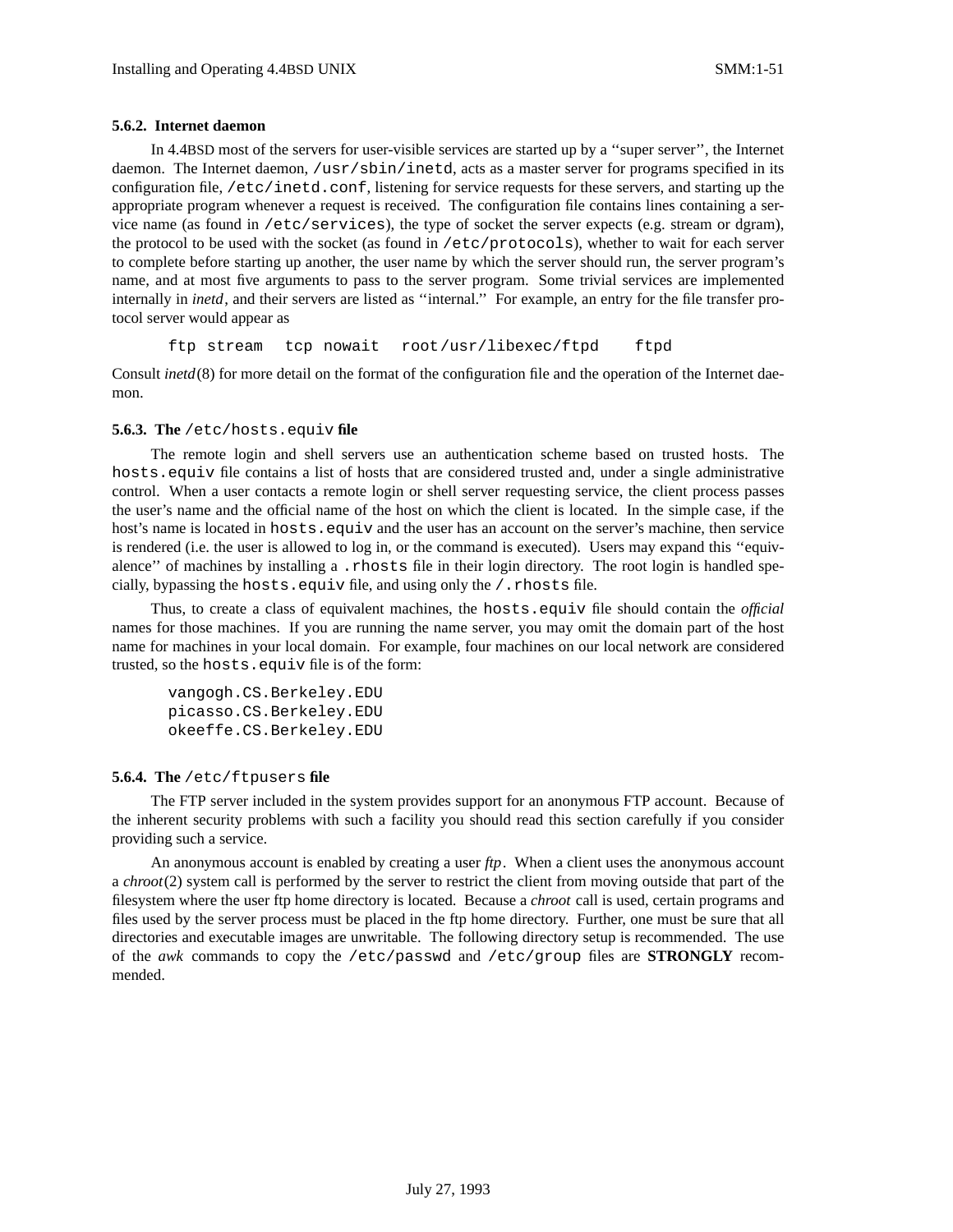### 5.6.2. Internet daemon

In 4.4BSD most of the servers for user-visible services are started up by a ''super server'', the Internet daemon. The Internet daemon, `/usr/sbin/inetd`, acts as a master server for programs specified in its configuration file, `/etc/inetd.conf`, listening for service requests for these servers, and starting up the appropriate program whenever a request is received. The configuration file contains lines containing a service name (as found in `/etc/services`), the type of socket the server expects (e.g. stream or dgram), the protocol to be used with the socket (as found in `/etc/protocols`), whether to wait for each server to complete before starting up another, the user name by which the server should run, the server program's name, and at most five arguments to pass to the server program. Some trivial services are implemented internally in *inetd*, and their servers are listed as ''internal.'' For example, an entry for the file transfer protocol server would appear as

```
ftp stream  tcp nowait  root/usr/libexec/ftpd   ftpd
```

Consult *inetd*(8) for more detail on the format of the configuration file and the operation of the Internet daemon.

### 5.6.3. The `/etc/hosts.equiv` file

The remote login and shell servers use an authentication scheme based on trusted hosts. The `hosts.equiv` file contains a list of hosts that are considered trusted and, under a single administrative control. When a user contacts a remote login or shell server requesting service, the client process passes the user's name and the official name of the host on which the client is located. In the simple case, if the host's name is located in `hosts.equiv` and the user has an account on the server's machine, then service is rendered (i.e. the user is allowed to log in, or the command is executed). Users may expand this ''equivalence'' of machines by installing a `.rhosts` file in their login directory. The root login is handled specially, bypassing the `hosts.equiv` file, and using only the `/.rhosts` file.

Thus, to create a class of equivalent machines, the `hosts.equiv` file should contain the *official* names for those machines. If you are running the name server, you may omit the domain part of the host name for machines in your local domain. For example, four machines on our local network are considered trusted, so the `hosts.equiv` file is of the form:

```
vangogh.CS.Berkeley.EDU
picasso.CS.Berkeley.EDU
okeeffe.CS.Berkeley.EDU
```

### 5.6.4. The `/etc/ftpusers` file

The FTP server included in the system provides support for an anonymous FTP account. Because of the inherent security problems with such a facility you should read this section carefully if you consider providing such a service.

An anonymous account is enabled by creating a user *ftp*. When a client uses the anonymous account a *chroot*(2) system call is performed by the server to restrict the client from moving outside that part of the filesystem where the user ftp home directory is located. Because a *chroot* call is used, certain programs and files used by the server process must be placed in the ftp home directory. Further, one must be sure that all directories and executable images are unwritable. The following directory setup is recommended. The use of the *awk* commands to copy the `/etc/passwd` and `/etc/group` files are **STRONGLY** recommended.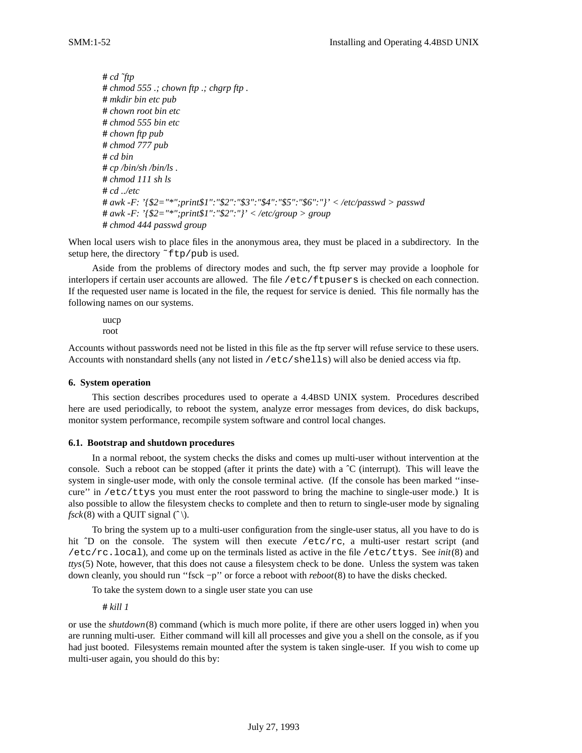```
# cd ˜ftp
# chmod 555 .; chown ftp .; chgrp ftp .
# mkdir bin etc pub
# chown root bin etc
# chmod 555 bin etc
# chown ftp pub
# chmod 777 pub
# cd bin
# cp /bin/sh /bin/ls .
# chmod 111 sh ls
# cd ../etc
# awk -F: '{$2="*";print$1":"$2":"$3":"$4":"$5":"$6":"}' < /etc/passwd > passwd
# awk -F: '{$2="*";print$1":"$2":"}' < /etc/group > group
# chmod 444 passwd group
```

When local users wish to place files in the anonymous area, they must be placed in a subdirectory. In the setup here, the directory `˜ftp/pub` is used.

Aside from the problems of directory modes and such, the ftp server may provide a loophole for interlopers if certain user accounts are allowed. The file `/etc/ftpusers` is checked on each connection. If the requested user name is located in the file, the request for service is denied. This file normally has the following names on our systems.

```
uucp
root
```

Accounts without passwords need not be listed in this file as the ftp server will refuse service to these users. Accounts with nonstandard shells (any not listed in `/etc/shells`) will also be denied access via ftp.

## 6. System operation

This section describes procedures used to operate a 4.4BSD UNIX system. Procedures described here are used periodically, to reboot the system, analyze error messages from devices, do disk backups, monitor system performance, recompile system software and control local changes.

### 6.1. Bootstrap and shutdown procedures

In a normal reboot, the system checks the disks and comes up multi-user without intervention at the console. Such a reboot can be stopped (after it prints the date) with a ˆC (interrupt). This will leave the system in single-user mode, with only the console terminal active. (If the console has been marked ''insecure'' in `/etc/ttys` you must enter the root password to bring the machine to single-user mode.) It is also possible to allow the filesystem checks to complete and then to return to single-user mode by signaling *fsck*(8) with a QUIT signal (ˆ\).

To bring the system up to a multi-user configuration from the single-user status, all you have to do is hit ˆD on the console. The system will then execute `/etc/rc`, a multi-user restart script (and `/etc/rc.local`), and come up on the terminals listed as active in the file `/etc/ttys`. See *init*(8) and *ttys*(5) Note, however, that this does not cause a filesystem check to be done. Unless the system was taken down cleanly, you should run ''fsck −p'' or force a reboot with *reboot*(8) to have the disks checked.

To take the system down to a single user state you can use

```
# kill 1
```

or use the *shutdown*(8) command (which is much more polite, if there are other users logged in) when you are running multi-user. Either command will kill all processes and give you a shell on the console, as if you had just booted. Filesystems remain mounted after the system is taken single-user. If you wish to come up multi-user again, you should do this by: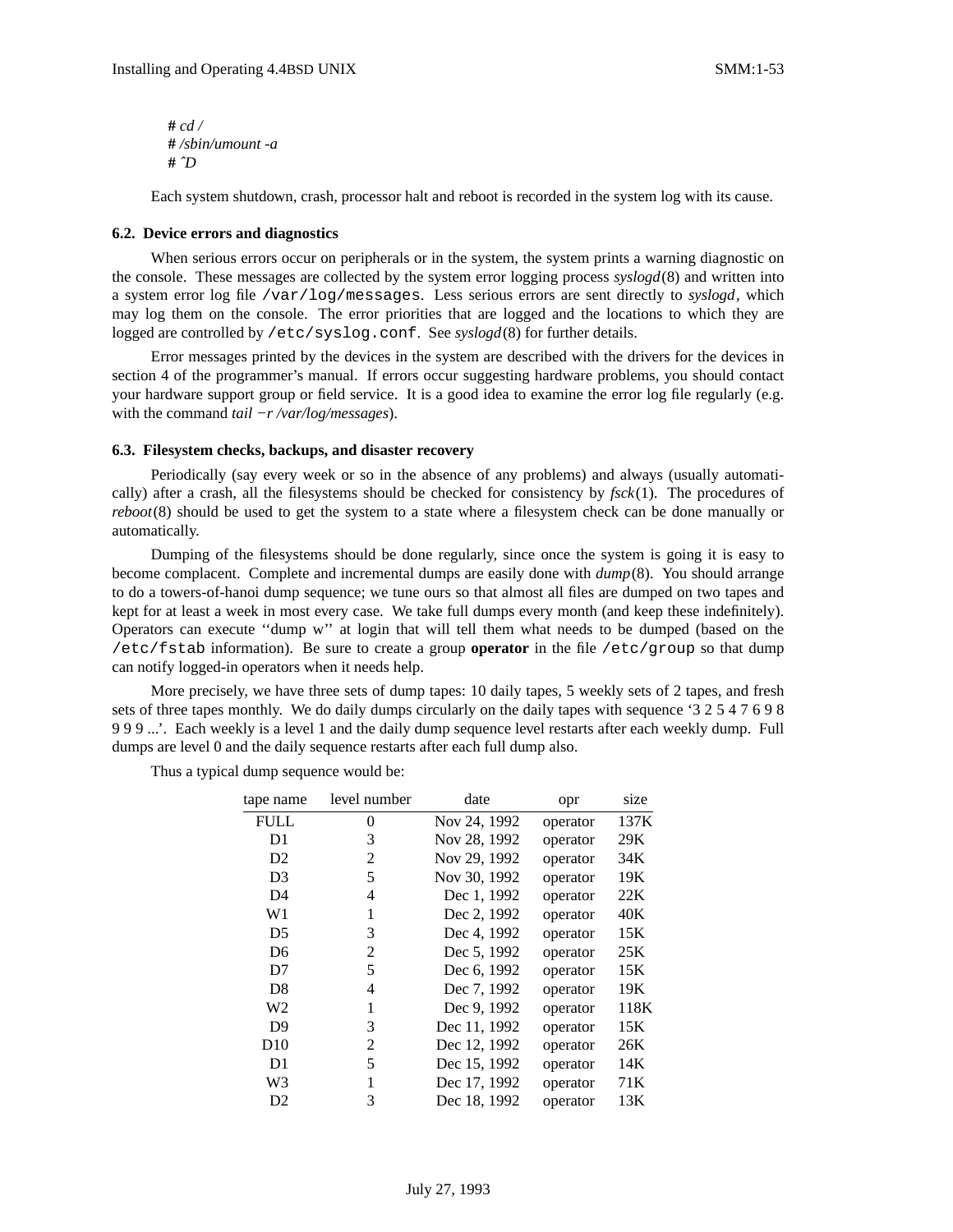```
# cd /
# /sbin/umount -a
# ^D
```

Each system shutdown, crash, processor halt and reboot is recorded in the system log with its cause.

### 6.2. Device errors and diagnostics

When serious errors occur on peripherals or in the system, the system prints a warning diagnostic on the console. These messages are collected by the system error logging process *syslogd*(8) and written into a system error log file `/var/log/messages`. Less serious errors are sent directly to *syslogd*, which may log them on the console. The error priorities that are logged and the locations to which they are logged are controlled by `/etc/syslog.conf`. See *syslogd*(8) for further details.

Error messages printed by the devices in the system are described with the drivers for the devices in section 4 of the programmer's manual. If errors occur suggesting hardware problems, you should contact your hardware support group or field service. It is a good idea to examine the error log file regularly (e.g. with the command *tail −r /var/log/messages*).

### 6.3. Filesystem checks, backups, and disaster recovery

Periodically (say every week or so in the absence of any problems) and always (usually automatically) after a crash, all the filesystems should be checked for consistency by *fsck*(1). The procedures of *reboot*(8) should be used to get the system to a state where a filesystem check can be done manually or automatically.

Dumping of the filesystems should be done regularly, since once the system is going it is easy to become complacent. Complete and incremental dumps are easily done with *dump*(8). You should arrange to do a towers-of-hanoi dump sequence; we tune ours so that almost all files are dumped on two tapes and kept for at least a week in most every case. We take full dumps every month (and keep these indefinitely). Operators can execute ''dump w'' at login that will tell them what needs to be dumped (based on the `/etc/fstab` information). Be sure to create a group **operator** in the file `/etc/group` so that dump can notify logged-in operators when it needs help.

More precisely, we have three sets of dump tapes: 10 daily tapes, 5 weekly sets of 2 tapes, and fresh sets of three tapes monthly. We do daily dumps circularly on the daily tapes with sequence '3 2 5 4 7 6 9 8 9 9 9 ...'. Each weekly is a level 1 and the daily dump sequence level restarts after each weekly dump. Full dumps are level 0 and the daily sequence restarts after each full dump also.

Thus a typical dump sequence would be:

| tape name | level number | date | opr | size |
|---|---|---|---|---|
| FULL | 0 | Nov 24, 1992 | operator | 137K |
| D1 | 3 | Nov 28, 1992 | operator | 29K |
| D2 | 2 | Nov 29, 1992 | operator | 34K |
| D3 | 5 | Nov 30, 1992 | operator | 19K |
| D4 | 4 | Dec 1, 1992 | operator | 22K |
| W1 | 1 | Dec 2, 1992 | operator | 40K |
| D5 | 3 | Dec 4, 1992 | operator | 15K |
| D6 | 2 | Dec 5, 1992 | operator | 25K |
| D7 | 5 | Dec 6, 1992 | operator | 15K |
| D8 | 4 | Dec 7, 1992 | operator | 19K |
| W2 | 1 | Dec 9, 1992 | operator | 118K |
| D9 | 3 | Dec 11, 1992 | operator | 15K |
| D10 | 2 | Dec 12, 1992 | operator | 26K |
| D1 | 5 | Dec 15, 1992 | operator | 14K |
| W3 | 1 | Dec 17, 1992 | operator | 71K |
| D2 | 3 | Dec 18, 1992 | operator | 13K |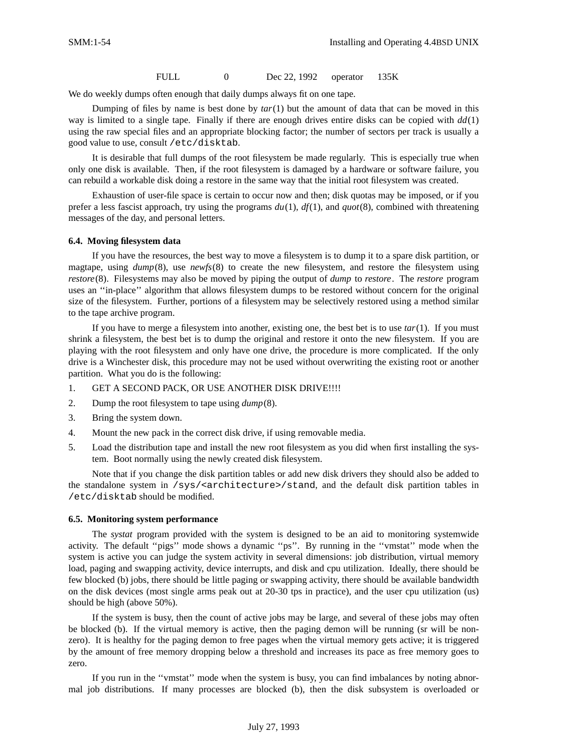| FULL | 0 | Dec 22, 1992 | operator | 135K |
|---|---|---|---|---|

We do weekly dumps often enough that daily dumps always fit on one tape.

Dumping of files by name is best done by *tar*(1) but the amount of data that can be moved in this way is limited to a single tape. Finally if there are enough drives entire disks can be copied with *dd*(1) using the raw special files and an appropriate blocking factor; the number of sectors per track is usually a good value to use, consult `/etc/disktab`.

It is desirable that full dumps of the root filesystem be made regularly. This is especially true when only one disk is available. Then, if the root filesystem is damaged by a hardware or software failure, you can rebuild a workable disk doing a restore in the same way that the initial root filesystem was created.

Exhaustion of user-file space is certain to occur now and then; disk quotas may be imposed, or if you prefer a less fascist approach, try using the programs *du*(1), *df*(1), and *quot*(8), combined with threatening messages of the day, and personal letters.

### 6.4. Moving filesystem data

If you have the resources, the best way to move a filesystem is to dump it to a spare disk partition, or magtape, using *dump*(8), use *newfs*(8) to create the new filesystem, and restore the filesystem using *restore*(8). Filesystems may also be moved by piping the output of *dump* to *restore*. The *restore* program uses an ''in-place'' algorithm that allows filesystem dumps to be restored without concern for the original size of the filesystem. Further, portions of a filesystem may be selectively restored using a method similar to the tape archive program.

If you have to merge a filesystem into another, existing one, the best bet is to use *tar*(1). If you must shrink a filesystem, the best bet is to dump the original and restore it onto the new filesystem. If you are playing with the root filesystem and only have one drive, the procedure is more complicated. If the only drive is a Winchester disk, this procedure may not be used without overwriting the existing root or another partition. What you do is the following:

1. GET A SECOND PACK, OR USE ANOTHER DISK DRIVE!!!!
2. Dump the root filesystem to tape using *dump*(8).
3. Bring the system down.
4. Mount the new pack in the correct disk drive, if using removable media.
5. Load the distribution tape and install the new root filesystem as you did when first installing the system. Boot normally using the newly created disk filesystem.

Note that if you change the disk partition tables or add new disk drivers they should also be added to the standalone system in `/sys/<architecture>/stand`, and the default disk partition tables in `/etc/disktab` should be modified.

### 6.5. Monitoring system performance

The *systat* program provided with the system is designed to be an aid to monitoring systemwide activity. The default ''pigs'' mode shows a dynamic ''ps''. By running in the ''vmstat'' mode when the system is active you can judge the system activity in several dimensions: job distribution, virtual memory load, paging and swapping activity, device interrupts, and disk and cpu utilization. Ideally, there should be few blocked (b) jobs, there should be little paging or swapping activity, there should be available bandwidth on the disk devices (most single arms peak out at 20-30 tps in practice), and the user cpu utilization (us) should be high (above 50%).

If the system is busy, then the count of active jobs may be large, and several of these jobs may often be blocked (b). If the virtual memory is active, then the paging demon will be running (sr will be non-zero). It is healthy for the paging demon to free pages when the virtual memory gets active; it is triggered by the amount of free memory dropping below a threshold and increases its pace as free memory goes to zero.

If you run in the ''vmstat'' mode when the system is busy, you can find imbalances by noting abnormal job distributions. If many processes are blocked (b), then the disk subsystem is overloaded or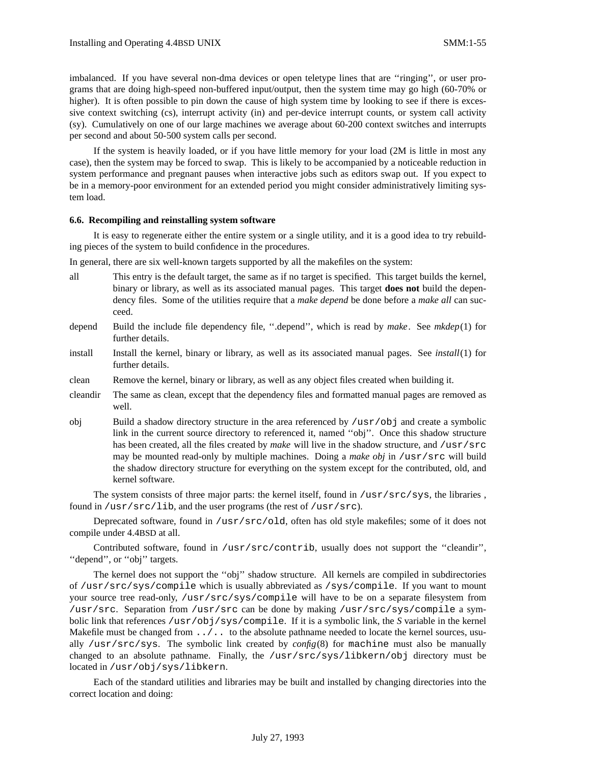imbalanced. If you have several non-dma devices or open teletype lines that are ''ringing'', or user programs that are doing high-speed non-buffered input/output, then the system time may go high (60-70% or higher). It is often possible to pin down the cause of high system time by looking to see if there is excessive context switching (cs), interrupt activity (in) and per-device interrupt counts, or system call activity (sy). Cumulatively on one of our large machines we average about 60-200 context switches and interrupts per second and about 50-500 system calls per second.

If the system is heavily loaded, or if you have little memory for your load (2M is little in most any case), then the system may be forced to swap. This is likely to be accompanied by a noticeable reduction in system performance and pregnant pauses when interactive jobs such as editors swap out. If you expect to be in a memory-poor environment for an extended period you might consider administratively limiting system load.

### 6.6. Recompiling and reinstalling system software

It is easy to regenerate either the entire system or a single utility, and it is a good idea to try rebuilding pieces of the system to build confidence in the procedures.

In general, there are six well-known targets supported by all the makefiles on the system:

all
: This entry is the default target, the same as if no target is specified. This target builds the kernel, binary or library, as well as its associated manual pages. This target **does not** build the dependency files. Some of the utilities require that a *make depend* be done before a *make all* can succeed.

depend
: Build the include file dependency file, ''.depend'', which is read by *make*. See *mkdep*(1) for further details.

install
: Install the kernel, binary or library, as well as its associated manual pages. See *install*(1) for further details.

clean
: Remove the kernel, binary or library, as well as any object files created when building it.

cleandir
: The same as clean, except that the dependency files and formatted manual pages are removed as well.

obj
: Build a shadow directory structure in the area referenced by `/usr/obj` and create a symbolic link in the current source directory to referenced it, named ''obj''. Once this shadow structure has been created, all the files created by *make* will live in the shadow structure, and `/usr/src` may be mounted read-only by multiple machines. Doing a *make obj* in `/usr/src` will build the shadow directory structure for everything on the system except for the contributed, old, and kernel software.

The system consists of three major parts: the kernel itself, found in `/usr/src/sys`, the libraries , found in `/usr/src/lib`, and the user programs (the rest of `/usr/src`).

Deprecated software, found in `/usr/src/old`, often has old style makefiles; some of it does not compile under 4.4BSD at all.

Contributed software, found in `/usr/src/contrib`, usually does not support the ''cleandir'', ''depend'', or ''obj'' targets.

The kernel does not support the ''obj'' shadow structure. All kernels are compiled in subdirectories of `/usr/src/sys/compile` which is usually abbreviated as `/sys/compile`. If you want to mount your source tree read-only, `/usr/src/sys/compile` will have to be on a separate filesystem from `/usr/src`. Separation from `/usr/src` can be done by making `/usr/src/sys/compile` a symbolic link that references `/usr/obj/sys/compile`. If it is a symbolic link, the *S* variable in the kernel Makefile must be changed from `../..` to the absolute pathname needed to locate the kernel sources, usually `/usr/src/sys`. The symbolic link created by *config*(8) for `machine` must also be manually changed to an absolute pathname. Finally, the `/usr/src/sys/libkern/obj` directory must be located in `/usr/obj/sys/libkern`.

Each of the standard utilities and libraries may be built and installed by changing directories into the correct location and doing: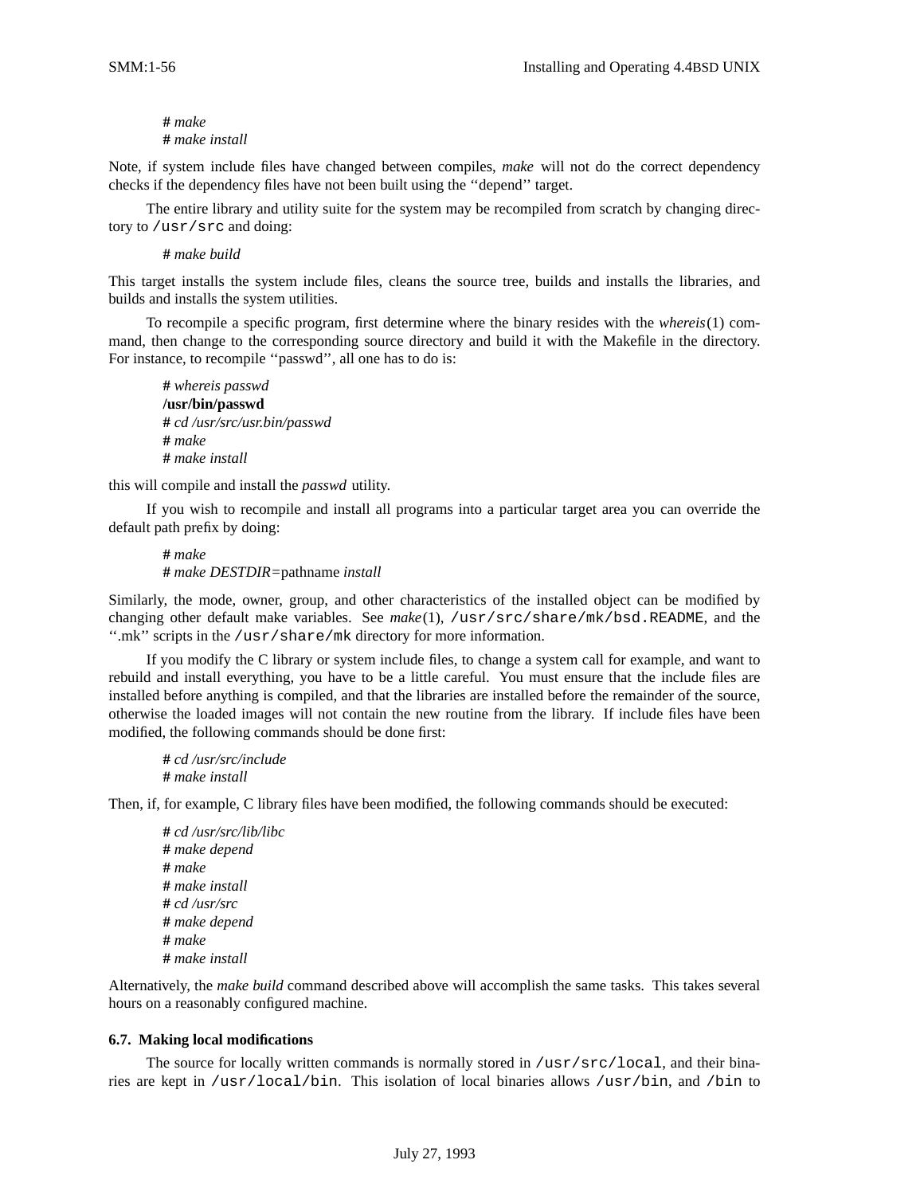```
# make
# make install
```

Note, if system include files have changed between compiles, *make* will not do the correct dependency checks if the dependency files have not been built using the ‘‘depend’’ target.

The entire library and utility suite for the system may be recompiled from scratch by changing directory to `/usr/src` and doing:

```
# make build
```

This target installs the system include files, cleans the source tree, builds and installs the libraries, and builds and installs the system utilities.

To recompile a specific program, first determine where the binary resides with the *whereis*(1) command, then change to the corresponding source directory and build it with the Makefile in the directory. For instance, to recompile ‘‘passwd’’, all one has to do is:

```
# whereis passwd
/usr/bin/passwd
# cd /usr/src/usr.bin/passwd
# make
# make install
```

this will compile and install the *passwd* utility.

If you wish to recompile and install all programs into a particular target area you can override the default path prefix by doing:

```
# make
# make DESTDIR=pathname install
```

Similarly, the mode, owner, group, and other characteristics of the installed object can be modified by changing other default make variables. See *make*(1), `/usr/src/share/mk/bsd.README`, and the ‘‘.mk’’ scripts in the `/usr/share/mk` directory for more information.

If you modify the C library or system include files, to change a system call for example, and want to rebuild and install everything, you have to be a little careful. You must ensure that the include files are installed before anything is compiled, and that the libraries are installed before the remainder of the source, otherwise the loaded images will not contain the new routine from the library. If include files have been modified, the following commands should be done first:

```
# cd /usr/src/include
# make install
```

Then, if, for example, C library files have been modified, the following commands should be executed:

```
# cd /usr/src/lib/libc
# make depend
# make
# make install
# cd /usr/src
# make depend
# make
# make install
```

Alternatively, the *make build* command described above will accomplish the same tasks. This takes several hours on a reasonably configured machine.

### 6.7. Making local modifications

The source for locally written commands is normally stored in `/usr/src/local`, and their binaries are kept in `/usr/local/bin`. This isolation of local binaries allows `/usr/bin`, and `/bin` to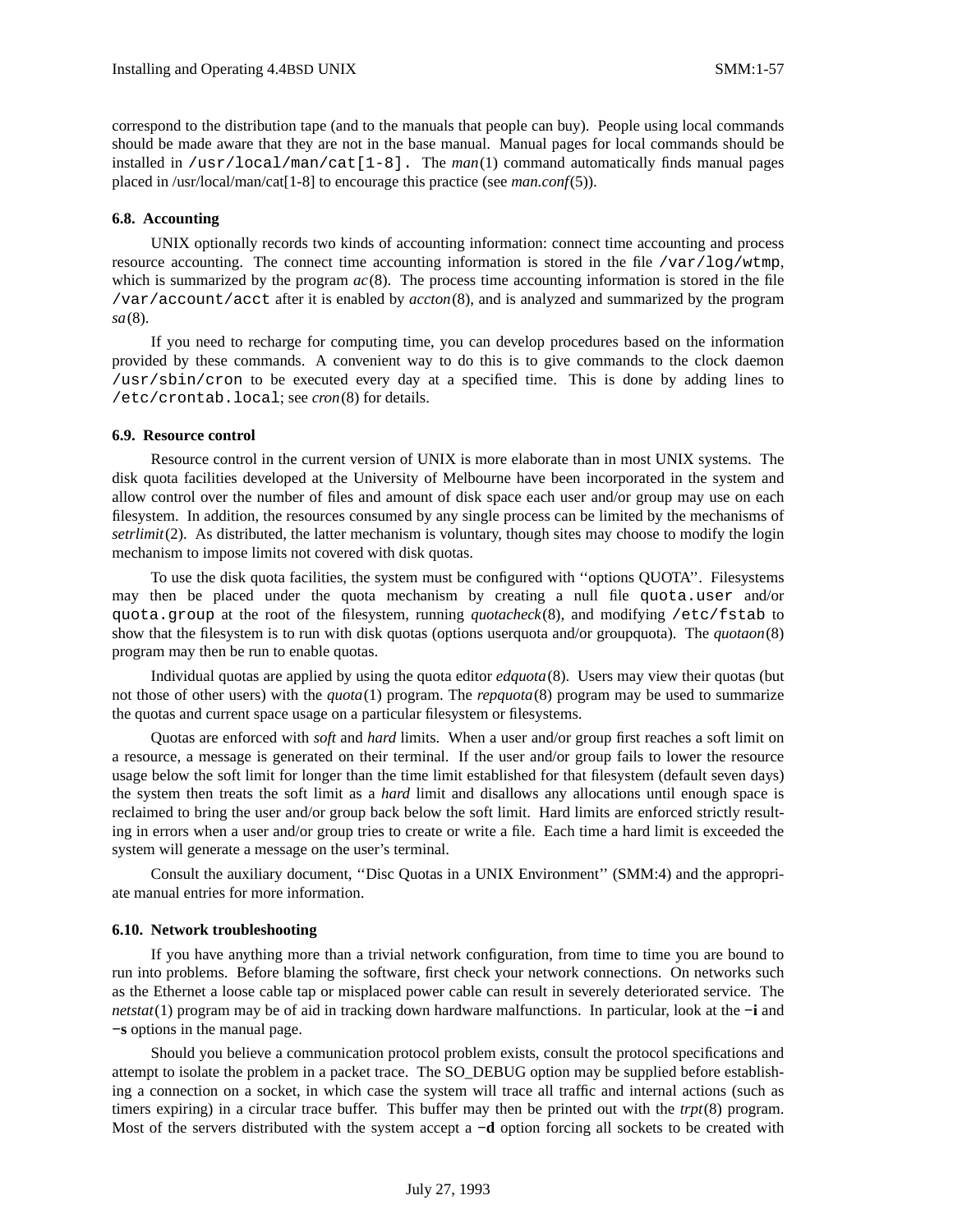correspond to the distribution tape (and to the manuals that people can buy). People using local commands should be made aware that they are not in the base manual. Manual pages for local commands should be installed in `/usr/local/man/cat[1-8].` The *man*(1) command automatically finds manual pages placed in /usr/local/man/cat[1-8] to encourage this practice (see *man.conf*(5)).

### 6.8. Accounting

UNIX optionally records two kinds of accounting information: connect time accounting and process resource accounting. The connect time accounting information is stored in the file `/var/log/wtmp`, which is summarized by the program *ac*(8). The process time accounting information is stored in the file `/var/account/acct` after it is enabled by *accton*(8), and is analyzed and summarized by the program *sa*(8).

If you need to recharge for computing time, you can develop procedures based on the information provided by these commands. A convenient way to do this is to give commands to the clock daemon `/usr/sbin/cron` to be executed every day at a specified time. This is done by adding lines to `/etc/crontab.local`; see *cron*(8) for details.

### 6.9. Resource control

Resource control in the current version of UNIX is more elaborate than in most UNIX systems. The disk quota facilities developed at the University of Melbourne have been incorporated in the system and allow control over the number of files and amount of disk space each user and/or group may use on each filesystem. In addition, the resources consumed by any single process can be limited by the mechanisms of *setrlimit*(2). As distributed, the latter mechanism is voluntary, though sites may choose to modify the login mechanism to impose limits not covered with disk quotas.

To use the disk quota facilities, the system must be configured with ''options QUOTA''. Filesystems may then be placed under the quota mechanism by creating a null file `quota.user` and/or `quota.group` at the root of the filesystem, running *quotacheck*(8), and modifying `/etc/fstab` to show that the filesystem is to run with disk quotas (options userquota and/or groupquota). The *quotaon*(8) program may then be run to enable quotas.

Individual quotas are applied by using the quota editor *edquota*(8). Users may view their quotas (but not those of other users) with the *quota*(1) program. The *repquota*(8) program may be used to summarize the quotas and current space usage on a particular filesystem or filesystems.

Quotas are enforced with *soft* and *hard* limits. When a user and/or group first reaches a soft limit on a resource, a message is generated on their terminal. If the user and/or group fails to lower the resource usage below the soft limit for longer than the time limit established for that filesystem (default seven days) the system then treats the soft limit as a *hard* limit and disallows any allocations until enough space is reclaimed to bring the user and/or group back below the soft limit. Hard limits are enforced strictly resulting in errors when a user and/or group tries to create or write a file. Each time a hard limit is exceeded the system will generate a message on the user's terminal.

Consult the auxiliary document, ''Disc Quotas in a UNIX Environment'' (SMM:4) and the appropriate manual entries for more information.

### 6.10. Network troubleshooting

If you have anything more than a trivial network configuration, from time to time you are bound to run into problems. Before blaming the software, first check your network connections. On networks such as the Ethernet a loose cable tap or misplaced power cable can result in severely deteriorated service. The *netstat*(1) program may be of aid in tracking down hardware malfunctions. In particular, look at the **−i** and **−s** options in the manual page.

Should you believe a communication protocol problem exists, consult the protocol specifications and attempt to isolate the problem in a packet trace. The SO_DEBUG option may be supplied before establishing a connection on a socket, in which case the system will trace all traffic and internal actions (such as timers expiring) in a circular trace buffer. This buffer may then be printed out with the *trpt*(8) program. Most of the servers distributed with the system accept a **−d** option forcing all sockets to be created with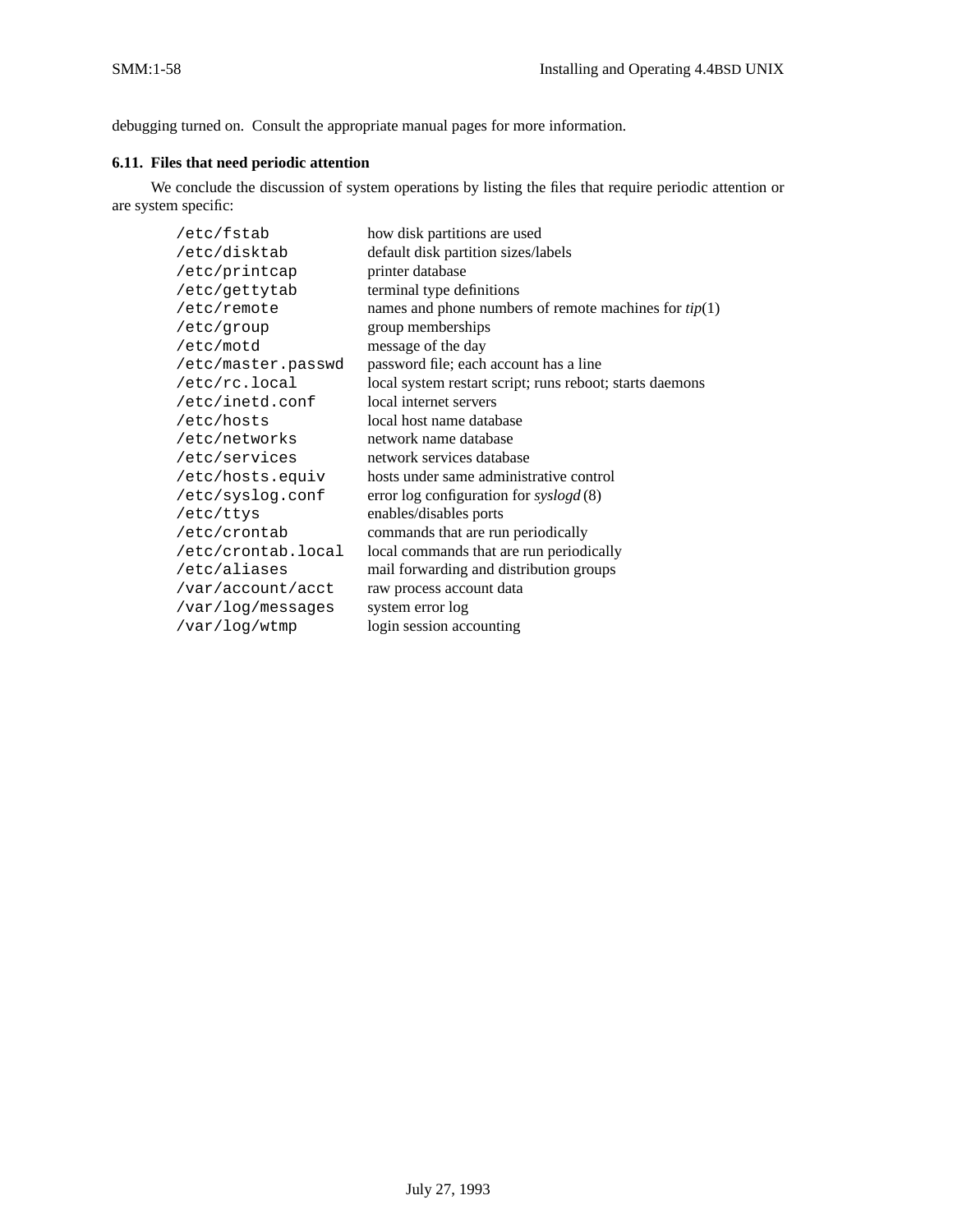debugging turned on. Consult the appropriate manual pages for more information.

### 6.11. Files that need periodic attention

We conclude the discussion of system operations by listing the files that require periodic attention or are system specific:

| | |
|---|---|
| `/etc/fstab` | how disk partitions are used |
| `/etc/disktab` | default disk partition sizes/labels |
| `/etc/printcap` | printer database |
| `/etc/gettytab` | terminal type definitions |
| `/etc/remote` | names and phone numbers of remote machines for *tip*(1) |
| `/etc/group` | group memberships |
| `/etc/motd` | message of the day |
| `/etc/master.passwd` | password file; each account has a line |
| `/etc/rc.local` | local system restart script; runs reboot; starts daemons |
| `/etc/inetd.conf` | local internet servers |
| `/etc/hosts` | local host name database |
| `/etc/networks` | network name database |
| `/etc/services` | network services database |
| `/etc/hosts.equiv` | hosts under same administrative control |
| `/etc/syslog.conf` | error log configuration for *syslogd* (8) |
| `/etc/ttys` | enables/disables ports |
| `/etc/crontab` | commands that are run periodically |
| `/etc/crontab.local` | local commands that are run periodically |
| `/etc/aliases` | mail forwarding and distribution groups |
| `/var/account/acct` | raw process account data |
| `/var/log/messages` | system error log |
| `/var/log/wtmp` | login session accounting |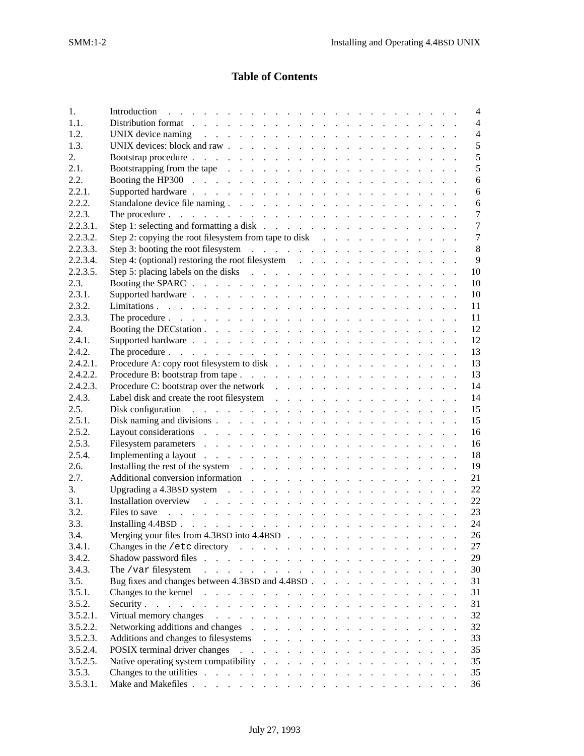# Table of Contents

| | | |
|---|---|---|
| 1. | Introduction | 4 |
| 1.1. | Distribution format | 4 |
| 1.2. | UNIX device naming | 4 |
| 1.3. | UNIX devices: block and raw | 5 |
| 2. | Bootstrap procedure | 5 |
| 2.1. | Bootstrapping from the tape | 5 |
| 2.2. | Booting the HP300 | 6 |
| 2.2.1. | Supported hardware | 6 |
| 2.2.2. | Standalone device file naming | 6 |
| 2.2.3. | The procedure | 7 |
| 2.2.3.1. | Step 1: selecting and formatting a disk | 7 |
| 2.2.3.2. | Step 2: copying the root filesystem from tape to disk | 7 |
| 2.2.3.3. | Step 3: booting the root filesystem | 8 |
| 2.2.3.4. | Step 4: (optional) restoring the root filesystem | 9 |
| 2.2.3.5. | Step 5: placing labels on the disks | 10 |
| 2.3. | Booting the SPARC | 10 |
| 2.3.1. | Supported hardware | 10 |
| 2.3.2. | Limitations | 11 |
| 2.3.3. | The procedure | 11 |
| 2.4. | Booting the DECstation | 12 |
| 2.4.1. | Supported hardware | 12 |
| 2.4.2. | The procedure | 13 |
| 2.4.2.1. | Procedure A: copy root filesystem to disk | 13 |
| 2.4.2.2. | Procedure B: bootstrap from tape | 13 |
| 2.4.2.3. | Procedure C: bootstrap over the network | 14 |
| 2.4.3. | Label disk and create the root filesystem | 14 |
| 2.5. | Disk configuration | 15 |
| 2.5.1. | Disk naming and divisions | 15 |
| 2.5.2. | Layout considerations | 16 |
| 2.5.3. | Filesystem parameters | 16 |
| 2.5.4. | Implementing a layout | 18 |
| 2.6. | Installing the rest of the system | 19 |
| 2.7. | Additional conversion information | 21 |
| 3. | Upgrading a 4.3BSD system | 22 |
| 3.1. | Installation overview | 22 |
| 3.2. | Files to save | 23 |
| 3.3. | Installing 4.4BSD | 24 |
| 3.4. | Merging your files from 4.3BSD into 4.4BSD | 26 |
| 3.4.1. | Changes in the `/etc` directory | 27 |
| 3.4.2. | Shadow password files | 29 |
| 3.4.3. | The `/var` filesystem | 30 |
| 3.5. | Bug fixes and changes between 4.3BSD and 4.4BSD | 31 |
| 3.5.1. | Changes to the kernel | 31 |
| 3.5.2. | Security | 31 |
| 3.5.2.1. | Virtual memory changes | 32 |
| 3.5.2.2. | Networking additions and changes | 32 |
| 3.5.2.3. | Additions and changes to filesystems | 33 |
| 3.5.2.4. | POSIX terminal driver changes | 35 |
| 3.5.2.5. | Native operating system compatibility | 35 |
| 3.5.3. | Changes to the utilities | 35 |
| 3.5.3.1. | Make and Makefiles | 36 |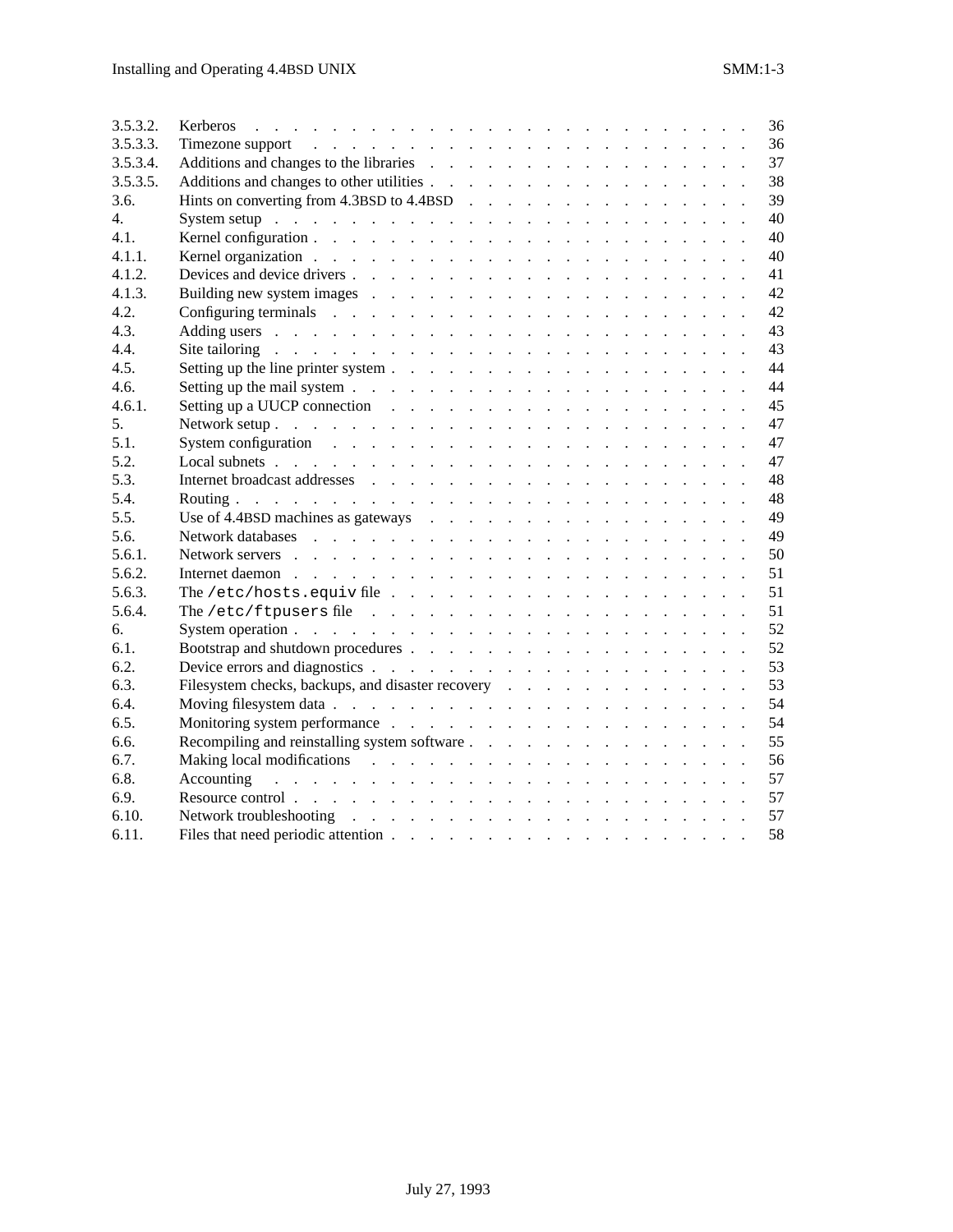| | | |
|---|---|---|
| 3.5.3.2. | Kerberos | 36 |
| 3.5.3.3. | Timezone support | 36 |
| 3.5.3.4. | Additions and changes to the libraries | 37 |
| 3.5.3.5. | Additions and changes to other utilities | 38 |
| 3.6. | Hints on converting from 4.3BSD to 4.4BSD | 39 |
| 4. | System setup | 40 |
| 4.1. | Kernel configuration | 40 |
| 4.1.1. | Kernel organization | 40 |
| 4.1.2. | Devices and device drivers | 41 |
| 4.1.3. | Building new system images | 42 |
| 4.2. | Configuring terminals | 42 |
| 4.3. | Adding users | 43 |
| 4.4. | Site tailoring | 43 |
| 4.5. | Setting up the line printer system | 44 |
| 4.6. | Setting up the mail system | 44 |
| 4.6.1. | Setting up a UUCP connection | 45 |
| 5. | Network setup | 47 |
| 5.1. | System configuration | 47 |
| 5.2. | Local subnets | 47 |
| 5.3. | Internet broadcast addresses | 48 |
| 5.4. | Routing | 48 |
| 5.5. | Use of 4.4BSD machines as gateways | 49 |
| 5.6. | Network databases | 49 |
| 5.6.1. | Network servers | 50 |
| 5.6.2. | Internet daemon | 51 |
| 5.6.3. | The `/etc/hosts.equiv` file | 51 |
| 5.6.4. | The `/etc/ftpusers` file | 51 |
| 6. | System operation | 52 |
| 6.1. | Bootstrap and shutdown procedures | 52 |
| 6.2. | Device errors and diagnostics | 53 |
| 6.3. | Filesystem checks, backups, and disaster recovery | 53 |
| 6.4. | Moving filesystem data | 54 |
| 6.5. | Monitoring system performance | 54 |
| 6.6. | Recompiling and reinstalling system software | 55 |
| 6.7. | Making local modifications | 56 |
| 6.8. | Accounting | 57 |
| 6.9. | Resource control | 57 |
| 6.10. | Network troubleshooting | 57 |
| 6.11. | Files that need periodic attention | 58 |